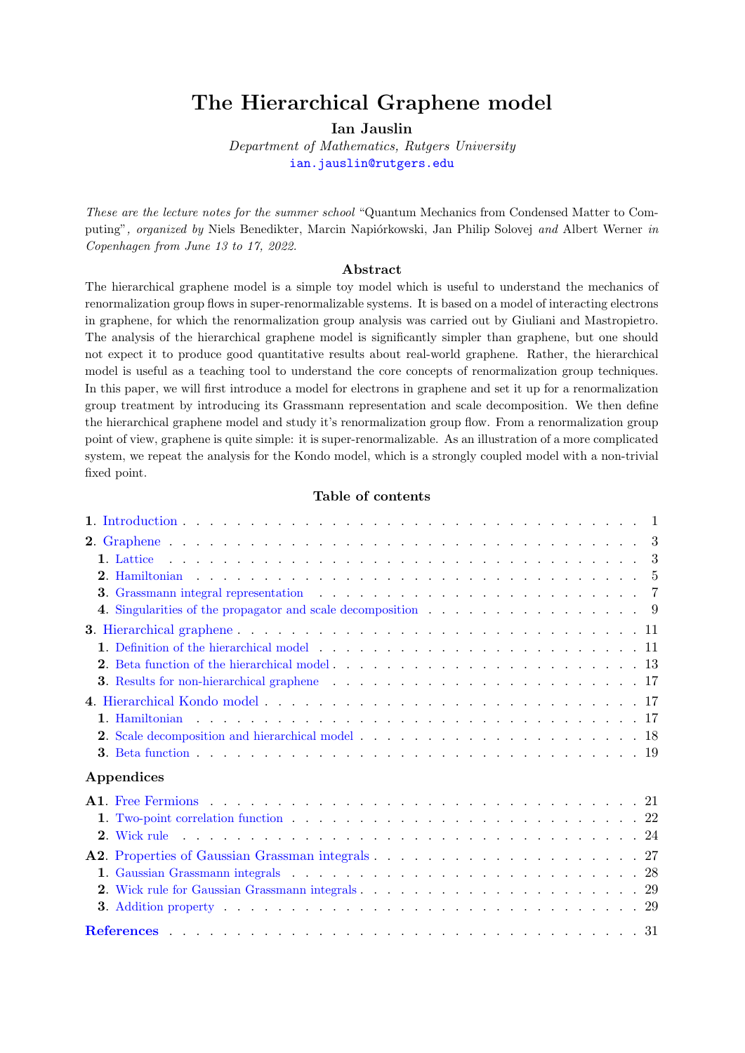# The Hierarchical Graphene model

**Ian Jauslin**

*Department of Mathematics, Rutgers University*

ian.jauslin@rutgers.edu

*These are the lecture notes for the summer school* "Quantum Mechanics from Condensed Matter to Computing"*, organized by* Niels Benedikter, Marcin Napiórkowski, Jan Philip Solovej *and* Albert Werner *in Copenhagen from June 13 to 17, 2022.*

## Abstract

The hierarchical graphene model is a simple toy model which is useful to understand the mechanics of renormalization group flows in super-renormalizable systems. It is based on a model of interacting electrons in graphene, for which the renormalization group analysis was carried out by Giuliani and Mastropietro. The analysis of the hierarchical graphene model is significantly simpler than graphene, but one should not expect it to produce good quantitative results about real-world graphene. Rather, the hierarchical model is useful as a teaching tool to understand the core concepts of renormalization group techniques. In this paper, we will first introduce a model for electrons in graphene and set it up for a renormalization group treatment by introducing its Grassmann representation and scale decomposition. We then define the hierarchical graphene model and study it's renormalization group flow. From a renormalization group point of view, graphene is quite simple: it is super-renormalizable. As an illustration of a more complicated system, we repeat the analysis for the Kondo model, which is a strongly coupled model with a non-trivial fixed point.

## Table of contents

**1.** Introduction . . . 1

**2.** Graphene . . . 3
- **1.** Lattice . . . 3
- **2.** Hamiltonian . . . 5
- **3.** Grassmann integral representation . . . 7
- **4.** Singularities of the propagator and scale decomposition . . . 9

**3.** Hierarchical graphene . . . 11
- **1.** Definition of the hierarchical model . . . 11
- **2.** Beta function of the hierarchical model . . . 13
- **3.** Results for non-hierarchical graphene . . . 17

**4.** Hierarchical Kondo model . . . 17
- **1.** Hamiltonian . . . 17
- **2.** Scale decomposition and hierarchical model . . . 18
- **3.** Beta function . . . 19

**Appendices**

**A1.** Free Fermions . . . 21
- **1.** Two-point correlation function . . . 22
- **2.** Wick rule . . . 24

**A2.** Properties of Gaussian Grassman integrals . . . 27
- **1.** Gaussian Grassmann integrals . . . 28
- **2.** Wick rule for Gaussian Grassmann integrals . . . 29
- **3.** Addition property . . . 29

**References** . . . 31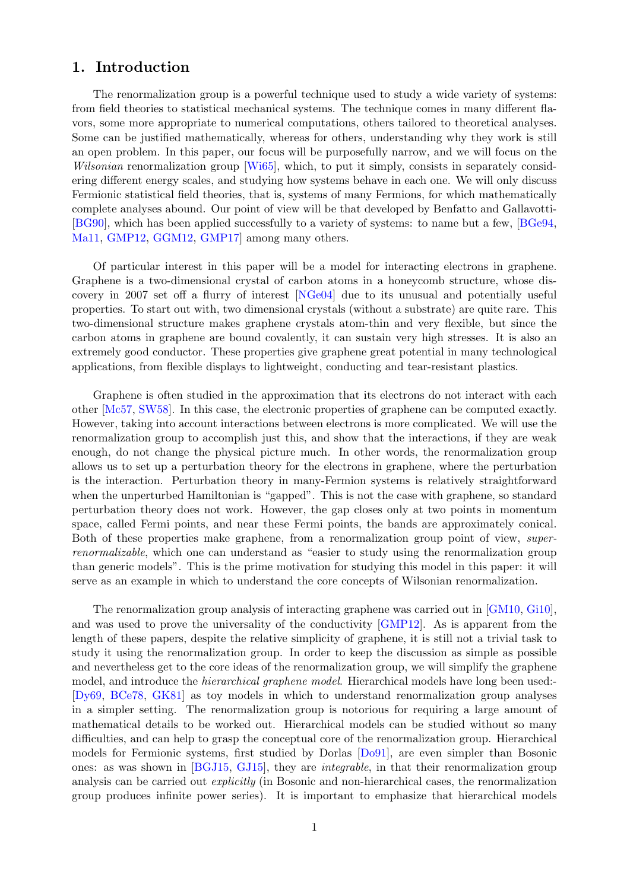## 1. Introduction

The renormalization group is a powerful technique used to study a wide variety of systems: from field theories to statistical mechanical systems. The technique comes in many different flavors, some more appropriate to numerical computations, others tailored to theoretical analyses. Some can be justified mathematically, whereas for others, understanding why they work is still an open problem. In this paper, our focus will be purposefully narrow, and we will focus on the *Wilsonian* renormalization group [Wi65], which, to put it simply, consists in separately considering different energy scales, and studying how systems behave in each one. We will only discuss Fermionic statistical field theories, that is, systems of many Fermions, for which mathematically complete analyses abound. Our point of view will be that developed by Benfatto and Gallavotti- [BG90], which has been applied successfully to a variety of systems: to name but a few, [BGe94, Ma11, GMP12, GGM12, GMP17] among many others.

Of particular interest in this paper will be a model for interacting electrons in graphene. Graphene is a two-dimensional crystal of carbon atoms in a honeycomb structure, whose discovery in 2007 set off a flurry of interest [NGe04] due to its unusual and potentially useful properties. To start out with, two dimensional crystals (without a substrate) are quite rare. This two-dimensional structure makes graphene crystals atom-thin and very flexible, but since the carbon atoms in graphene are bound covalently, it can sustain very high stresses. It is also an extremely good conductor. These properties give graphene great potential in many technological applications, from flexible displays to lightweight, conducting and tear-resistant plastics.

Graphene is often studied in the approximation that its electrons do not interact with each other [Mc57, SW58]. In this case, the electronic properties of graphene can be computed exactly. However, taking into account interactions between electrons is more complicated. We will use the renormalization group to accomplish just this, and show that the interactions, if they are weak enough, do not change the physical picture much. In other words, the renormalization group allows us to set up a perturbation theory for the electrons in graphene, where the perturbation is the interaction. Perturbation theory in many-Fermion systems is relatively straightforward when the unperturbed Hamiltonian is "gapped". This is not the case with graphene, so standard perturbation theory does not work. However, the gap closes only at two points in momentum space, called Fermi points, and near these Fermi points, the bands are approximately conical. Both of these properties make graphene, from a renormalization group point of view, *super-renormalizable*, which one can understand as "easier to study using the renormalization group than generic models". This is the prime motivation for studying this model in this paper: it will serve as an example in which to understand the core concepts of Wilsonian renormalization.

The renormalization group analysis of interacting graphene was carried out in [GM10, Gi10], and was used to prove the universality of the conductivity [GMP12]. As is apparent from the length of these papers, despite the relative simplicity of graphene, it is still not a trivial task to study it using the renormalization group. In order to keep the discussion as simple as possible and nevertheless get to the core ideas of the renormalization group, we will simplify the graphene model, and introduce the *hierarchical graphene model*. Hierarchical models have long been used:- [Dy69, BCe78, GK81] as toy models in which to understand renormalization group analyses in a simpler setting. The renormalization group is notorious for requiring a large amount of mathematical details to be worked out. Hierarchical models can be studied without so many difficulties, and can help to grasp the conceptual core of the renormalization group. Hierarchical models for Fermionic systems, first studied by Dorlas [Do91], are even simpler than Bosonic ones: as was shown in [BGJ15, GJ15], they are *integrable*, in that their renormalization group analysis can be carried out *explicitly* (in Bosonic and non-hierarchical cases, the renormalization group produces infinite power series). It is important to emphasize that hierarchical models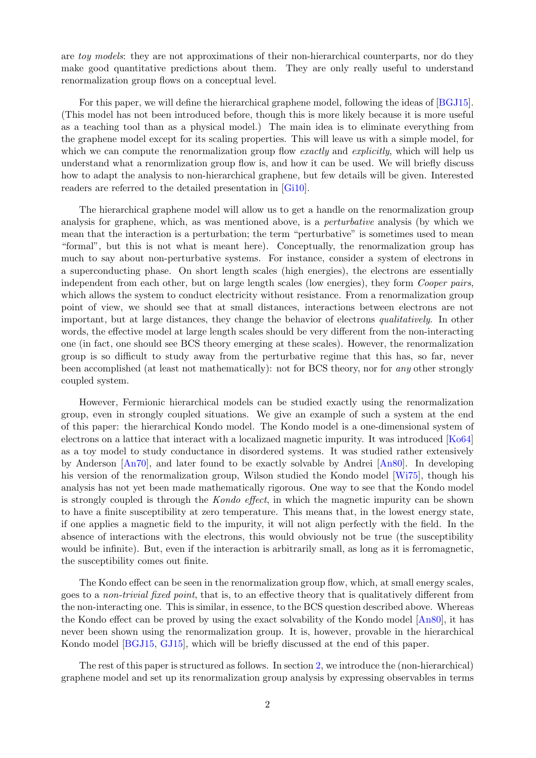are *toy models*: they are not approximations of their non-hierarchical counterparts, nor do they make good quantitative predictions about them. They are only really useful to understand renormalization group flows on a conceptual level.

For this paper, we will define the hierarchical graphene model, following the ideas of [BGJ15]. (This model has not been introduced before, though this is more likely because it is more useful as a teaching tool than as a physical model.) The main idea is to eliminate everything from the graphene model except for its scaling properties. This will leave us with a simple model, for which we can compute the renormalization group flow *exactly* and *explicitly*, which will help us understand what a renormlization group flow is, and how it can be used. We will briefly discuss how to adapt the analysis to non-hierarchical graphene, but few details will be given. Interested readers are referred to the detailed presentation in [Gi10].

The hierarchical graphene model will allow us to get a handle on the renormalization group analysis for graphene, which, as was mentioned above, is a *perturbative* analysis (by which we mean that the interaction is a perturbation; the term "perturbative" is sometimes used to mean "formal", but this is not what is meant here). Conceptually, the renormalization group has much to say about non-perturbative systems. For instance, consider a system of electrons in a superconducting phase. On short length scales (high energies), the electrons are essentially independent from each other, but on large length scales (low energies), they form *Cooper pairs*, which allows the system to conduct electricity without resistance. From a renormalization group point of view, we should see that at small distances, interactions between electrons are not important, but at large distances, they change the behavior of electrons *qualitatively*. In other words, the effective model at large length scales should be very different from the non-interacting one (in fact, one should see BCS theory emerging at these scales). However, the renormalization group is so difficult to study away from the perturbative regime that this has, so far, never been accomplished (at least not mathematically): not for BCS theory, nor for *any* other strongly coupled system.

However, Fermionic hierarchical models can be studied exactly using the renormalization group, even in strongly coupled situations. We give an example of such a system at the end of this paper: the hierarchical Kondo model. The Kondo model is a one-dimensional system of electrons on a lattice that interact with a localizaed magnetic impurity. It was introduced [Ko64] as a toy model to study conductance in disordered systems. It was studied rather extensively by Anderson [An70], and later found to be exactly solvable by Andrei [An80]. In developing his version of the renormalization group, Wilson studied the Kondo model [Wi75], though his analysis has not yet been made mathematically rigorous. One way to see that the Kondo model is strongly coupled is through the *Kondo effect*, in which the magnetic impurity can be shown to have a finite susceptibility at zero temperature. This means that, in the lowest energy state, if one applies a magnetic field to the impurity, it will not align perfectly with the field. In the absence of interactions with the electrons, this would obviously not be true (the susceptibility would be infinite). But, even if the interaction is arbitrarily small, as long as it is ferromagnetic, the susceptibility comes out finite.

The Kondo effect can be seen in the renormalization group flow, which, at small energy scales, goes to a *non-trivial fixed point*, that is, to an effective theory that is qualitatively different from the non-interacting one. This is similar, in essence, to the BCS question described above. Whereas the Kondo effect can be proved by using the exact solvability of the Kondo model [An80], it has never been shown using the renormalization group. It is, however, provable in the hierarchical Kondo model [BGJ15, GJ15], which will be briefly discussed at the end of this paper.

The rest of this paper is structured as follows. In section 2, we introduce the (non-hierarchical) graphene model and set up its renormalization group analysis by expressing observables in terms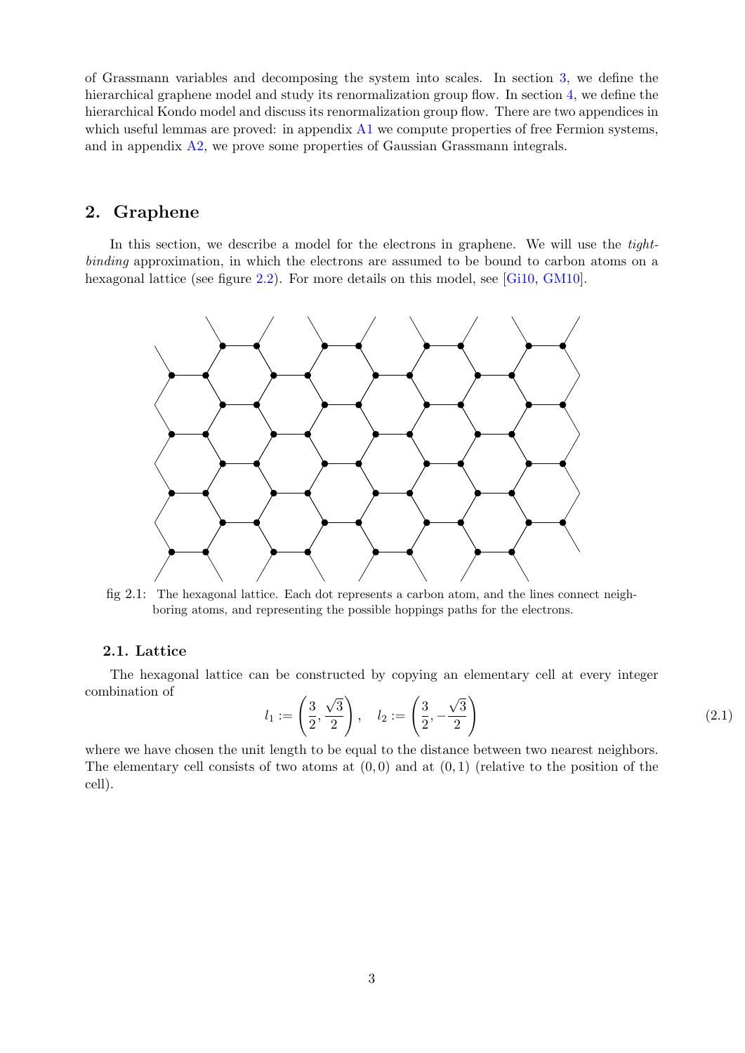of Grassmann variables and decomposing the system into scales. In section 3, we define the hierarchical graphene model and study its renormalization group flow. In section 4, we define the hierarchical Kondo model and discuss its renormalization group flow. There are two appendices in which useful lemmas are proved: in appendix A1 we compute properties of free Fermion systems, and in appendix A2, we prove some properties of Gaussian Grassmann integrals.

## 2. Graphene

In this section, we describe a model for the electrons in graphene. We will use the *tight-binding* approximation, in which the electrons are assumed to be bound to carbon atoms on a hexagonal lattice (see figure 2.2). For more details on this model, see [Gi10, GM10].

fig 2.1: The hexagonal lattice. Each dot represents a carbon atom, and the lines connect neighboring atoms, and representing the possible hoppings paths for the electrons.

### 2.1. Lattice

The hexagonal lattice can be constructed by copying an elementary cell at every integer combination of

$$l_1 := \left(\frac{3}{2}, \frac{\sqrt{3}}{2}\right), \quad l_2 := \left(\frac{3}{2}, -\frac{\sqrt{3}}{2}\right) \tag{2.1}$$

where we have chosen the unit length to be equal to the distance between two nearest neighbors. The elementary cell consists of two atoms at $(0,0)$ and at $(0,1)$ (relative to the position of the cell).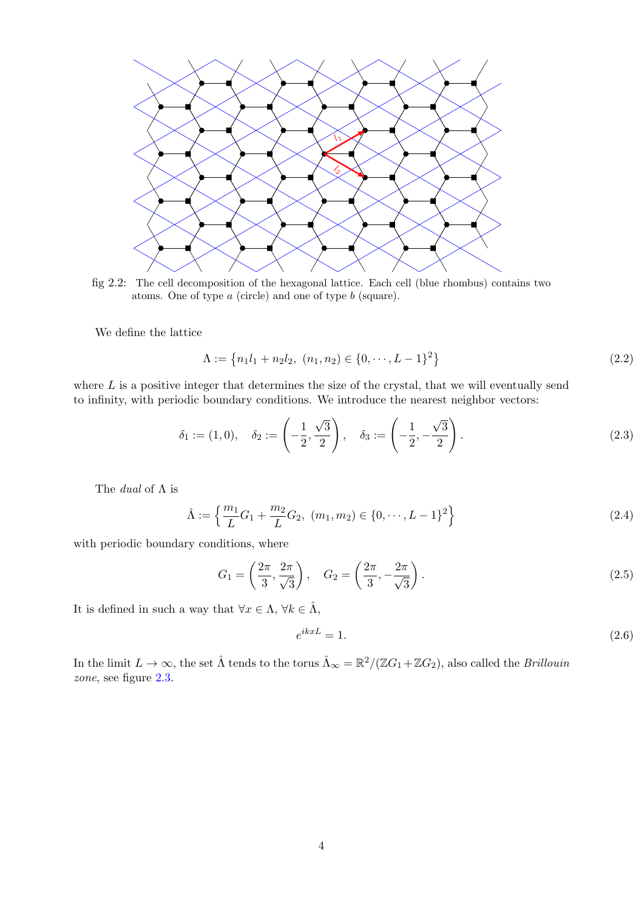fig 2.2: The cell decomposition of the hexagonal lattice. Each cell (blue rhombus) contains two atoms. One of type $a$ (circle) and one of type $b$ (square).

We define the lattice

$$\Lambda := \left\{ n_1 l_1 + n_2 l_2,\ (n_1, n_2) \in \{0, \cdots, L-1\}^2 \right\} \tag{2.2}$$

where $L$ is a positive integer that determines the size of the crystal, that we will eventually send to infinity, with periodic boundary conditions. We introduce the nearest neighbor vectors:

$$\delta_1 := (1, 0), \quad \delta_2 := \left(-\frac{1}{2}, \frac{\sqrt{3}}{2}\right), \quad \delta_3 := \left(-\frac{1}{2}, -\frac{\sqrt{3}}{2}\right). \tag{2.3}$$

The *dual* of $\Lambda$ is

$$\hat{\Lambda} := \left\{ \frac{m_1}{L} G_1 + \frac{m_2}{L} G_2,\ (m_1, m_2) \in \{0, \cdots, L-1\}^2 \right\} \tag{2.4}$$

with periodic boundary conditions, where

$$G_1 = \left(\frac{2\pi}{3}, \frac{2\pi}{\sqrt{3}}\right), \quad G_2 = \left(\frac{2\pi}{3}, -\frac{2\pi}{\sqrt{3}}\right). \tag{2.5}$$

It is defined in such a way that $\forall x \in \Lambda$, $\forall k \in \hat{\Lambda}$,

$$e^{ikxL} = 1. \tag{2.6}$$

In the limit $L \to \infty$, the set $\hat{\Lambda}$ tends to the torus $\hat{\Lambda}_\infty = \mathbb{R}^2 / (\mathbb{Z}G_1 + \mathbb{Z}G_2)$, also called the *Brillouin zone*, see figure 2.3.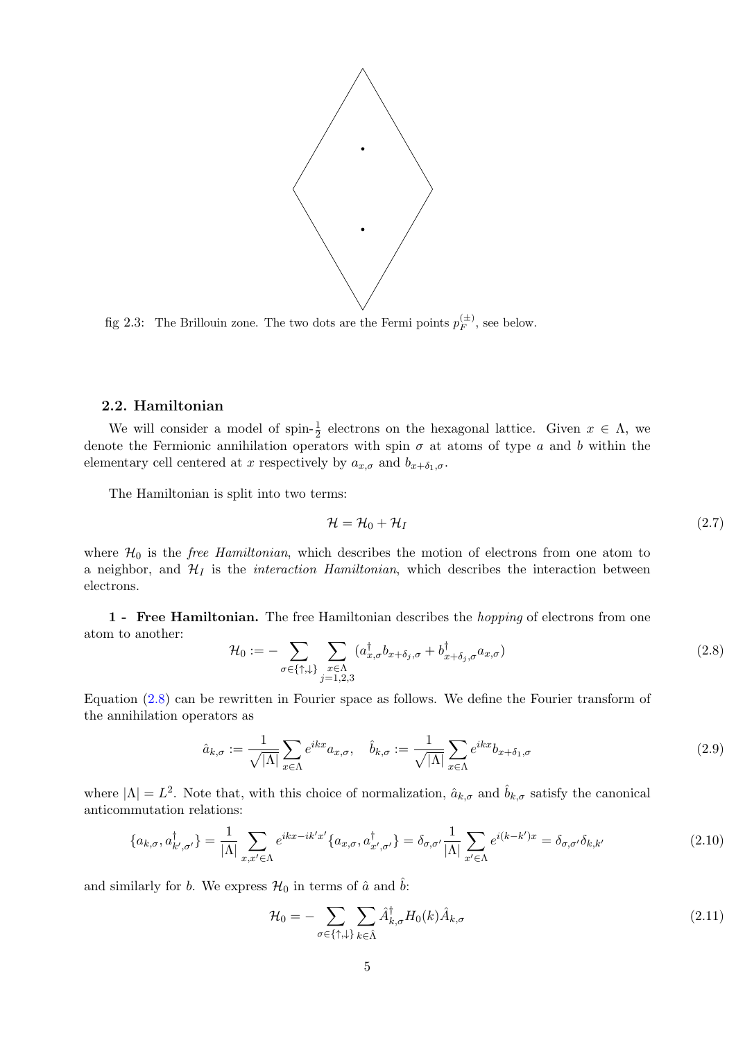fig 2.3: The Brillouin zone. The two dots are the Fermi points $p_F^{(\pm)}$, see below.

### 2.2. Hamiltonian

We will consider a model of spin-$\frac{1}{2}$ electrons on the hexagonal lattice. Given $x \in \Lambda$, we denote the Fermionic annihilation operators with spin $\sigma$ at atoms of type $a$ and $b$ within the elementary cell centered at $x$ respectively by $a_{x,\sigma}$ and $b_{x+\delta_1,\sigma}$.

The Hamiltonian is split into two terms:

$$\mathcal{H} = \mathcal{H}_0 + \mathcal{H}_I \tag{2.7}$$

where $\mathcal{H}_0$ is the *free Hamiltonian*, which describes the motion of electrons from one atom to a neighbor, and $\mathcal{H}_I$ is the *interaction Hamiltonian*, which describes the interaction between electrons.

**1 - Free Hamiltonian.** The free Hamiltonian describes the *hopping* of electrons from one atom to another:

$$\mathcal{H}_0 := -\sum_{\sigma\in\{\uparrow,\downarrow\}} \sum_{\substack{x\in\Lambda\\ j=1,2,3}} (a^\dagger_{x,\sigma} b_{x+\delta_j,\sigma} + b^\dagger_{x+\delta_j,\sigma} a_{x,\sigma}) \tag{2.8}$$

Equation (2.8) can be rewritten in Fourier space as follows. We define the Fourier transform of the annihilation operators as

$$\hat{a}_{k,\sigma} := \frac{1}{\sqrt{|\Lambda|}} \sum_{x\in\Lambda} e^{ikx} a_{x,\sigma}, \quad \hat{b}_{k,\sigma} := \frac{1}{\sqrt{|\Lambda|}} \sum_{x\in\Lambda} e^{ikx} b_{x+\delta_1,\sigma} \tag{2.9}$$

where $|\Lambda| = L^2$. Note that, with this choice of normalization, $\hat{a}_{k,\sigma}$ and $\hat{b}_{k,\sigma}$ satisfy the canonical anticommutation relations:

$$\{a_{k,\sigma}, a^\dagger_{k',\sigma'}\} = \frac{1}{|\Lambda|} \sum_{x,x'\in\Lambda} e^{ikx-ik'x'} \{a_{x,\sigma}, a^\dagger_{x',\sigma'}\} = \delta_{\sigma,\sigma'} \frac{1}{|\Lambda|} \sum_{x'\in\Lambda} e^{i(k-k')x} = \delta_{\sigma,\sigma'}\delta_{k,k'} \tag{2.10}$$

and similarly for $b$. We express $\mathcal{H}_0$ in terms of $\hat{a}$ and $\hat{b}$:

$$\mathcal{H}_0 = -\sum_{\sigma\in\{\uparrow,\downarrow\}} \sum_{k\in\hat{\Lambda}} \hat{A}^\dagger_{k,\sigma} H_0(k) \hat{A}_{k,\sigma} \tag{2.11}$$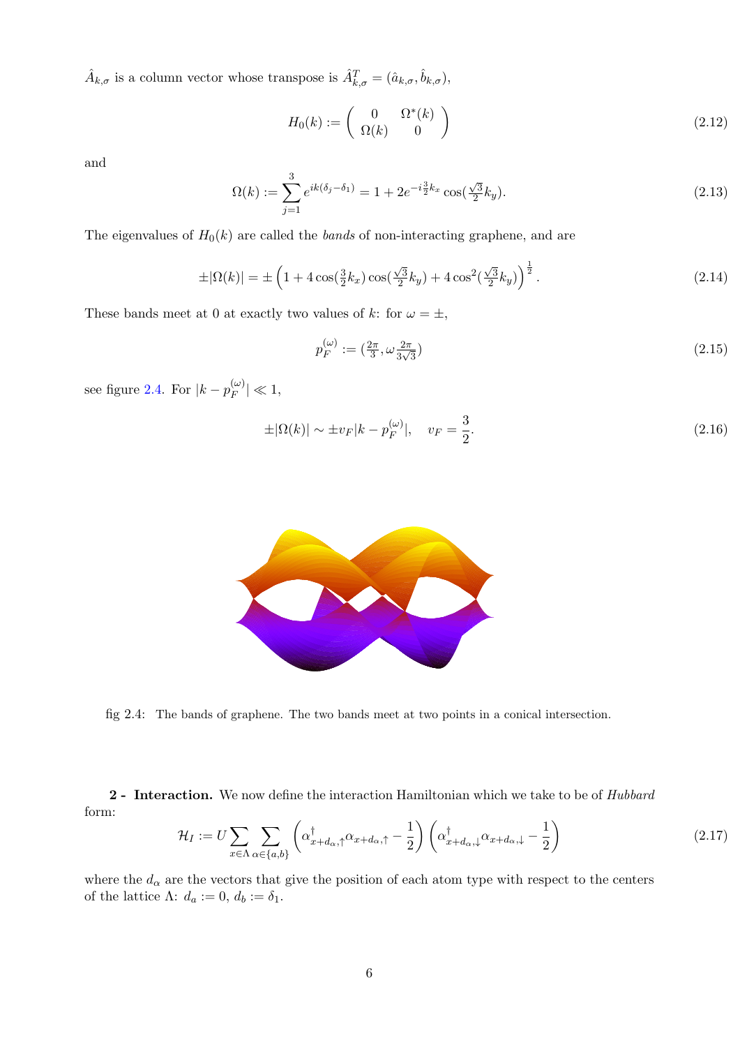$\hat{A}_{k,\sigma}$ is a column vector whose transpose is $\hat{A}_{k,\sigma}^T = (\hat{a}_{k,\sigma}, \hat{b}_{k,\sigma})$,

$$H_0(k) := \begin{pmatrix} 0 & \Omega^*(k) \\ \Omega(k) & 0 \end{pmatrix} \tag{2.12}$$

and

$$\Omega(k) := \sum_{j=1}^{3} e^{ik(\delta_j - \delta_1)} = 1 + 2e^{-i\frac{3}{2}k_x} \cos(\tfrac{\sqrt{3}}{2}k_y). \tag{2.13}$$

The eigenvalues of $H_0(k)$ are called the *bands* of non-interacting graphene, and are

$$\pm|\Omega(k)| = \pm\left(1 + 4\cos(\tfrac{3}{2}k_x)\cos(\tfrac{\sqrt{3}}{2}k_y) + 4\cos^2(\tfrac{\sqrt{3}}{2}k_y)\right)^{\frac{1}{2}}. \tag{2.14}$$

These bands meet at 0 at exactly two values of $k$: for $\omega = \pm$,

$$p_F^{(\omega)} := (\tfrac{2\pi}{3}, \omega\tfrac{2\pi}{3\sqrt{3}}) \tag{2.15}$$

see figure 2.4. For $|k - p_F^{(\omega)}| \ll 1$,

$$\pm|\Omega(k)| \sim \pm v_F |k - p_F^{(\omega)}|, \quad v_F = \frac{3}{2}. \tag{2.16}$$

fig 2.4: The bands of graphene. The two bands meet at two points in a conical intersection.

**2 - Interaction.** We now define the interaction Hamiltonian which we take to be of *Hubbard* form:

$$\mathcal{H}_I := U \sum_{x\in\Lambda} \sum_{\alpha\in\{a,b\}} \left(\alpha^\dagger_{x+d_\alpha,\uparrow}\alpha_{x+d_\alpha,\uparrow} - \frac{1}{2}\right)\left(\alpha^\dagger_{x+d_\alpha,\downarrow}\alpha_{x+d_\alpha,\downarrow} - \frac{1}{2}\right) \tag{2.17}$$

where the $d_\alpha$ are the vectors that give the position of each atom type with respect to the centers of the lattice $\Lambda$: $d_a := 0$, $d_b := \delta_1$.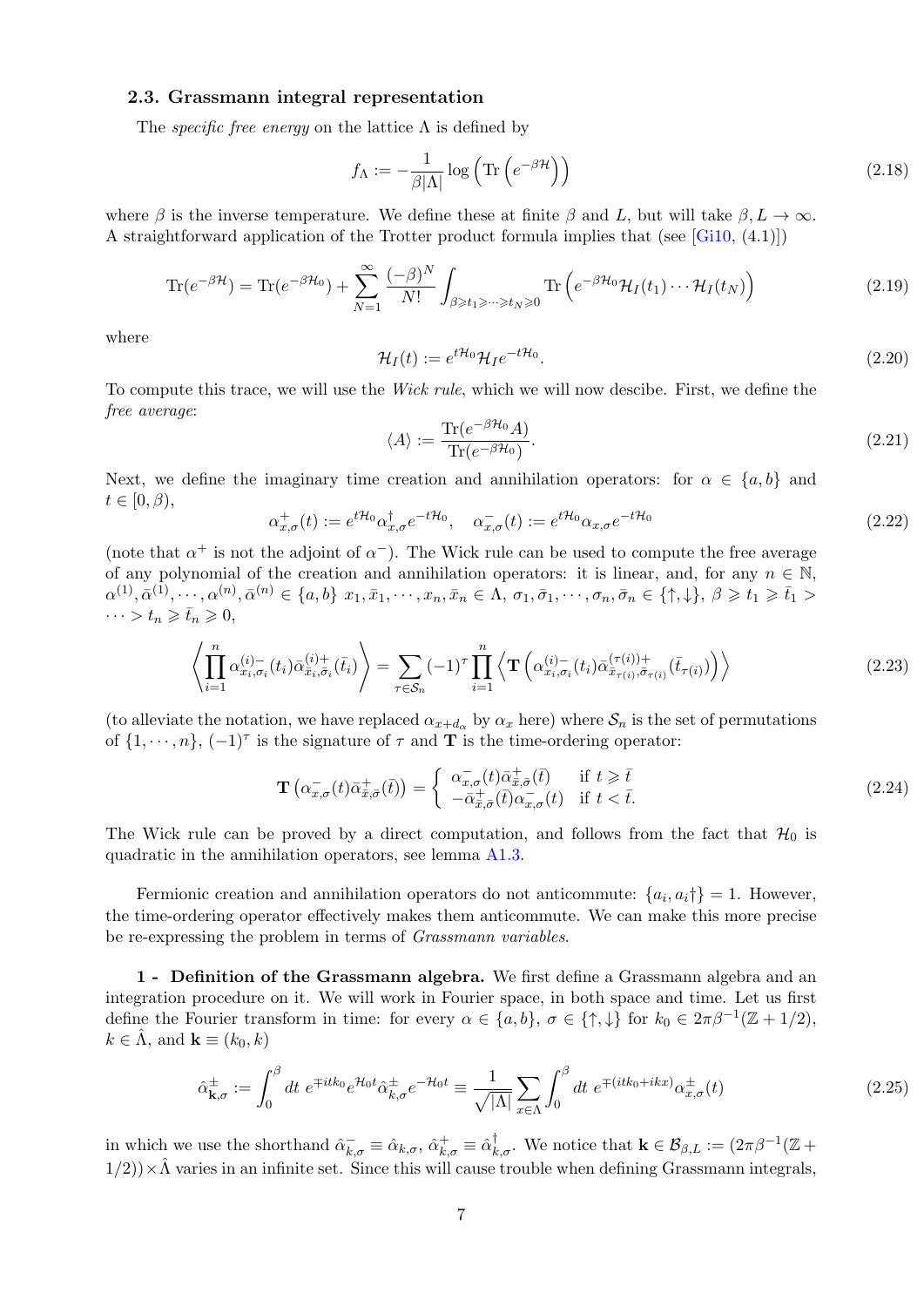### 2.3. Grassmann integral representation

The *specific free energy* on the lattice $\Lambda$ is defined by

$$f_\Lambda := -\frac{1}{\beta|\Lambda|}\log\left(\mathrm{Tr}\left(e^{-\beta\mathcal{H}}\right)\right) \tag{2.18}$$

where $\beta$ is the inverse temperature. We define these at finite $\beta$ and $L$, but will take $\beta, L \to \infty$. A straightforward application of the Trotter product formula implies that (see [Gi10, (4.1)])

$$\mathrm{Tr}(e^{-\beta\mathcal{H}}) = \mathrm{Tr}(e^{-\beta\mathcal{H}_0}) + \sum_{N=1}^{\infty}\frac{(-\beta)^N}{N!}\int_{\beta\geqslant t_1\geqslant\cdots\geqslant t_N\geqslant 0}\mathrm{Tr}\left(e^{-\beta\mathcal{H}_0}\mathcal{H}_I(t_1)\cdots\mathcal{H}_I(t_N)\right) \tag{2.19}$$

where

$$\mathcal{H}_I(t) := e^{t\mathcal{H}_0}\mathcal{H}_I e^{-t\mathcal{H}_0}. \tag{2.20}$$

To compute this trace, we will use the *Wick rule*, which we will now descibe. First, we define the *free average*:

$$\langle A\rangle := \frac{\mathrm{Tr}(e^{-\beta\mathcal{H}_0}A)}{\mathrm{Tr}(e^{-\beta\mathcal{H}_0})}. \tag{2.21}$$

Next, we define the imaginary time creation and annihilation operators: for $\alpha \in \{a,b\}$ and $t \in [0,\beta)$,

$$\alpha^+_{x,\sigma}(t) := e^{t\mathcal{H}_0}\alpha^\dagger_{x,\sigma}e^{-t\mathcal{H}_0}, \quad \alpha^-_{x,\sigma}(t) := e^{t\mathcal{H}_0}\alpha_{x,\sigma}e^{-t\mathcal{H}_0} \tag{2.22}$$

(note that $\alpha^+$ is not the adjoint of $\alpha^-$). The Wick rule can be used to compute the free average of any polynomial of the creation and annihilation operators: it is linear, and, for any $n \in \mathbb{N}$, $\alpha^{(1)}, \bar\alpha^{(1)}, \cdots, \alpha^{(n)}, \bar\alpha^{(n)} \in \{a,b\}$ $x_1, \bar x_1, \cdots, x_n, \bar x_n \in \Lambda$, $\sigma_1, \bar\sigma_1, \cdots, \sigma_n, \bar\sigma_n \in \{\uparrow,\downarrow\}$, $\beta \geqslant t_1 \geqslant \bar t_1 > \cdots > t_n \geqslant \bar t_n \geqslant 0$,

$$\left\langle \prod_{i=1}^n \alpha^{(i)-}_{x_i,\sigma_i}(t_i)\bar\alpha^{(i)+}_{\bar x_i,\bar\sigma_i}(\bar t_i)\right\rangle = \sum_{\tau\in\mathcal{S}_n}(-1)^\tau\prod_{i=1}^n\left\langle \mathbf{T}\left(\alpha^{(i)-}_{x_i,\sigma_i}(t_i)\bar\alpha^{(\tau(i))+}_{\bar x_{\tau(i)},\bar\sigma_{\tau(i)}}(\bar t_{\tau(i)})\right)\right\rangle \tag{2.23}$$

(to alleviate the notation, we have replaced $\alpha_{x+d_\alpha}$ by $\alpha_x$ here) where $\mathcal{S}_n$ is the set of permutations of $\{1,\cdots,n\}$, $(-1)^\tau$ is the signature of $\tau$ and $\mathbf{T}$ is the time-ordering operator:

$$\mathbf{T}\left(\alpha^-_{x,\sigma}(t)\bar\alpha^+_{\bar x,\bar\sigma}(\bar t)\right) = \left\{\begin{array}{ll} \alpha^-_{x,\sigma}(t)\bar\alpha^+_{\bar x,\bar\sigma}(\bar t) & \text{if } t \geqslant \bar t \\ -\bar\alpha^+_{\bar x,\bar\sigma}(\bar t)\alpha^-_{x,\sigma}(t) & \text{if } t < \bar t. \end{array}\right. \tag{2.24}$$

The Wick rule can be proved by a direct computation, and follows from the fact that $\mathcal{H}_0$ is quadratic in the annihilation operators, see lemma A1.3.

Fermionic creation and annihilation operators do not anticommute: $\{a_i, a_i\dagger\} = 1$. However, the time-ordering operator effectively makes them anticommute. We can make this more precise be re-expressing the problem in terms of *Grassmann variables*.

**1 - Definition of the Grassmann algebra.** We first define a Grassmann algebra and an integration procedure on it. We will work in Fourier space, in both space and time. Let us first define the Fourier transform in time: for every $\alpha \in \{a,b\}$, $\sigma \in \{\uparrow,\downarrow\}$ for $k_0 \in 2\pi\beta^{-1}(\mathbb{Z}+1/2)$, $k \in \hat\Lambda$, and $\mathbf{k} \equiv (k_0, k)$

$$\hat\alpha^\pm_{\mathbf{k},\sigma} := \int_0^\beta dt\ e^{\mp itk_0}e^{\mathcal{H}_0 t}\hat\alpha^\pm_{k,\sigma}e^{-\mathcal{H}_0 t} \equiv \frac{1}{\sqrt{|\Lambda|}}\sum_{x\in\Lambda}\int_0^\beta dt\ e^{\mp(itk_0+ikx)}\alpha^\pm_{x,\sigma}(t) \tag{2.25}$$

in which we use the shorthand $\hat\alpha^-_{k,\sigma} \equiv \hat\alpha_{k,\sigma}$, $\hat\alpha^+_{k,\sigma} \equiv \hat\alpha^\dagger_{k,\sigma}$. We notice that $\mathbf{k} \in \mathcal{B}_{\beta,L} := (2\pi\beta^{-1}(\mathbb{Z}+1/2))\times\hat\Lambda$ varies in an infinite set. Since this will cause trouble when defining Grassmann integrals,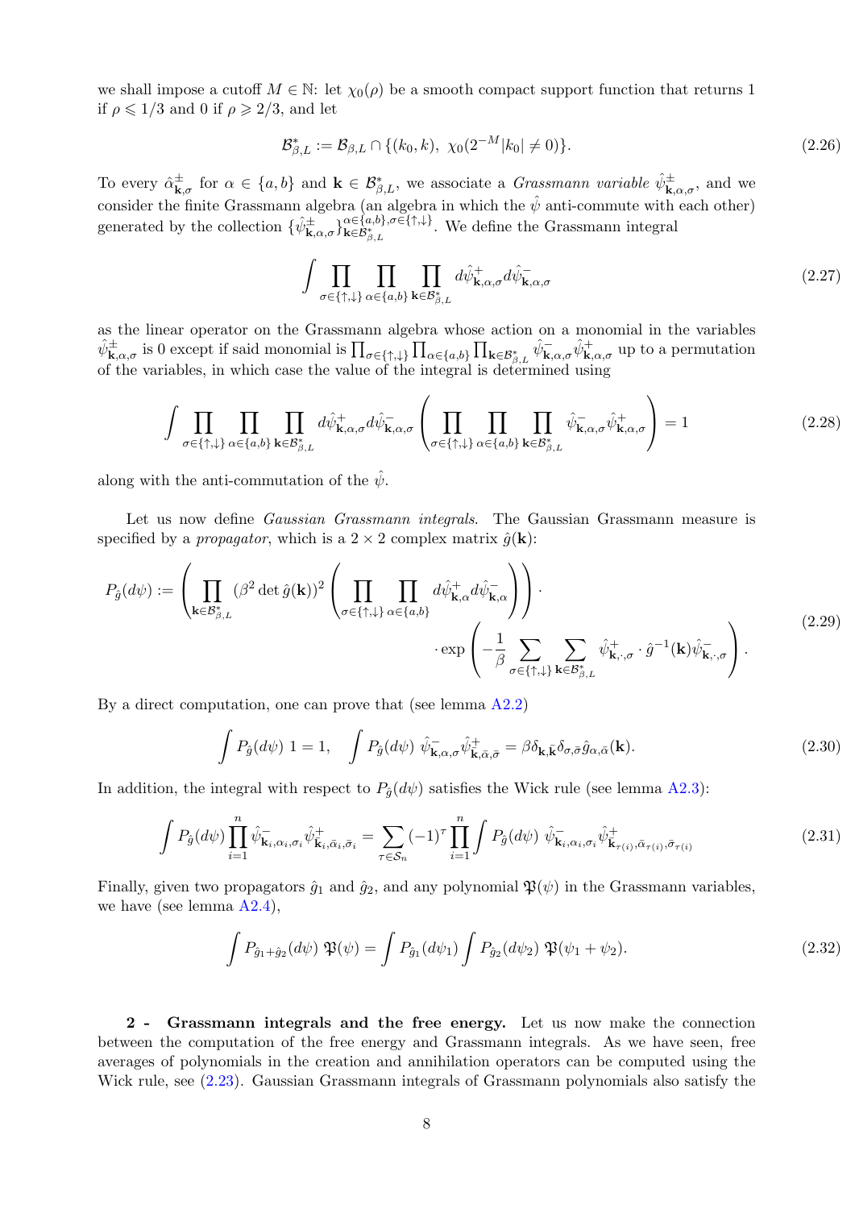we shall impose a cutoff $M \in \mathbb{N}$: let $\chi_0(\rho)$ be a smooth compact support function that returns 1 if $\rho \leqslant 1/3$ and 0 if $\rho \geqslant 2/3$, and let

$$\mathcal{B}^*_{\beta,L} := \mathcal{B}_{\beta,L} \cap \{(k_0,k),\ \chi_0(2^{-M}|k_0| \neq 0)\}. \tag{2.26}$$

To every $\hat{\alpha}^{\pm}_{\mathbf{k},\sigma}$ for $\alpha \in \{a,b\}$ and $\mathbf{k} \in \mathcal{B}^*_{\beta,L}$, we associate a *Grassmann variable* $\hat{\psi}^{\pm}_{\mathbf{k},\alpha,\sigma}$, and we consider the finite Grassmann algebra (an algebra in which the $\hat{\psi}$ anti-commute with each other) generated by the collection $\{\hat{\psi}^{\pm}_{\mathbf{k},\alpha,\sigma}\}^{\alpha\in\{a,b\},\sigma\in\{\uparrow,\downarrow\}}_{\mathbf{k}\in\mathcal{B}^*_{\beta,L}}$. We define the Grassmann integral

$$\int \prod_{\sigma\in\{\uparrow,\downarrow\}} \prod_{\alpha\in\{a,b\}} \prod_{\mathbf{k}\in\mathcal{B}^*_{\beta,L}} d\hat{\psi}^{+}_{\mathbf{k},\alpha,\sigma} d\hat{\psi}^{-}_{\mathbf{k},\alpha,\sigma} \tag{2.27}$$

as the linear operator on the Grassmann algebra whose action on a monomial in the variables $\hat{\psi}^{\pm}_{\mathbf{k},\alpha,\sigma}$ is 0 except if said monomial is $\prod_{\sigma\in\{\uparrow,\downarrow\}} \prod_{\alpha\in\{a,b\}} \prod_{\mathbf{k}\in\mathcal{B}^*_{\beta,L}} \hat{\psi}^{-}_{\mathbf{k},\alpha,\sigma}\hat{\psi}^{+}_{\mathbf{k},\alpha,\sigma}$ up to a permutation of the variables, in which case the value of the integral is determined using

$$\int \prod_{\sigma\in\{\uparrow,\downarrow\}} \prod_{\alpha\in\{a,b\}} \prod_{\mathbf{k}\in\mathcal{B}^*_{\beta,L}} d\hat{\psi}^{+}_{\mathbf{k},\alpha,\sigma} d\hat{\psi}^{-}_{\mathbf{k},\alpha,\sigma} \left( \prod_{\sigma\in\{\uparrow,\downarrow\}} \prod_{\alpha\in\{a,b\}} \prod_{\mathbf{k}\in\mathcal{B}^*_{\beta,L}} \hat{\psi}^{-}_{\mathbf{k},\alpha,\sigma}\hat{\psi}^{+}_{\mathbf{k},\alpha,\sigma} \right) = 1 \tag{2.28}$$

along with the anti-commutation of the $\hat{\psi}$.

Let us now define *Gaussian Grassmann integrals*. The Gaussian Grassmann measure is specified by a *propagator*, which is a $2\times 2$ complex matrix $\hat{g}(\mathbf{k})$:

$$P_{\hat{g}}(d\psi) := \left( \prod_{\mathbf{k}\in\mathcal{B}^*_{\beta,L}} (\beta^2 \det \hat{g}(\mathbf{k}))^2 \left( \prod_{\sigma\in\{\uparrow,\downarrow\}} \prod_{\alpha\in\{a,b\}} d\hat{\psi}^{+}_{\mathbf{k},\alpha} d\hat{\psi}^{-}_{\mathbf{k},\alpha} \right) \right) \cdot \\ \cdot \exp\left( -\frac{1}{\beta} \sum_{\sigma\in\{\uparrow,\downarrow\}} \sum_{\mathbf{k}\in\mathcal{B}^*_{\beta,L}} \hat{\psi}^{+}_{\mathbf{k},\cdot,\sigma} \cdot \hat{g}^{-1}(\mathbf{k}) \hat{\psi}^{-}_{\mathbf{k},\cdot,\sigma} \right). \tag{2.29}$$

By a direct computation, one can prove that (see lemma A2.2)

$$\int P_{\hat{g}}(d\psi)\ 1 = 1, \quad \int P_{\hat{g}}(d\psi)\ \hat{\psi}^{-}_{\mathbf{k},\alpha,\sigma}\hat{\psi}^{+}_{\bar{\mathbf{k}},\bar{\alpha},\bar{\sigma}} = \beta\delta_{\mathbf{k},\bar{\mathbf{k}}}\delta_{\sigma,\bar{\sigma}}\hat{g}_{\alpha,\bar{\alpha}}(\mathbf{k}). \tag{2.30}$$

In addition, the integral with respect to $P_{\hat{g}}(d\psi)$ satisfies the Wick rule (see lemma A2.3):

$$\int P_{\hat{g}}(d\psi) \prod_{i=1}^{n} \hat{\psi}^{-}_{\mathbf{k}_i,\alpha_i,\sigma_i}\hat{\psi}^{+}_{\bar{\mathbf{k}}_i,\bar{\alpha}_i,\bar{\sigma}_i} = \sum_{\tau\in\mathcal{S}_n} (-1)^{\tau} \prod_{i=1}^{n} \int P_{\hat{g}}(d\psi)\ \hat{\psi}^{-}_{\mathbf{k}_i,\alpha_i,\sigma_i}\hat{\psi}^{+}_{\bar{\mathbf{k}}_{\tau(i)},\bar{\alpha}_{\tau(i)},\bar{\sigma}_{\tau(i)}} \tag{2.31}$$

Finally, given two propagators $\hat{g}_1$ and $\hat{g}_2$, and any polynomial $\mathfrak{P}(\psi)$ in the Grassmann variables, we have (see lemma A2.4),

$$\int P_{\hat{g}_1+\hat{g}_2}(d\psi)\ \mathfrak{P}(\psi) = \int P_{\hat{g}_1}(d\psi_1) \int P_{\hat{g}_2}(d\psi_2)\ \mathfrak{P}(\psi_1+\psi_2). \tag{2.32}$$

**2 - Grassmann integrals and the free energy.** Let us now make the connection between the computation of the free energy and Grassmann integrals. As we have seen, free averages of polynomials in the creation and annihilation operators can be computed using the Wick rule, see (2.23). Gaussian Grassmann integrals of Grassmann polynomials also satisfy the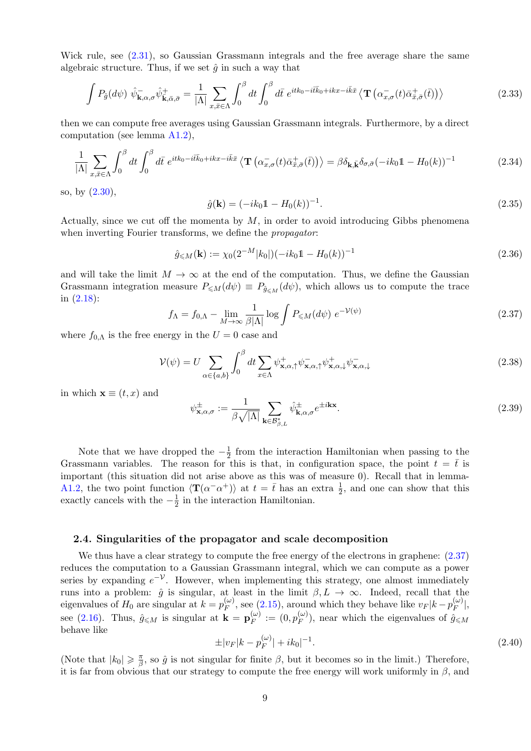Wick rule, see (2.31), so Gaussian Grassmann integrals and the free average share the same algebraic structure. Thus, if we set $\hat{g}$ in such a way that

$$\int P_{\hat{g}}(d\psi)\ \hat{\psi}^-_{\mathbf{k},\alpha,\sigma}\hat{\psi}^+_{\bar{\mathbf{k}},\bar{\alpha},\bar{\sigma}} = \frac{1}{|\Lambda|}\sum_{x,\bar{x}\in\Lambda}\int_0^\beta dt\int_0^\beta d\bar{t}\ e^{itk_0-i\bar{t}\bar{k}_0+ikx-i\bar{k}\bar{x}}\left\langle \mathbf{T}\left(\alpha^-_{x,\sigma}(t)\bar{\alpha}^+_{\bar{x},\bar{\sigma}}(\bar{t})\right)\right\rangle \tag{2.33}$$

then we can compute free averages using Gaussian Grassmann integrals. Furthermore, by a direct computation (see lemma A1.2),

$$\frac{1}{|\Lambda|}\sum_{x,\bar{x}\in\Lambda}\int_0^\beta dt\int_0^\beta d\bar{t}\ e^{itk_0-i\bar{t}\bar{k}_0+ikx-i\bar{k}\bar{x}}\left\langle \mathbf{T}\left(\alpha^-_{x,\sigma}(t)\bar{\alpha}^+_{\bar{x},\bar{\sigma}}(\bar{t})\right)\right\rangle = \beta\delta_{\mathbf{k},\bar{\mathbf{k}}}\delta_{\sigma,\bar{\sigma}}(-ik_0\mathbb{1}-H_0(k))^{-1} \tag{2.34}$$

so, by (2.30),

$$\hat{g}(\mathbf{k}) = (-ik_0\mathbb{1}-H_0(k))^{-1}. \tag{2.35}$$

Actually, since we cut off the momenta by $M$, in order to avoid introducing Gibbs phenomena when inverting Fourier transforms, we define the *propagator*:

$$\hat{g}_{\leqslant M}(\mathbf{k}) := \chi_0(2^{-M}|k_0|)(-ik_0\mathbb{1}-H_0(k))^{-1} \tag{2.36}$$

and will take the limit $M\to\infty$ at the end of the computation. Thus, we define the Gaussian Grassmann integration measure $P_{\leqslant M}(d\psi)\equiv P_{\hat{g}_{\leqslant M}}(d\psi)$, which allows us to compute the trace in (2.18):

$$f_\Lambda = f_{0,\Lambda} - \lim_{M\to\infty}\frac{1}{\beta|\Lambda|}\log\int P_{\leqslant M}(d\psi)\ e^{-\mathcal{V}(\psi)} \tag{2.37}$$

where $f_{0,\Lambda}$ is the free energy in the $U=0$ case and

$$\mathcal{V}(\psi) = U\sum_{\alpha\in\{a,b\}}\int_0^\beta dt\sum_{x\in\Lambda}\psi^+_{\mathbf{x},\alpha,\uparrow}\psi^-_{\mathbf{x},\alpha,\uparrow}\psi^+_{\mathbf{x},\alpha,\downarrow}\psi^-_{\mathbf{x},\alpha,\downarrow} \tag{2.38}$$

in which $\mathbf{x}\equiv(t,x)$ and

$$\psi^\pm_{\mathbf{x},\alpha,\sigma} := \frac{1}{\beta\sqrt{|\Lambda|}}\sum_{\mathbf{k}\in\mathcal{B}^*_{\beta,L}}\hat{\psi}^\pm_{\mathbf{k},\alpha,\sigma}e^{\pm i\mathbf{k}\mathbf{x}}. \tag{2.39}$$

Note that we have dropped the $-\frac{1}{2}$ from the interaction Hamiltonian when passing to the Grassmann variables. The reason for this is that, in configuration space, the point $t=\bar{t}$ is important (this situation did not arise above as this was of measure 0). Recall that in lemma-A1.2, the two point function $\langle\mathbf{T}(\alpha^-\alpha^+)\rangle$ at $t=\bar{t}$ has an extra $\frac{1}{2}$, and one can show that this exactly cancels with the $-\frac{1}{2}$ in the interaction Hamiltonian.

### 2.4. Singularities of the propagator and scale decomposition

We thus have a clear strategy to compute the free energy of the electrons in graphene: (2.37) reduces the computation to a Gaussian Grassmann integral, which we can compute as a power series by expanding $e^{-\mathcal{V}}$. However, when implementing this strategy, one almost immediately runs into a problem: $\hat{g}$ is singular, at least in the limit $\beta,L\to\infty$. Indeed, recall that the eigenvalues of $H_0$ are singular at $k=p_F^{(\omega)}$, see (2.15), around which they behave like $v_F|k-p_F^{(\omega)}|$, see (2.16). Thus, $\hat{g}_{\leqslant M}$ is singular at $\mathbf{k}=\mathbf{p}_F^{(\omega)}:=(0,p_F^{(\omega)})$, near which the eigenvalues of $\hat{g}_{\leqslant M}$ behave like

$$\pm|v_F|k-p_F^{(\omega)}|+ik_0|^{-1}. \tag{2.40}$$

(Note that $|k_0|\geqslant\frac{\pi}{\beta}$, so $\hat{g}$ is not singular for finite $\beta$, but it becomes so in the limit.) Therefore, it is far from obvious that our strategy to compute the free energy will work uniformly in $\beta$, and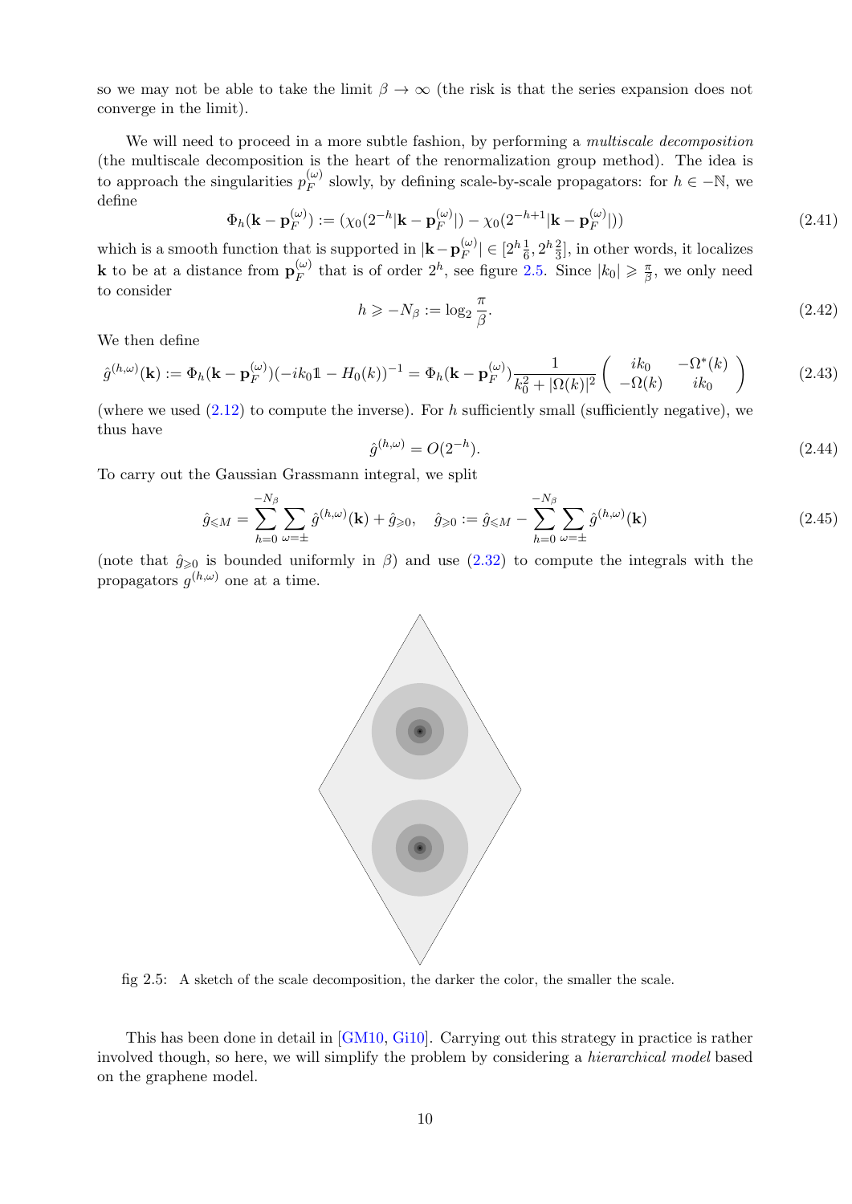so we may not be able to take the limit $\beta \to \infty$ (the risk is that the series expansion does not converge in the limit).

We will need to proceed in a more subtle fashion, by performing a *multiscale decomposition* (the multiscale decomposition is the heart of the renormalization group method). The idea is to approach the singularities $p_F^{(\omega)}$ slowly, by defining scale-by-scale propagators: for $h \in -\mathbb{N}$, we define

$$\Phi_h(\mathbf{k} - \mathbf{p}_F^{(\omega)}) := (\chi_0(2^{-h}|\mathbf{k} - \mathbf{p}_F^{(\omega)}|) - \chi_0(2^{-h+1}|\mathbf{k} - \mathbf{p}_F^{(\omega)}|)) \tag{2.41}$$

which is a smooth function that is supported in $|\mathbf{k} - \mathbf{p}_F^{(\omega)}| \in [2^h \frac{1}{6}, 2^h \frac{2}{3}]$, in other words, it localizes $\mathbf{k}$ to be at a distance from $\mathbf{p}_F^{(\omega)}$ that is of order $2^h$, see figure 2.5. Since $|k_0| \geqslant \frac{\pi}{\beta}$, we only need to consider

$$h \geqslant -N_\beta := \log_2 \frac{\pi}{\beta}. \tag{2.42}$$

We then define

$$\hat{g}^{(h,\omega)}(\mathbf{k}) := \Phi_h(\mathbf{k} - \mathbf{p}_F^{(\omega)})(-ik_0 \mathbb{1} - H_0(k))^{-1} = \Phi_h(\mathbf{k} - \mathbf{p}_F^{(\omega)}) \frac{1}{k_0^2 + |\Omega(k)|^2} \begin{pmatrix} ik_0 & -\Omega^*(k) \\ -\Omega(k) & ik_0 \end{pmatrix} \tag{2.43}$$

(where we used (2.12) to compute the inverse). For $h$ sufficiently small (sufficiently negative), we thus have

$$\hat{g}^{(h,\omega)} = O(2^{-h}). \tag{2.44}$$

To carry out the Gaussian Grassmann integral, we split

$$\hat{g}_{\leqslant M} = \sum_{h=0}^{-N_\beta} \sum_{\omega = \pm} \hat{g}^{(h,\omega)}(\mathbf{k}) + \hat{g}_{\geqslant 0}, \quad \hat{g}_{\geqslant 0} := \hat{g}_{\leqslant M} - \sum_{h=0}^{-N_\beta} \sum_{\omega = \pm} \hat{g}^{(h,\omega)}(\mathbf{k}) \tag{2.45}$$

(note that $\hat{g}_{\geqslant 0}$ is bounded uniformly in $\beta$) and use (2.32) to compute the integrals with the propagators $g^{(h,\omega)}$ one at a time.

fig 2.5: A sketch of the scale decomposition, the darker the color, the smaller the scale.

This has been done in detail in [GM10, Gi10]. Carrying out this strategy in practice is rather involved though, so here, we will simplify the problem by considering a *hierarchical model* based on the graphene model.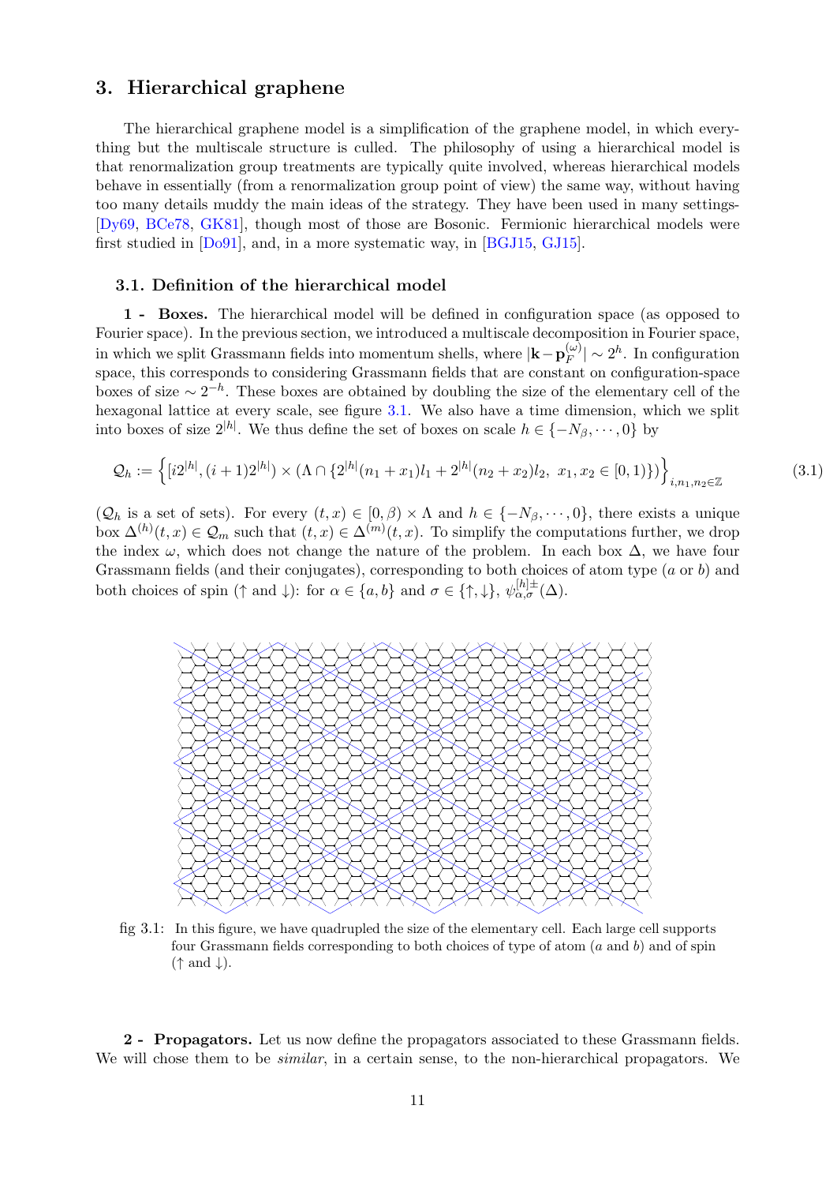# 3. Hierarchical graphene

The hierarchical graphene model is a simplification of the graphene model, in which everything but the multiscale structure is culled. The philosophy of using a hierarchical model is that renormalization group treatments are typically quite involved, whereas hierarchical models behave in essentially (from a renormalization group point of view) the same way, without having too many details muddy the main ideas of the strategy. They have been used in many settings- [Dy69, BCe78, GK81], though most of those are Bosonic. Fermionic hierarchical models were first studied in [Do91], and, in a more systematic way, in [BGJ15, GJ15].

## 3.1. Definition of the hierarchical model

**1 - Boxes.** The hierarchical model will be defined in configuration space (as opposed to Fourier space). In the previous section, we introduced a multiscale decomposition in Fourier space, in which we split Grassmann fields into momentum shells, where $|\mathbf{k}-\mathbf{p}_F^{(\omega)}|\sim 2^h$. In configuration space, this corresponds to considering Grassmann fields that are constant on configuration-space boxes of size $\sim 2^{-h}$. These boxes are obtained by doubling the size of the elementary cell of the hexagonal lattice at every scale, see figure 3.1. We also have a time dimension, which we split into boxes of size $2^{|h|}$. We thus define the set of boxes on scale $h\in\{-N_\beta,\cdots,0\}$ by

$$\mathcal Q_h:=\left\{[i2^{|h|},(i+1)2^{|h|})\times(\Lambda\cap\{2^{|h|}(n_1+x_1)l_1+2^{|h|}(n_2+x_2)l_2,\ x_1,x_2\in[0,1)\})\right\}_{i,n_1,n_2\in\mathbb Z} \tag{3.1}$$

($\mathcal Q_h$ is a set of sets). For every $(t,x)\in[0,\beta)\times\Lambda$ and $h\in\{-N_\beta,\cdots,0\}$, there exists a unique box $\Delta^{(h)}(t,x)\in\mathcal Q_m$ such that $(t,x)\in\Delta^{(m)}(t,x)$. To simplify the computations further, we drop the index $\omega$, which does not change the nature of the problem. In each box $\Delta$, we have four Grassmann fields (and their conjugates), corresponding to both choices of atom type ($a$ or $b$) and both choices of spin ($\uparrow$ and $\downarrow$): for $\alpha\in\{a,b\}$ and $\sigma\in\{\uparrow,\downarrow\}$, $\psi^{[h]\pm}_{\alpha,\sigma}(\Delta)$.

fig 3.1: In this figure, we have quadrupled the size of the elementary cell. Each large cell supports four Grassmann fields corresponding to both choices of type of atom ($a$ and $b$) and of spin ($\uparrow$ and $\downarrow$).

**2 - Propagators.** Let us now define the propagators associated to these Grassmann fields. We will chose them to be *similar*, in a certain sense, to the non-hierarchical propagators. We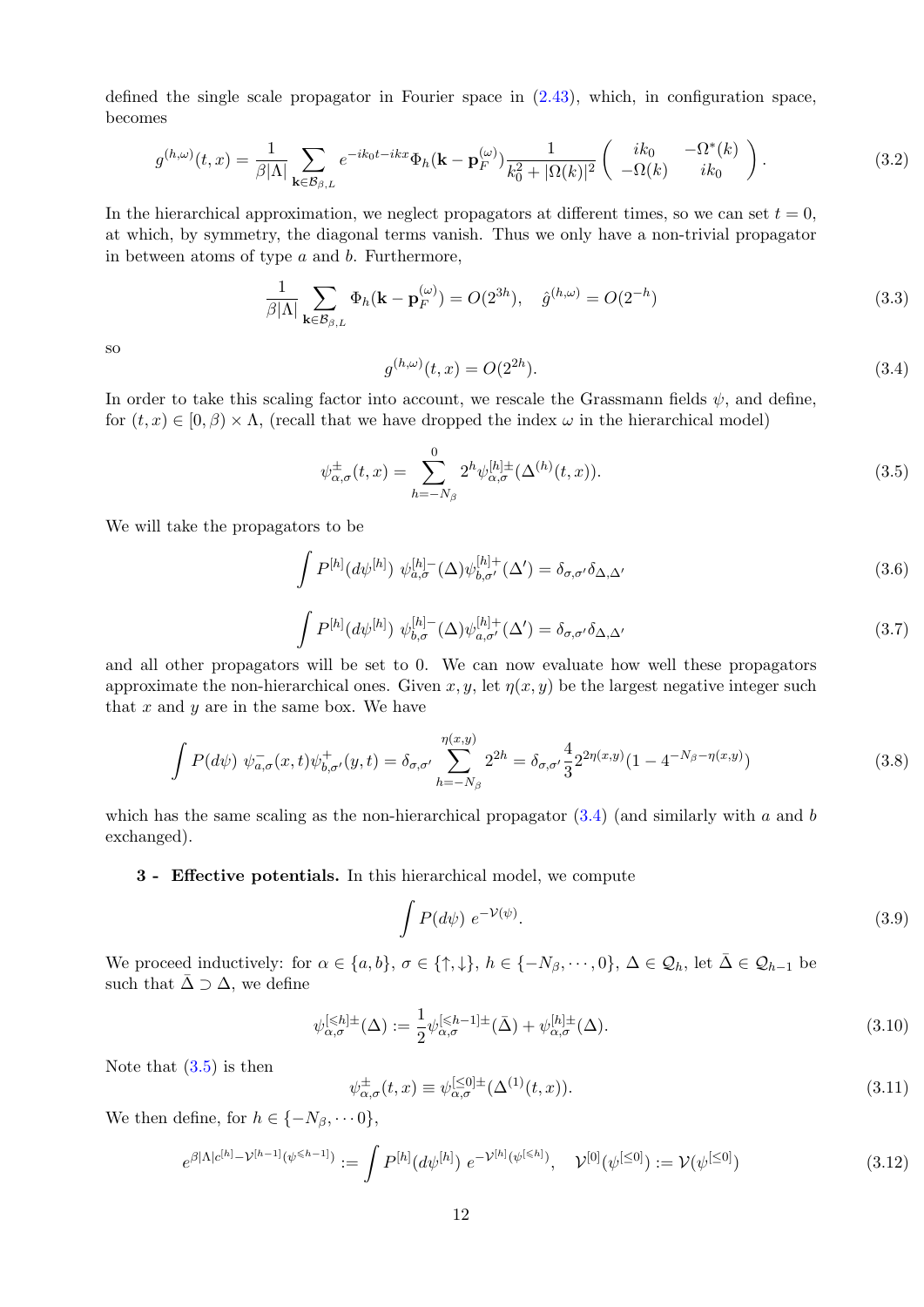defined the single scale propagator in Fourier space in (2.43), which, in configuration space, becomes

$$g^{(h,\omega)}(t,x) = \frac{1}{\beta|\Lambda|}\sum_{\mathbf{k}\in\mathcal{B}_{\beta,L}} e^{-ik_0t-ikx}\Phi_h(\mathbf{k}-\mathbf{p}_F^{(\omega)})\frac{1}{k_0^2+|\Omega(k)|^2}\left(\begin{array}{cc} ik_0 & -\Omega^*(k)\\ -\Omega(k) & ik_0\end{array}\right). \tag{3.2}$$

In the hierarchical approximation, we neglect propagators at different times, so we can set $t=0$, at which, by symmetry, the diagonal terms vanish. Thus we only have a non-trivial propagator in between atoms of type $a$ and $b$. Furthermore,

$$\frac{1}{\beta|\Lambda|}\sum_{\mathbf{k}\in\mathcal{B}_{\beta,L}}\Phi_h(\mathbf{k}-\mathbf{p}_F^{(\omega)}) = O(2^{3h}),\quad \hat g^{(h,\omega)} = O(2^{-h}) \tag{3.3}$$

so

$$g^{(h,\omega)}(t,x) = O(2^{2h}). \tag{3.4}$$

In order to take this scaling factor into account, we rescale the Grassmann fields $\psi$, and define, for $(t,x)\in[0,\beta)\times\Lambda$, (recall that we have dropped the index $\omega$ in the hierarchical model)

$$\psi^{\pm}_{\alpha,\sigma}(t,x) = \sum_{h=-N_\beta}^{0} 2^h\psi^{[h]\pm}_{\alpha,\sigma}(\Delta^{(h)}(t,x)). \tag{3.5}$$

We will take the propagators to be

$$\int P^{[h]}(d\psi^{[h]})\ \psi^{[h]-}_{a,\sigma}(\Delta)\psi^{[h]+}_{b,\sigma'}(\Delta') = \delta_{\sigma,\sigma'}\delta_{\Delta,\Delta'} \tag{3.6}$$

$$\int P^{[h]}(d\psi^{[h]})\ \psi^{[h]-}_{b,\sigma}(\Delta)\psi^{[h]+}_{a,\sigma'}(\Delta') = \delta_{\sigma,\sigma'}\delta_{\Delta,\Delta'} \tag{3.7}$$

and all other propagators will be set to 0. We can now evaluate how well these propagators approximate the non-hierarchical ones. Given $x,y$, let $\eta(x,y)$ be the largest negative integer such that $x$ and $y$ are in the same box. We have

$$\int P(d\psi)\ \psi^-_{a,\sigma}(x,t)\psi^+_{b,\sigma'}(y,t) = \delta_{\sigma,\sigma'}\sum_{h=-N_\beta}^{\eta(x,y)} 2^{2h} = \delta_{\sigma,\sigma'}\frac{4}{3}2^{2\eta(x,y)}(1-4^{-N_\beta-\eta(x,y)}) \tag{3.8}$$

which has the same scaling as the non-hierarchical propagator (3.4) (and similarly with $a$ and $b$ exchanged).

**3 - Effective potentials.** In this hierarchical model, we compute

$$\int P(d\psi)\ e^{-\mathcal{V}(\psi)}. \tag{3.9}$$

We proceed inductively: for $\alpha\in\{a,b\}$, $\sigma\in\{\uparrow,\downarrow\}$, $h\in\{-N_\beta,\cdots,0\}$, $\Delta\in\mathcal{Q}_h$, let $\bar\Delta\in\mathcal{Q}_{h-1}$ be such that $\bar\Delta\supset\Delta$, we define

$$\psi^{[\leqslant h]\pm}_{\alpha,\sigma}(\Delta) := \frac{1}{2}\psi^{[\leqslant h-1]\pm}_{\alpha,\sigma}(\bar\Delta) + \psi^{[h]\pm}_{\alpha,\sigma}(\Delta). \tag{3.10}$$

Note that (3.5) is then

$$\psi^{\pm}_{\alpha,\sigma}(t,x) \equiv \psi^{[\leq 0]\pm}_{\alpha,\sigma}(\Delta^{(1)}(t,x)). \tag{3.11}$$

We then define, for $h\in\{-N_\beta,\cdots 0\}$,

$$e^{\beta|\Lambda|c^{[h]}-\mathcal{V}^{[h-1]}(\psi^{\leqslant h-1})} := \int P^{[h]}(d\psi^{[h]})\ e^{-\mathcal{V}^{[h]}(\psi^{[\leqslant h]})},\quad \mathcal{V}^{[0]}(\psi^{[\leq 0]}) := \mathcal{V}(\psi^{[\leq 0]}) \tag{3.12}$$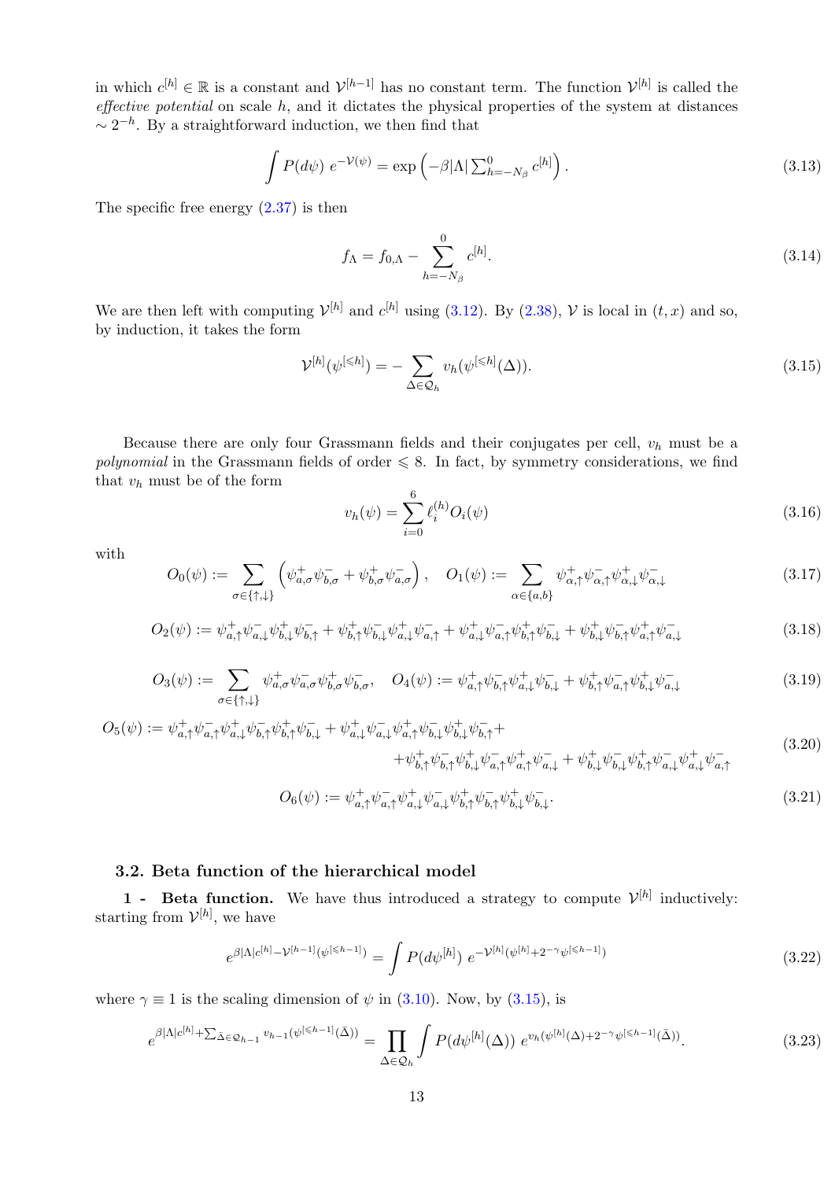in which $c^{[h]} \in \mathbb{R}$ is a constant and $\mathcal{V}^{[h-1]}$ has no constant term. The function $\mathcal{V}^{[h]}$ is called the *effective potential* on scale $h$, and it dictates the physical properties of the system at distances $\sim 2^{-h}$. By a straightforward induction, we then find that

$$\int P(d\psi)\ e^{-\mathcal{V}(\psi)} = \exp\left(-\beta|\Lambda| \textstyle\sum_{h=-N_\beta}^{0} c^{[h]}\right). \tag{3.13}$$

The specific free energy (2.37) is then

$$f_\Lambda = f_{0,\Lambda} - \sum_{h=-N_\beta}^{0} c^{[h]}. \tag{3.14}$$

We are then left with computing $\mathcal{V}^{[h]}$ and $c^{[h]}$ using (3.12). By (2.38), $\mathcal{V}$ is local in $(t,x)$ and so, by induction, it takes the form

$$\mathcal{V}^{[h]}(\psi^{[\leqslant h]}) = -\sum_{\Delta\in\mathcal{Q}_h} v_h(\psi^{[\leqslant h]}(\Delta)). \tag{3.15}$$

Because there are only four Grassmann fields and their conjugates per cell, $v_h$ must be a *polynomial* in the Grassmann fields of order $\leqslant 8$. In fact, by symmetry considerations, we find that $v_h$ must be of the form

$$v_h(\psi) = \sum_{i=0}^{6} \ell_i^{(h)} O_i(\psi) \tag{3.16}$$

with

$$O_0(\psi) := \sum_{\sigma\in\{\uparrow,\downarrow\}} \left(\psi^+_{a,\sigma}\psi^-_{b,\sigma} + \psi^+_{b,\sigma}\psi^-_{a,\sigma}\right), \quad O_1(\psi) := \sum_{\alpha\in\{a,b\}} \psi^+_{\alpha,\uparrow}\psi^-_{\alpha,\uparrow}\psi^+_{\alpha,\downarrow}\psi^-_{\alpha,\downarrow} \tag{3.17}$$

$$O_2(\psi) := \psi^+_{a,\uparrow}\psi^-_{a,\downarrow}\psi^+_{b,\downarrow}\psi^-_{b,\uparrow} + \psi^+_{b,\uparrow}\psi^-_{b,\downarrow}\psi^+_{a,\downarrow}\psi^-_{a,\uparrow} + \psi^+_{a,\downarrow}\psi^-_{a,\uparrow}\psi^+_{b,\uparrow}\psi^-_{b,\downarrow} + \psi^+_{b,\downarrow}\psi^-_{b,\uparrow}\psi^+_{a,\uparrow}\psi^-_{a,\downarrow} \tag{3.18}$$

$$O_3(\psi) := \sum_{\sigma\in\{\uparrow,\downarrow\}} \psi^+_{a,\sigma}\psi^-_{a,\sigma}\psi^+_{b,\sigma}\psi^-_{b,\sigma}, \quad O_4(\psi) := \psi^+_{a,\uparrow}\psi^-_{b,\uparrow}\psi^+_{a,\downarrow}\psi^-_{b,\downarrow} + \psi^+_{b,\uparrow}\psi^-_{a,\uparrow}\psi^+_{b,\downarrow}\psi^-_{a,\downarrow} \tag{3.19}$$

$$\begin{aligned} O_5(\psi) := {} & \psi^+_{a,\uparrow}\psi^-_{a,\uparrow}\psi^+_{a,\downarrow}\psi^-_{b,\uparrow}\psi^+_{b,\uparrow}\psi^-_{b,\downarrow} + \psi^+_{a,\downarrow}\psi^-_{a,\downarrow}\psi^+_{a,\uparrow}\psi^-_{b,\downarrow}\psi^+_{b,\downarrow}\psi^-_{b,\uparrow} + \\ & + \psi^+_{b,\uparrow}\psi^-_{b,\uparrow}\psi^+_{b,\downarrow}\psi^-_{a,\uparrow}\psi^+_{a,\uparrow}\psi^-_{a,\downarrow} + \psi^+_{b,\downarrow}\psi^-_{b,\downarrow}\psi^+_{b,\uparrow}\psi^-_{a,\downarrow}\psi^+_{a,\downarrow}\psi^-_{a,\uparrow} \end{aligned} \tag{3.20}$$

$$O_6(\psi) := \psi^+_{a,\uparrow}\psi^-_{a,\uparrow}\psi^+_{a,\downarrow}\psi^-_{a,\downarrow}\psi^+_{b,\uparrow}\psi^-_{b,\uparrow}\psi^+_{b,\downarrow}\psi^-_{b,\downarrow}. \tag{3.21}$$

### 3.2. Beta function of the hierarchical model

**1 - Beta function.** We have thus introduced a strategy to compute $\mathcal{V}^{[h]}$ inductively: starting from $\mathcal{V}^{[h]}$, we have

$$e^{\beta|\Lambda|c^{[h]} - \mathcal{V}^{[h-1]}(\psi^{[\leqslant h-1]})} = \int P(d\psi^{[h]})\ e^{-\mathcal{V}^{[h]}(\psi^{[h]} + 2^{-\gamma}\psi^{[\leqslant h-1]})} \tag{3.22}$$

where $\gamma \equiv 1$ is the scaling dimension of $\psi$ in (3.10). Now, by (3.15), is

$$e^{\beta|\Lambda|c^{[h]} + \sum_{\bar\Delta\in\mathcal{Q}_{h-1}} v_{h-1}(\psi^{[\leqslant h-1]}(\bar\Delta))} = \prod_{\Delta\in\mathcal{Q}_h} \int P(d\psi^{[h]}(\Delta))\ e^{v_h(\psi^{[h]}(\Delta) + 2^{-\gamma}\psi^{[\leqslant h-1]}(\bar\Delta))}. \tag{3.23}$$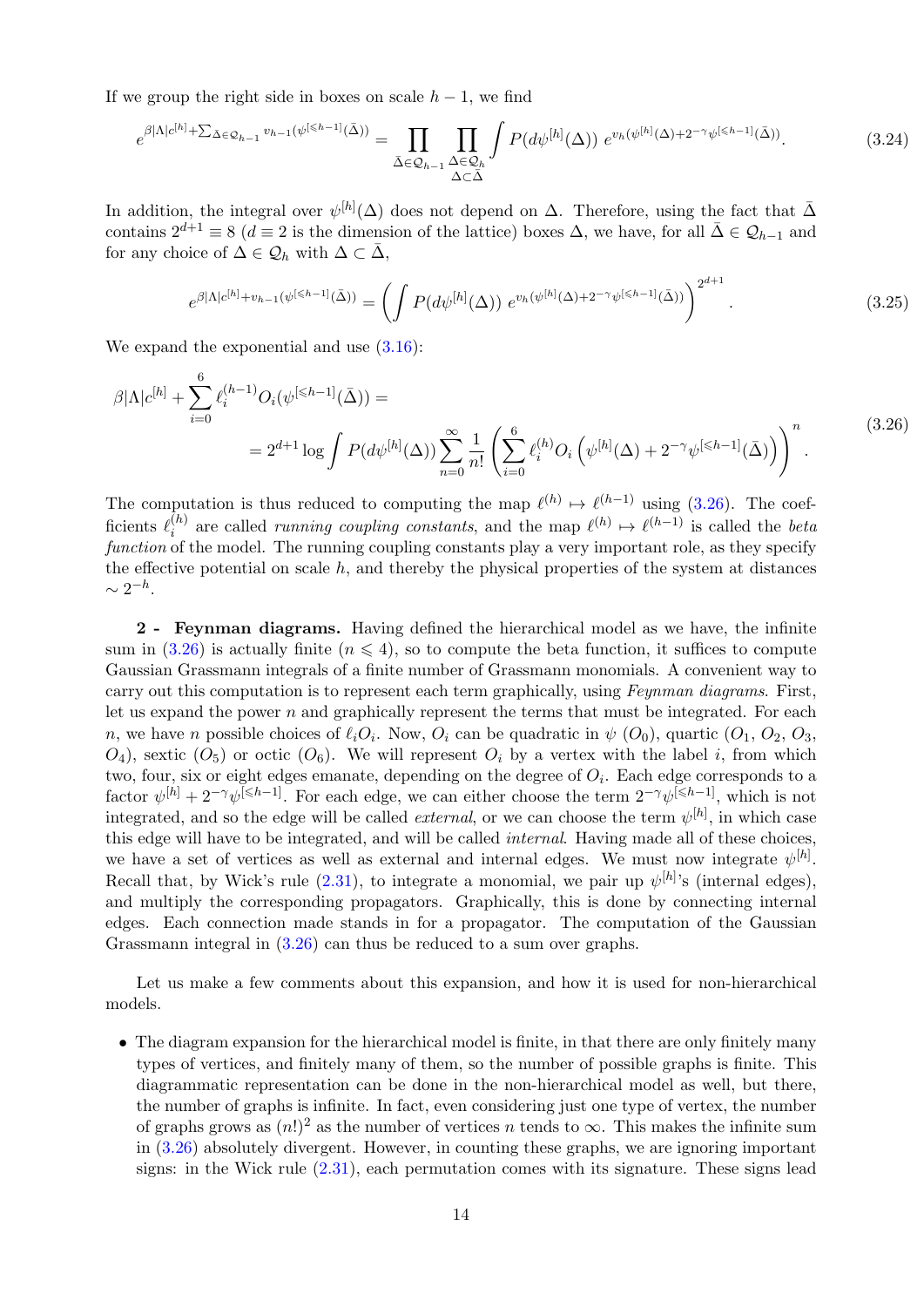If we group the right side in boxes on scale $h-1$, we find

$$e^{\beta|\Lambda|c^{[h]}+\sum_{\bar{\Delta}\in\mathcal{Q}_{h-1}}v_{h-1}(\psi^{[\leqslant h-1]}(\bar{\Delta}))}=\prod_{\bar{\Delta}\in\mathcal{Q}_{h-1}}\prod_{\substack{\Delta\in\mathcal{Q}_h\\ \Delta\subset\bar{\Delta}}}\int P(d\psi^{[h]}(\Delta))\ e^{v_h(\psi^{[h]}(\Delta)+2^{-\gamma}\psi^{[\leqslant h-1]}(\bar{\Delta}))}. \tag{3.24}$$

In addition, the integral over $\psi^{[h]}(\Delta)$ does not depend on $\Delta$. Therefore, using the fact that $\bar{\Delta}$ contains $2^{d+1}\equiv 8$ ($d\equiv 2$ is the dimension of the lattice) boxes $\Delta$, we have, for all $\bar{\Delta}\in\mathcal{Q}_{h-1}$ and for any choice of $\Delta\in\mathcal{Q}_h$ with $\Delta\subset\bar{\Delta}$,

$$e^{\beta|\Lambda|c^{[h]}+v_{h-1}(\psi^{[\leqslant h-1]}(\bar{\Delta}))}=\left(\int P(d\psi^{[h]}(\Delta))\ e^{v_h(\psi^{[h]}(\Delta)+2^{-\gamma}\psi^{[\leqslant h-1]}(\bar{\Delta}))}\right)^{2^{d+1}}. \tag{3.25}$$

We expand the exponential and use (3.16):

$$\begin{aligned}\beta|\Lambda|c^{[h]}+\sum_{i=0}^{6}\ell_i^{(h-1)}O_i(\psi^{[\leqslant h-1]}(\bar{\Delta}))&=\\ &=2^{d+1}\log\int P(d\psi^{[h]}(\Delta))\sum_{n=0}^{\infty}\frac{1}{n!}\left(\sum_{i=0}^{6}\ell_i^{(h)}O_i\left(\psi^{[h]}(\Delta)+2^{-\gamma}\psi^{[\leqslant h-1]}(\bar{\Delta})\right)\right)^n.\end{aligned} \tag{3.26}$$

The computation is thus reduced to computing the map $\ell^{(h)}\mapsto\ell^{(h-1)}$ using (3.26). The coefficients $\ell_i^{(h)}$ are called *running coupling constants*, and the map $\ell^{(h)}\mapsto\ell^{(h-1)}$ is called the *beta function* of the model. The running coupling constants play a very important role, as they specify the effective potential on scale $h$, and thereby the physical properties of the system at distances $\sim 2^{-h}$.

**2 - Feynman diagrams.** Having defined the hierarchical model as we have, the infinite sum in (3.26) is actually finite ($n\leqslant 4$), so to compute the beta function, it suffices to compute Gaussian Grassmann integrals of a finite number of Grassmann monomials. A convenient way to carry out this computation is to represent each term graphically, using *Feynman diagrams*. First, let us expand the power $n$ and graphically represent the terms that must be integrated. For each $n$, we have $n$ possible choices of $\ell_iO_i$. Now, $O_i$ can be quadratic in $\psi$ ($O_0$), quartic ($O_1$, $O_2$, $O_3$, $O_4$), sextic ($O_5$) or octic ($O_6$). We will represent $O_i$ by a vertex with the label $i$, from which two, four, six or eight edges emanate, depending on the degree of $O_i$. Each edge corresponds to a factor $\psi^{[h]}+2^{-\gamma}\psi^{[\leqslant h-1]}$. For each edge, we can either choose the term $2^{-\gamma}\psi^{[\leqslant h-1]}$, which is not integrated, and so the edge will be called *external*, or we can choose the term $\psi^{[h]}$, in which case this edge will have to be integrated, and will be called *internal*. Having made all of these choices, we have a set of vertices as well as external and internal edges. We must now integrate $\psi^{[h]}$. Recall that, by Wick's rule (2.31), to integrate a monomial, we pair up $\psi^{[h]}$'s (internal edges), and multiply the corresponding propagators. Graphically, this is done by connecting internal edges. Each connection made stands in for a propagator. The computation of the Gaussian Grassmann integral in (3.26) can thus be reduced to a sum over graphs.

Let us make a few comments about this expansion, and how it is used for non-hierarchical models.

- The diagram expansion for the hierarchical model is finite, in that there are only finitely many types of vertices, and finitely many of them, so the number of possible graphs is finite. This diagrammatic representation can be done in the non-hierarchical model as well, but there, the number of graphs is infinite. In fact, even considering just one type of vertex, the number of graphs grows as $(n!)^2$ as the number of vertices $n$ tends to $\infty$. This makes the infinite sum in (3.26) absolutely divergent. However, in counting these graphs, we are ignoring important signs: in the Wick rule (2.31), each permutation comes with its signature. These signs lead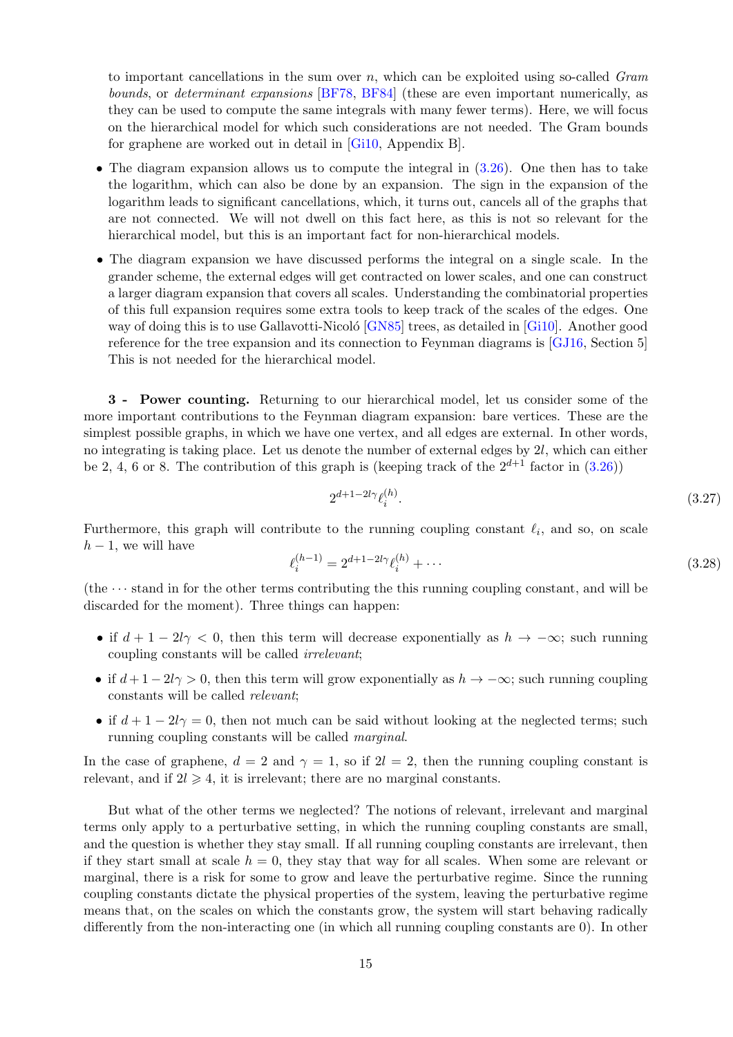to important cancellations in the sum over $n$, which can be exploited using so-called *Gram bounds*, or *determinant expansions* [BF78, BF84] (these are even important numerically, as they can be used to compute the same integrals with many fewer terms). Here, we will focus on the hierarchical model for which such considerations are not needed. The Gram bounds for graphene are worked out in detail in [Gi10, Appendix B].

- The diagram expansion allows us to compute the integral in (3.26). One then has to take the logarithm, which can also be done by an expansion. The sign in the expansion of the logarithm leads to significant cancellations, which, it turns out, cancels all of the graphs that are not connected. We will not dwell on this fact here, as this is not so relevant for the hierarchical model, but this is an important fact for non-hierarchical models.
- The diagram expansion we have discussed performs the integral on a single scale. In the grander scheme, the external edges will get contracted on lower scales, and one can construct a larger diagram expansion that covers all scales. Understanding the combinatorial properties of this full expansion requires some extra tools to keep track of the scales of the edges. One way of doing this is to use Gallavotti-Nicoló [GN85] trees, as detailed in [Gi10]. Another good reference for the tree expansion and its connection to Feynman diagrams is [GJ16, Section 5] This is not needed for the hierarchical model.

**3 - Power counting.** Returning to our hierarchical model, let us consider some of the more important contributions to the Feynman diagram expansion: bare vertices. These are the simplest possible graphs, in which we have one vertex, and all edges are external. In other words, no integrating is taking place. Let us denote the number of external edges by $2l$, which can either be 2, 4, 6 or 8. The contribution of this graph is (keeping track of the $2^{d+1}$ factor in (3.26))

$$2^{d+1-2l\gamma}\ell_i^{(h)}. \tag{3.27}$$

Furthermore, this graph will contribute to the running coupling constant $\ell_i$, and so, on scale $h-1$, we will have

$$\ell_i^{(h-1)} = 2^{d+1-2l\gamma}\ell_i^{(h)} + \cdots \tag{3.28}$$

(the $\cdots$ stand in for the other terms contributing the this running coupling constant, and will be discarded for the moment). Three things can happen:

- if $d+1-2l\gamma < 0$, then this term will decrease exponentially as $h \to -\infty$; such running coupling constants will be called *irrelevant*;
- if $d+1-2l\gamma > 0$, then this term will grow exponentially as $h \to -\infty$; such running coupling constants will be called *relevant*;
- if $d+1-2l\gamma = 0$, then not much can be said without looking at the neglected terms; such running coupling constants will be called *marginal*.

In the case of graphene, $d = 2$ and $\gamma = 1$, so if $2l = 2$, then the running coupling constant is relevant, and if $2l \geqslant 4$, it is irrelevant; there are no marginal constants.

But what of the other terms we neglected? The notions of relevant, irrelevant and marginal terms only apply to a perturbative setting, in which the running coupling constants are small, and the question is whether they stay small. If all running coupling constants are irrelevant, then if they start small at scale $h = 0$, they stay that way for all scales. When some are relevant or marginal, there is a risk for some to grow and leave the perturbative regime. Since the running coupling constants dictate the physical properties of the system, leaving the perturbative regime means that, on the scales on which the constants grow, the system will start behaving radically differently from the non-interacting one (in which all running coupling constants are 0). In other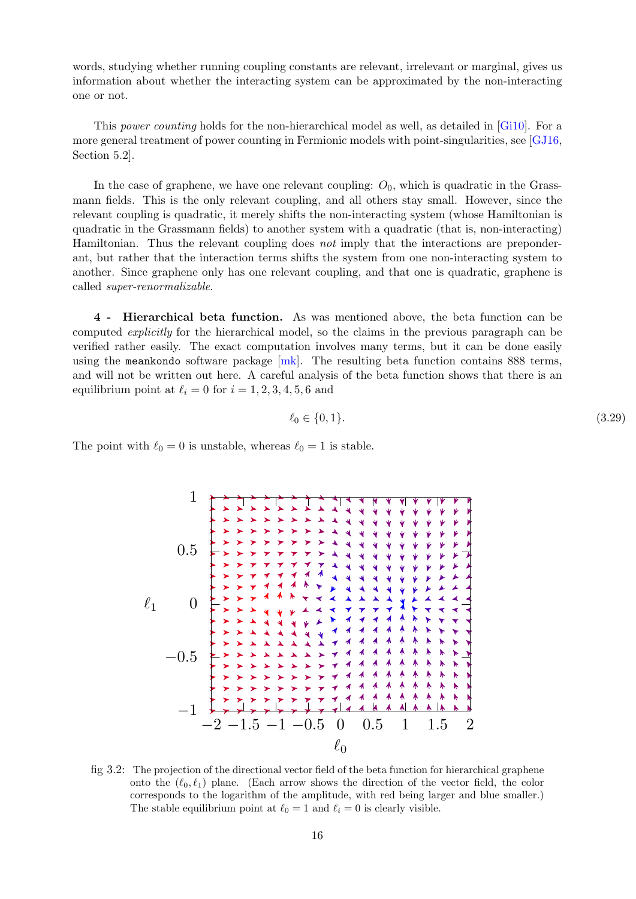words, studying whether running coupling constants are relevant, irrelevant or marginal, gives us information about whether the interacting system can be approximated by the non-interacting one or not.

This *power counting* holds for the non-hierarchical model as well, as detailed in [Gi10]. For a more general treatment of power counting in Fermionic models with point-singularities, see [GJ16, Section 5.2].

In the case of graphene, we have one relevant coupling: $O_0$, which is quadratic in the Grassmann fields. This is the only relevant coupling, and all others stay small. However, since the relevant coupling is quadratic, it merely shifts the non-interacting system (whose Hamiltonian is quadratic in the Grassmann fields) to another system with a quadratic (that is, non-interacting) Hamiltonian. Thus the relevant coupling does *not* imply that the interactions are preponderant, but rather that the interaction terms shifts the system from one non-interacting system to another. Since graphene only has one relevant coupling, and that one is quadratic, graphene is called *super-renormalizable*.

**4 - Hierarchical beta function.** As was mentioned above, the beta function can be computed *explicitly* for the hierarchical model, so the claims in the previous paragraph can be verified rather easily. The exact computation involves many terms, but it can be done easily using the `meankondo` software package [mk]. The resulting beta function contains 888 terms, and will not be written out here. A careful analysis of the beta function shows that there is an equilibrium point at $\ell_i = 0$ for $i = 1, 2, 3, 4, 5, 6$ and

$$\ell_0 \in \{0, 1\}. \tag{3.29}$$

The point with $\ell_0 = 0$ is unstable, whereas $\ell_0 = 1$ is stable.

fig 3.2: The projection of the directional vector field of the beta function for hierarchical graphene onto the $(\ell_0, \ell_1)$ plane. (Each arrow shows the direction of the vector field, the color corresponds to the logarithm of the amplitude, with red being larger and blue smaller.) The stable equilibrium point at $\ell_0 = 1$ and $\ell_i = 0$ is clearly visible.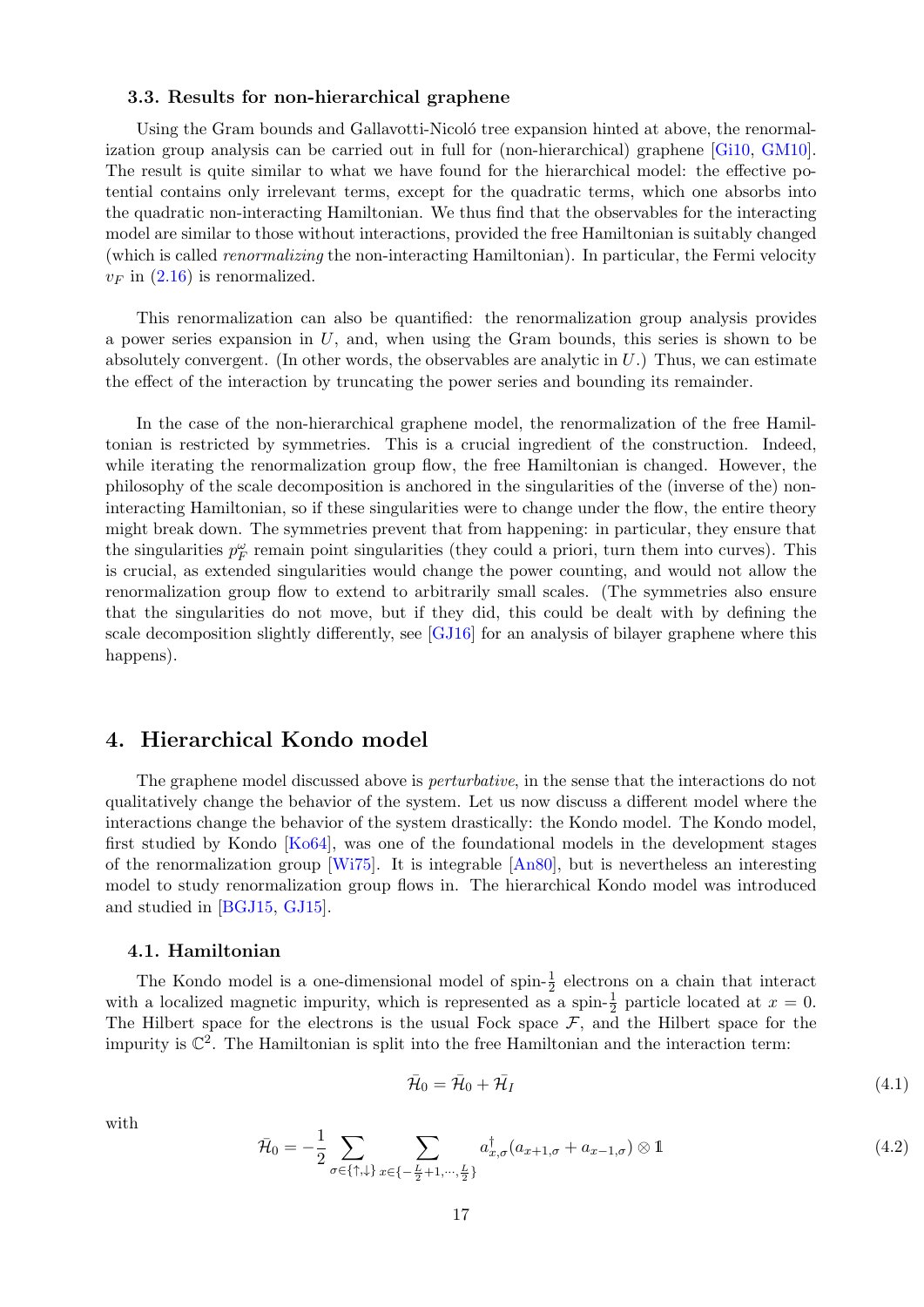### 3.3. Results for non-hierarchical graphene

Using the Gram bounds and Gallavotti-Nicoló tree expansion hinted at above, the renormalization group analysis can be carried out in full for (non-hierarchical) graphene [Gi10, GM10]. The result is quite similar to what we have found for the hierarchical model: the effective potential contains only irrelevant terms, except for the quadratic terms, which one absorbs into the quadratic non-interacting Hamiltonian. We thus find that the observables for the interacting model are similar to those without interactions, provided the free Hamiltonian is suitably changed (which is called *renormalizing* the non-interacting Hamiltonian). In particular, the Fermi velocity $v_F$ in (2.16) is renormalized.

This renormalization can also be quantified: the renormalization group analysis provides a power series expansion in $U$, and, when using the Gram bounds, this series is shown to be absolutely convergent. (In other words, the observables are analytic in $U$.) Thus, we can estimate the effect of the interaction by truncating the power series and bounding its remainder.

In the case of the non-hierarchical graphene model, the renormalization of the free Hamiltonian is restricted by symmetries. This is a crucial ingredient of the construction. Indeed, while iterating the renormalization group flow, the free Hamiltonian is changed. However, the philosophy of the scale decomposition is anchored in the singularities of the (inverse of the) non-interacting Hamiltonian, so if these singularities were to change under the flow, the entire theory might break down. The symmetries prevent that from happening: in particular, they ensure that the singularities $p_F^\omega$ remain point singularities (they could a priori, turn them into curves). This is crucial, as extended singularities would change the power counting, and would not allow the renormalization group flow to extend to arbitrarily small scales. (The symmetries also ensure that the singularities do not move, but if they did, this could be dealt with by defining the scale decomposition slightly differently, see [GJ16] for an analysis of bilayer graphene where this happens).

# 4. Hierarchical Kondo model

The graphene model discussed above is *perturbative*, in the sense that the interactions do not qualitatively change the behavior of the system. Let us now discuss a different model where the interactions change the behavior of the system drastically: the Kondo model. The Kondo model, first studied by Kondo [Ko64], was one of the foundational models in the development stages of the renormalization group [Wi75]. It is integrable [An80], but is nevertheless an interesting model to study renormalization group flows in. The hierarchical Kondo model was introduced and studied in [BGJ15, GJ15].

### 4.1. Hamiltonian

The Kondo model is a one-dimensional model of spin-$\frac{1}{2}$ electrons on a chain that interact with a localized magnetic impurity, which is represented as a spin-$\frac{1}{2}$ particle located at $x = 0$. The Hilbert space for the electrons is the usual Fock space $\mathcal{F}$, and the Hilbert space for the impurity is $\mathbb{C}^2$. The Hamiltonian is split into the free Hamiltonian and the interaction term:

$$\bar{\mathcal{H}}_0 = \bar{\mathcal{H}}_0 + \bar{\mathcal{H}}_I \tag{4.1}$$

with

$$\bar{\mathcal{H}}_0 = -\frac{1}{2} \sum_{\sigma\in\{\uparrow,\downarrow\}} \sum_{x\in\{-\frac{L}{2}+1,\cdots,\frac{L}{2}\}} a_{x,\sigma}^\dagger (a_{x+1,\sigma} + a_{x-1,\sigma}) \otimes \mathbb{1} \tag{4.2}$$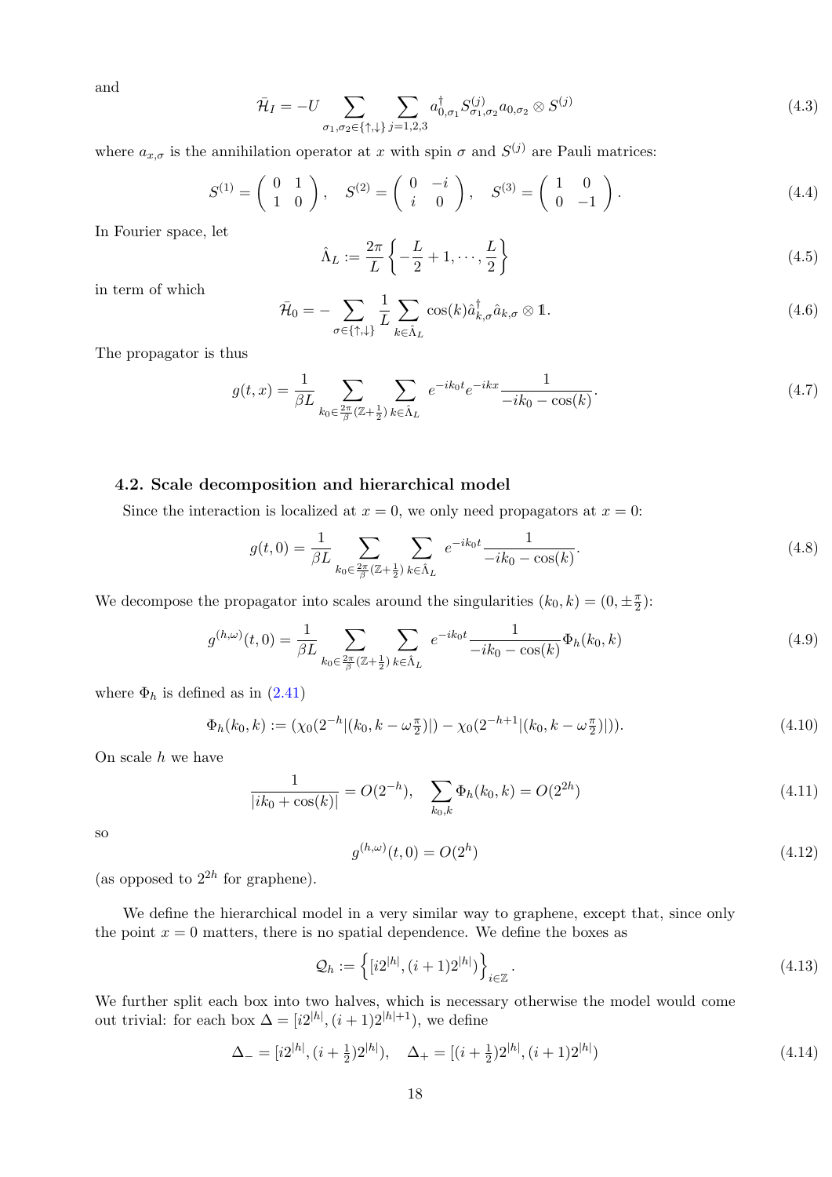and

$$\bar{\mathcal{H}}_I = -U \sum_{\sigma_1,\sigma_2\in\{\uparrow,\downarrow\}} \sum_{j=1,2,3} a^\dagger_{0,\sigma_1} S^{(j)}_{\sigma_1,\sigma_2} a_{0,\sigma_2} \otimes S^{(j)} \tag{4.3}$$

where $a_{x,\sigma}$ is the annihilation operator at $x$ with spin $\sigma$ and $S^{(j)}$ are Pauli matrices:

$$S^{(1)} = \left(\begin{array}{cc} 0 & 1 \\ 1 & 0 \end{array}\right), \quad S^{(2)} = \left(\begin{array}{cc} 0 & -i \\ i & 0 \end{array}\right), \quad S^{(3)} = \left(\begin{array}{cc} 1 & 0 \\ 0 & -1 \end{array}\right). \tag{4.4}$$

In Fourier space, let

$$\hat{\Lambda}_L := \frac{2\pi}{L}\left\{-\frac{L}{2}+1,\cdots,\frac{L}{2}\right\} \tag{4.5}$$

in term of which

$$\bar{\mathcal{H}}_0 = -\sum_{\sigma\in\{\uparrow,\downarrow\}} \frac{1}{L} \sum_{k\in\hat{\Lambda}_L} \cos(k) \hat{a}^\dagger_{k,\sigma} \hat{a}_{k,\sigma} \otimes \mathbb{1}. \tag{4.6}$$

The propagator is thus

$$g(t,x) = \frac{1}{\beta L} \sum_{k_0\in\frac{2\pi}{\beta}(\mathbb{Z}+\frac{1}{2})} \sum_{k\in\hat{\Lambda}_L} e^{-ik_0 t} e^{-ikx} \frac{1}{-ik_0 - \cos(k)}. \tag{4.7}$$

### 4.2. Scale decomposition and hierarchical model

Since the interaction is localized at $x=0$, we only need propagators at $x=0$:

$$g(t,0) = \frac{1}{\beta L} \sum_{k_0\in\frac{2\pi}{\beta}(\mathbb{Z}+\frac{1}{2})} \sum_{k\in\hat{\Lambda}_L} e^{-ik_0 t} \frac{1}{-ik_0 - \cos(k)}. \tag{4.8}$$

We decompose the propagator into scales around the singularities $(k_0,k) = (0,\pm\frac{\pi}{2})$:

$$g^{(h,\omega)}(t,0) = \frac{1}{\beta L} \sum_{k_0\in\frac{2\pi}{\beta}(\mathbb{Z}+\frac{1}{2})} \sum_{k\in\hat{\Lambda}_L} e^{-ik_0 t} \frac{1}{-ik_0 - \cos(k)} \Phi_h(k_0,k) \tag{4.9}$$

where $\Phi_h$ is defined as in (2.41)

$$\Phi_h(k_0,k) := (\chi_0(2^{-h}|(k_0,k-\omega\tfrac{\pi}{2})|) - \chi_0(2^{-h+1}|(k_0,k-\omega\tfrac{\pi}{2})|)). \tag{4.10}$$

On scale $h$ we have

$$\frac{1}{|ik_0+\cos(k)|} = O(2^{-h}), \quad \sum_{k_0,k} \Phi_h(k_0,k) = O(2^{2h}) \tag{4.11}$$

so

$$g^{(h,\omega)}(t,0) = O(2^h) \tag{4.12}$$

(as opposed to $2^{2h}$ for graphene).

We define the hierarchical model in a very similar way to graphene, except that, since only the point $x=0$ matters, there is no spatial dependence. We define the boxes as

$$\mathcal{Q}_h := \left\{[i2^{|h|},(i+1)2^{|h|})\right\}_{i\in\mathbb{Z}}. \tag{4.13}$$

We further split each box into two halves, which is necessary otherwise the model would come out trivial: for each box $\Delta = [i2^{|h|},(i+1)2^{|h|+1})$, we define

$$\Delta_- = [i2^{|h|},(i+\tfrac{1}{2})2^{|h|}), \quad \Delta_+ = [(i+\tfrac{1}{2})2^{|h|},(i+1)2^{|h|}) \tag{4.14}$$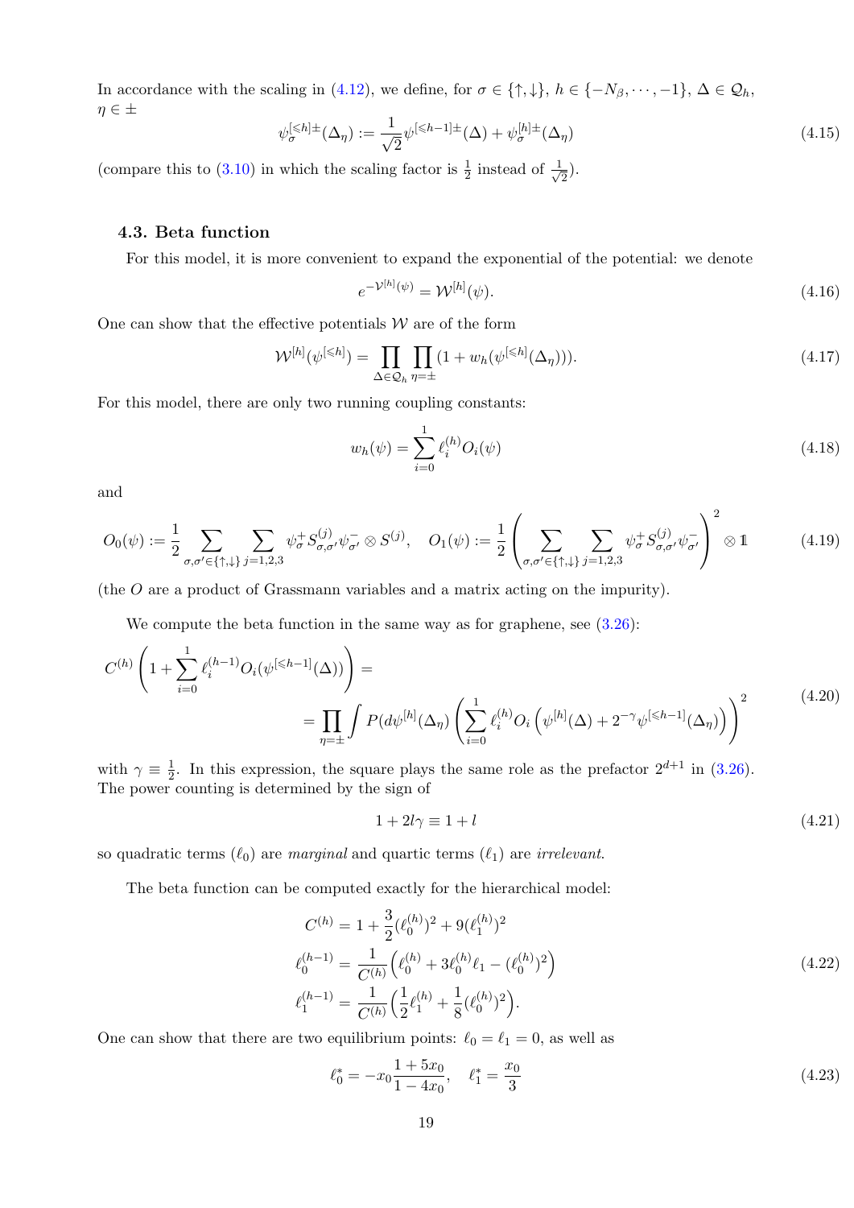In accordance with the scaling in (4.12), we define, for $\sigma \in \{\uparrow,\downarrow\}$, $h \in \{-N_\beta,\cdots,-1\}$, $\Delta \in \mathcal{Q}_h$, $\eta \in \pm$

$$\psi_\sigma^{[\leqslant h]\pm}(\Delta_\eta) := \frac{1}{\sqrt{2}}\psi^{[\leqslant h-1]\pm}(\Delta) + \psi_\sigma^{[h]\pm}(\Delta_\eta) \tag{4.15}$$

(compare this to (3.10) in which the scaling factor is $\frac{1}{2}$ instead of $\frac{1}{\sqrt{2}}$).

### 4.3. Beta function

For this model, it is more convenient to expand the exponential of the potential: we denote

$$e^{-\mathcal{V}^{[h]}(\psi)} = \mathcal{W}^{[h]}(\psi). \tag{4.16}$$

One can show that the effective potentials $\mathcal{W}$ are of the form

$$\mathcal{W}^{[h]}(\psi^{[\leqslant h]}) = \prod_{\Delta\in\mathcal{Q}_h}\prod_{\eta=\pm}(1 + w_h(\psi^{[\leqslant h]}(\Delta_\eta))). \tag{4.17}$$

For this model, there are only two running coupling constants:

$$w_h(\psi) = \sum_{i=0}^{1}\ell_i^{(h)}O_i(\psi) \tag{4.18}$$

and

$$O_0(\psi) := \frac{1}{2}\sum_{\sigma,\sigma'\in\{\uparrow,\downarrow\}}\sum_{j=1,2,3}\psi_\sigma^+ S^{(j)}_{\sigma,\sigma'}\psi_{\sigma'}^- \otimes S^{(j)},\quad O_1(\psi) := \frac{1}{2}\left(\sum_{\sigma,\sigma'\in\{\uparrow,\downarrow\}}\sum_{j=1,2,3}\psi_\sigma^+ S^{(j)}_{\sigma,\sigma'}\psi_{\sigma'}^-\right)^2 \otimes \mathbb{1} \tag{4.19}$$

(the $O$ are a product of Grassmann variables and a matrix acting on the impurity).

We compute the beta function in the same way as for graphene, see (3.26):

$$\begin{aligned} C^{(h)}\left(1 + \sum_{i=0}^{1}\ell_i^{(h-1)}O_i(\psi^{[\leqslant h-1]}(\Delta))\right) &= \\ &= \prod_{\eta=\pm}\int P(d\psi^{[h]}(\Delta_\eta))\left(\sum_{i=0}^{1}\ell_i^{(h)}O_i\left(\psi^{[h]}(\Delta) + 2^{-\gamma}\psi^{[\leqslant h-1]}(\Delta_\eta)\right)\right)^2 \end{aligned} \tag{4.20}$$

with $\gamma \equiv \frac{1}{2}$. In this expression, the square plays the same role as the prefactor $2^{d+1}$ in (3.26). The power counting is determined by the sign of

$$1 + 2l\gamma \equiv 1 + l \tag{4.21}$$

so quadratic terms ($\ell_0$) are *marginal* and quartic terms ($\ell_1$) are *irrelevant*.

The beta function can be computed exactly for the hierarchical model:

$$\begin{aligned} C^{(h)} &= 1 + \frac{3}{2}(\ell_0^{(h)})^2 + 9(\ell_1^{(h)})^2 \\ \ell_0^{(h-1)} &= \frac{1}{C^{(h)}}\left(\ell_0^{(h)} + 3\ell_0^{(h)}\ell_1 - (\ell_0^{(h)})^2\right) \\ \ell_1^{(h-1)} &= \frac{1}{C^{(h)}}\left(\frac{1}{2}\ell_1^{(h)} + \frac{1}{8}(\ell_0^{(h)})^2\right). \end{aligned} \tag{4.22}$$

One can show that there are two equilibrium points: $\ell_0 = \ell_1 = 0$, as well as

$$\ell_0^* = -x_0\frac{1+5x_0}{1-4x_0},\quad \ell_1^* = \frac{x_0}{3} \tag{4.23}$$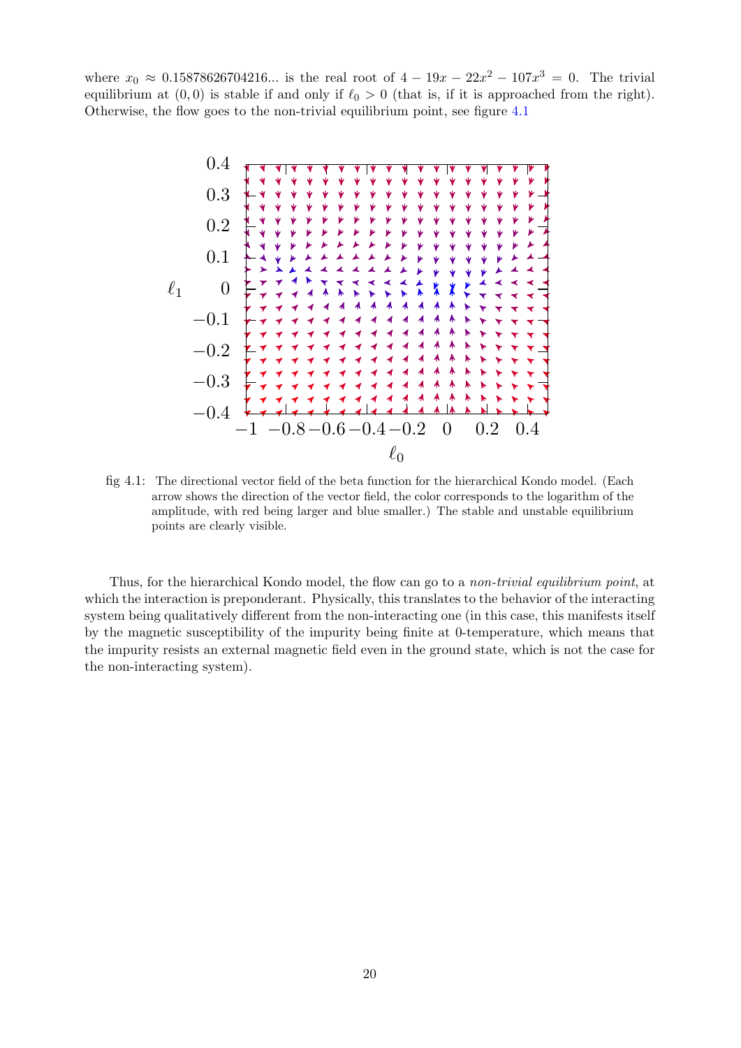where $x_0 \approx 0.15878626704216...$ is the real root of $4 - 19x - 22x^2 - 107x^3 = 0$. The trivial equilibrium at $(0,0)$ is stable if and only if $\ell_0 > 0$ (that is, if it is approached from the right). Otherwise, the flow goes to the non-trivial equilibrium point, see figure 4.1

fig 4.1: The directional vector field of the beta function for the hierarchical Kondo model. (Each arrow shows the direction of the vector field, the color corresponds to the logarithm of the amplitude, with red being larger and blue smaller.) The stable and unstable equilibrium points are clearly visible.

Thus, for the hierarchical Kondo model, the flow can go to a *non-trivial equilibrium point*, at which the interaction is preponderant. Physically, this translates to the behavior of the interacting system being qualitatively different from the non-interacting one (in this case, this manifests itself by the magnetic susceptibility of the impurity being finite at 0-temperature, which means that the impurity resists an external magnetic field even in the ground state, which is not the case for the non-interacting system).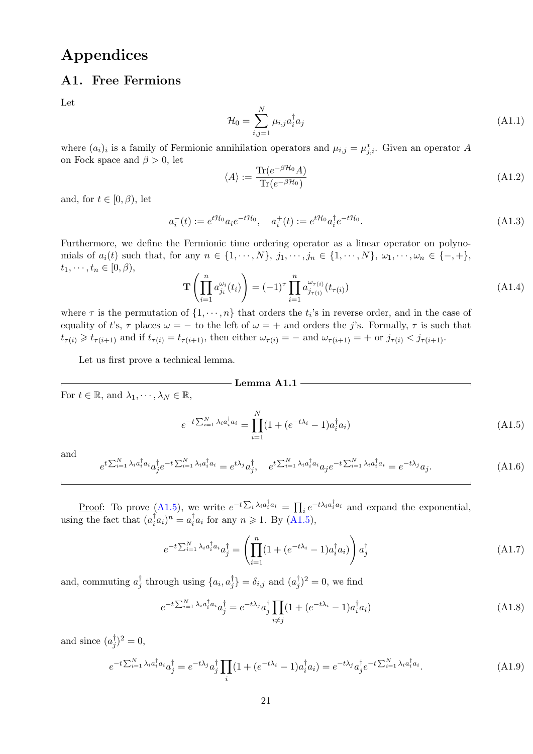# Appendices

## A1. Free Fermions

Let

$$\mathcal{H}_0 = \sum_{i,j=1}^{N} \mu_{i,j} a_i^\dagger a_j \tag{A1.1}$$

where $(a_i)_i$ is a family of Fermionic annihilation operators and $\mu_{i,j} = \mu_{j,i}^*$. Given an operator $A$ on Fock space and $\beta > 0$, let

$$\langle A \rangle := \frac{\mathrm{Tr}(e^{-\beta \mathcal{H}_0} A)}{\mathrm{Tr}(e^{-\beta \mathcal{H}_0})} \tag{A1.2}$$

and, for $t \in [0, \beta)$, let

$$a_i^-(t) := e^{t\mathcal{H}_0} a_i e^{-t\mathcal{H}_0}, \quad a_i^+(t) := e^{t\mathcal{H}_0} a_i^\dagger e^{-t\mathcal{H}_0}. \tag{A1.3}$$

Furthermore, we define the Fermionic time ordering operator as a linear operator on polynomials of $a_i(t)$ such that, for any $n \in \{1, \cdots, N\}$, $j_1, \cdots, j_n \in \{1, \cdots, N\}$, $\omega_1, \cdots, \omega_n \in \{-, +\}$, $t_1, \cdots, t_n \in [0, \beta)$,

$$\mathbf{T}\left(\prod_{i=1}^{n} a_{j_i}^{\omega_i}(t_i)\right) = (-1)^\tau \prod_{i=1}^{n} a_{j_{\tau(i)}}^{\omega_{\tau(i)}}(t_{\tau(i)}) \tag{A1.4}$$

where $\tau$ is the permutation of $\{1, \cdots, n\}$ that orders the $t_i$'s in reverse order, and in the case of equality of $t$'s, $\tau$ places $\omega = -$ to the left of $\omega = +$ and orders the $j$'s. Formally, $\tau$ is such that $t_{\tau(i)} \geqslant t_{\tau(i+1)}$ and if $t_{\tau(i)} = t_{\tau(i+1)}$, then either $\omega_{\tau(i)} = -$ and $\omega_{\tau(i+1)} = +$ or $j_{\tau(i)} < j_{\tau(i+1)}$.

Let us first prove a technical lemma.

**Lemma A1.1**

For $t \in \mathbb{R}$, and $\lambda_1, \cdots, \lambda_N \in \mathbb{R}$,

$$e^{-t\sum_{i=1}^{N} \lambda_i a_i^\dagger a_i} = \prod_{i=1}^{N} (1 + (e^{-t\lambda_i} - 1) a_i^\dagger a_i) \tag{A1.5}$$

and

$$e^{t\sum_{i=1}^{N} \lambda_i a_i^\dagger a_i} a_j^\dagger e^{-t\sum_{i=1}^{N} \lambda_i a_i^\dagger a_i} = e^{t\lambda_j} a_j^\dagger, \quad e^{t\sum_{i=1}^{N} \lambda_i a_i^\dagger a_i} a_j e^{-t\sum_{i=1}^{N} \lambda_i a_i^\dagger a_i} = e^{-t\lambda_j} a_j. \tag{A1.6}$$

<u>Proof</u>: To prove (A1.5), we write $e^{-t\sum_i \lambda_i a_i^\dagger a_i} = \prod_i e^{-t\lambda_i a_i^\dagger a_i}$ and expand the exponential, using the fact that $(a_i^\dagger a_i)^n = a_i^\dagger a_i$ for any $n \geqslant 1$. By (A1.5),

$$e^{-t\sum_{i=1}^{N} \lambda_i a_i^\dagger a_i} a_j^\dagger = \left(\prod_{i=1}^{n} (1 + (e^{-t\lambda_i} - 1) a_i^\dagger a_i)\right) a_j^\dagger \tag{A1.7}$$

and, commuting $a_j^\dagger$ through using $\{a_i, a_j^\dagger\} = \delta_{i,j}$ and $(a_j^\dagger)^2 = 0$, we find

$$e^{-t\sum_{i=1}^{N} \lambda_i a_i^\dagger a_i} a_j^\dagger = e^{-t\lambda_j} a_j^\dagger \prod_{i \neq j} (1 + (e^{-t\lambda_i} - 1) a_i^\dagger a_i) \tag{A1.8}$$

and since $(a_j^\dagger)^2 = 0$,

$$e^{-t\sum_{i=1}^{N} \lambda_i a_i^\dagger a_i} a_j^\dagger = e^{-t\lambda_j} a_j^\dagger \prod_{i} (1 + (e^{-t\lambda_i} - 1) a_i^\dagger a_i) = e^{-t\lambda_j} a_j^\dagger e^{-t\sum_{i=1}^{N} \lambda_i a_i^\dagger a_i}. \tag{A1.9}$$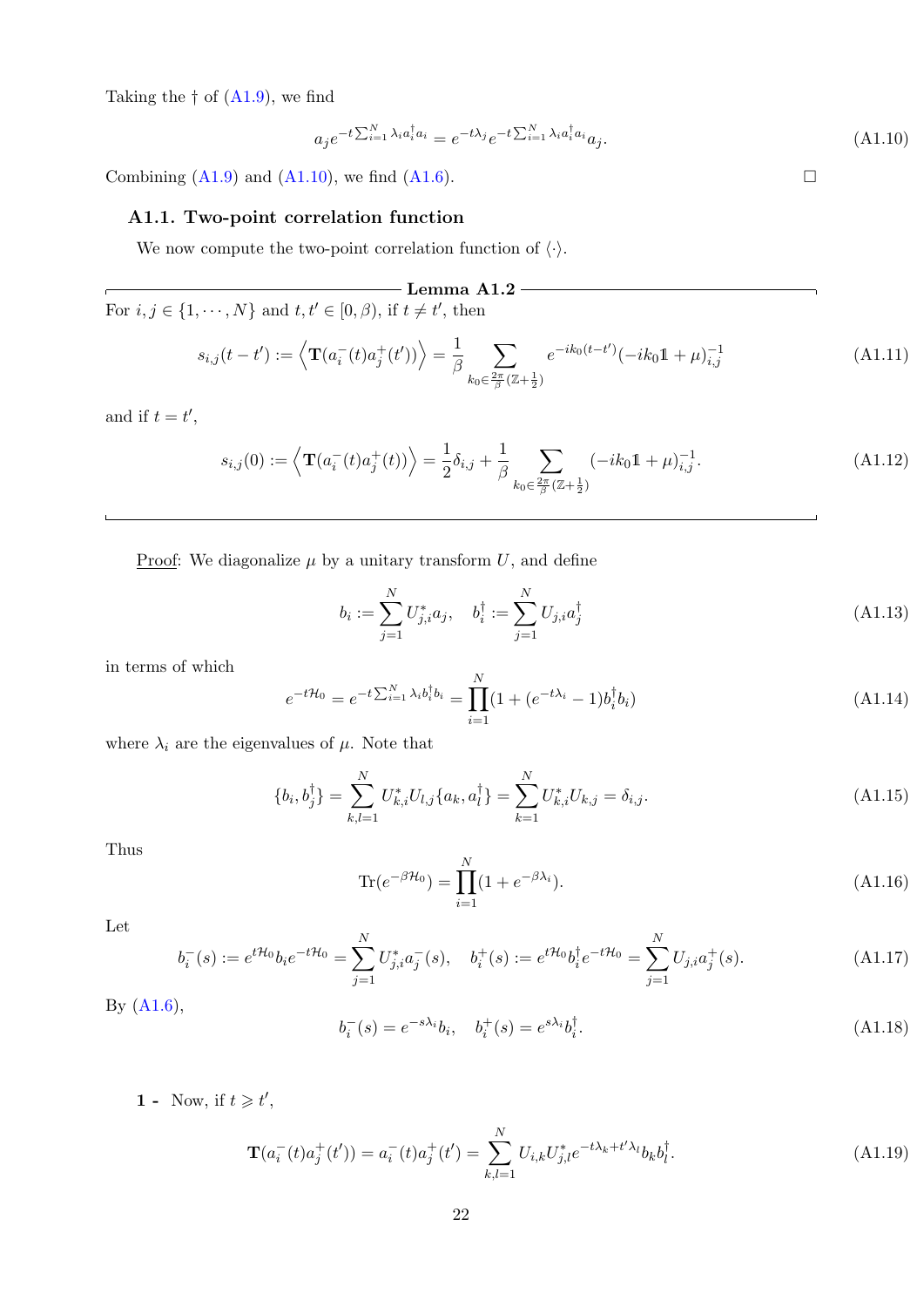Taking the † of (A1.9), we find

$$a_j e^{-t\sum_{i=1}^N \lambda_i a_i^\dagger a_i} = e^{-t\lambda_j} e^{-t\sum_{i=1}^N \lambda_i a_i^\dagger a_i} a_j. \tag{A1.10}$$

Combining (A1.9) and (A1.10), we find (A1.6). □

### A1.1. Two-point correlation function

We now compute the two-point correlation function of $\langle\cdot\rangle$.

**Lemma A1.2**

For $i,j \in \{1,\cdots,N\}$ and $t,t' \in [0,\beta)$, if $t \neq t'$, then

$$s_{i,j}(t-t') := \left\langle \mathbf{T}(a_i^-(t)a_j^+(t'))\right\rangle = \frac{1}{\beta}\sum_{k_0\in\frac{2\pi}{\beta}(\mathbb{Z}+\frac{1}{2})} e^{-ik_0(t-t')}(-ik_0\mathbb{1}+\mu)^{-1}_{i,j} \tag{A1.11}$$

and if $t = t'$,

$$s_{i,j}(0) := \left\langle \mathbf{T}(a_i^-(t)a_j^+(t))\right\rangle = \frac{1}{2}\delta_{i,j} + \frac{1}{\beta}\sum_{k_0\in\frac{2\pi}{\beta}(\mathbb{Z}+\frac{1}{2})} (-ik_0\mathbb{1}+\mu)^{-1}_{i,j}. \tag{A1.12}$$

---

<u>Proof</u>: We diagonalize $\mu$ by a unitary transform $U$, and define

$$b_i := \sum_{j=1}^N U_{j,i}^* a_j, \quad b_i^\dagger := \sum_{j=1}^N U_{j,i} a_j^\dagger \tag{A1.13}$$

in terms of which

$$e^{-t\mathcal{H}_0} = e^{-t\sum_{i=1}^N \lambda_i b_i^\dagger b_i} = \prod_{i=1}^N (1+(e^{-t\lambda_i}-1)b_i^\dagger b_i) \tag{A1.14}$$

where $\lambda_i$ are the eigenvalues of $\mu$. Note that

$$\{b_i, b_j^\dagger\} = \sum_{k,l=1}^N U_{k,i}^* U_{l,j}\{a_k, a_l^\dagger\} = \sum_{k=1}^N U_{k,i}^* U_{k,j} = \delta_{i,j}. \tag{A1.15}$$

Thus

$$\mathrm{Tr}(e^{-\beta\mathcal{H}_0}) = \prod_{i=1}^N (1+e^{-\beta\lambda_i}). \tag{A1.16}$$

Let

$$b_i^-(s) := e^{t\mathcal{H}_0} b_i e^{-t\mathcal{H}_0} = \sum_{j=1}^N U_{j,i}^* a_j^-(s), \quad b_i^+(s) := e^{t\mathcal{H}_0} b_i^\dagger e^{-t\mathcal{H}_0} = \sum_{j=1}^N U_{j,i} a_j^+(s). \tag{A1.17}$$

By (A1.6),

$$b_i^-(s) = e^{-s\lambda_i} b_i, \quad b_i^+(s) = e^{s\lambda_i} b_i^\dagger. \tag{A1.18}$$

**1 -** Now, if $t \geqslant t'$,

$$\mathbf{T}(a_i^-(t)a_j^+(t')) = a_i^-(t)a_j^+(t') = \sum_{k,l=1}^N U_{i,k} U_{j,l}^* e^{-t\lambda_k + t'\lambda_l} b_k b_l^\dagger. \tag{A1.19}$$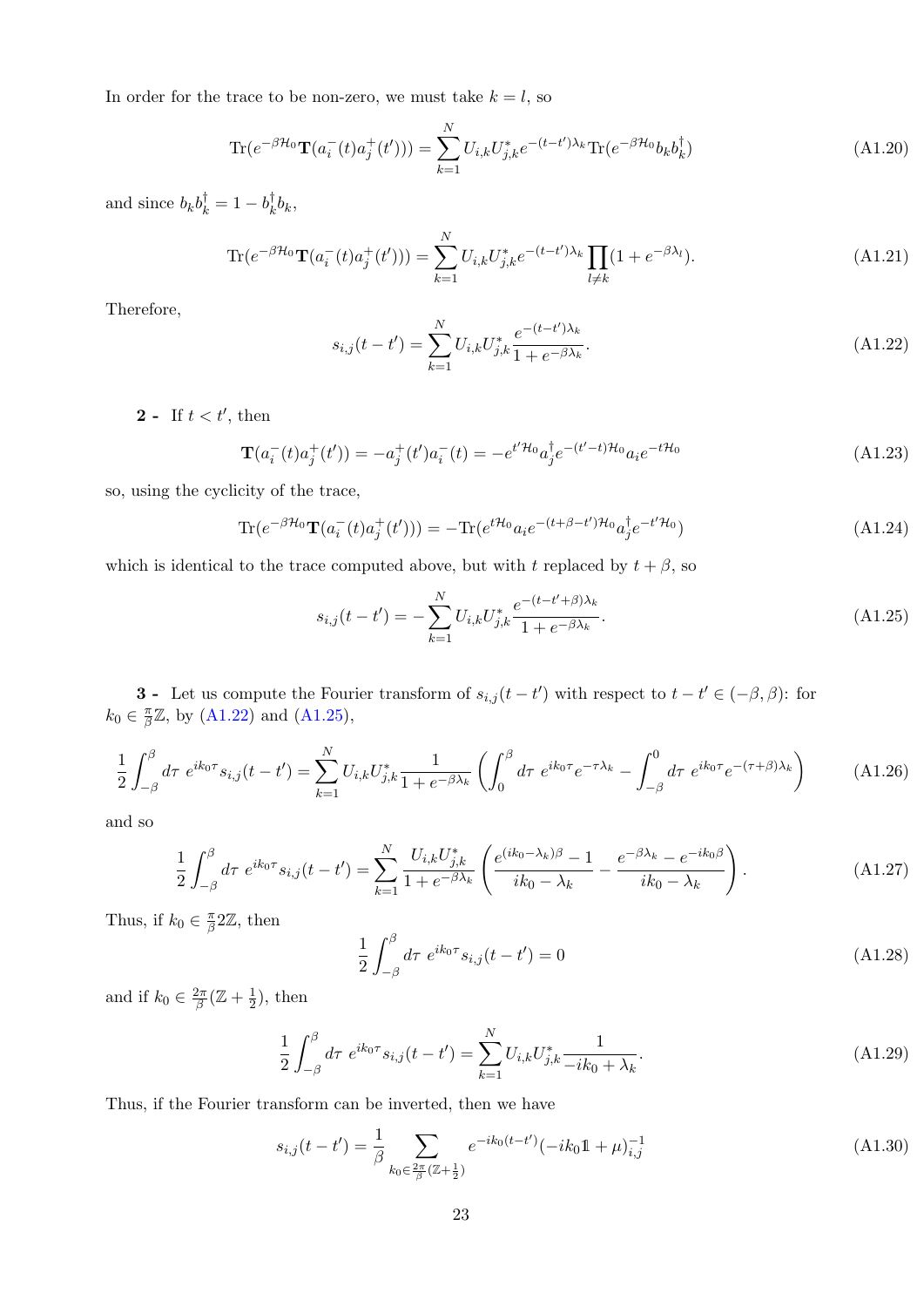In order for the trace to be non-zero, we must take $k = l$, so

$$\mathrm{Tr}(e^{-\beta\mathcal{H}_0}\mathbf{T}(a_i^-(t)a_j^+(t'))) = \sum_{k=1}^N U_{i,k}U_{j,k}^* e^{-(t-t')\lambda_k}\mathrm{Tr}(e^{-\beta\mathcal{H}_0}b_k b_k^\dagger) \tag{A1.20}$$

and since $b_k b_k^\dagger = 1 - b_k^\dagger b_k$,

$$\mathrm{Tr}(e^{-\beta\mathcal{H}_0}\mathbf{T}(a_i^-(t)a_j^+(t'))) = \sum_{k=1}^N U_{i,k}U_{j,k}^* e^{-(t-t')\lambda_k}\prod_{l\neq k}(1+e^{-\beta\lambda_l}). \tag{A1.21}$$

Therefore,

$$s_{i,j}(t-t') = \sum_{k=1}^N U_{i,k}U_{j,k}^* \frac{e^{-(t-t')\lambda_k}}{1+e^{-\beta\lambda_k}}. \tag{A1.22}$$

**2 -** If $t < t'$, then

$$\mathbf{T}(a_i^-(t)a_j^+(t')) = -a_j^+(t')a_i^-(t) = -e^{t'\mathcal{H}_0}a_j^\dagger e^{-(t'-t)\mathcal{H}_0}a_i e^{-t\mathcal{H}_0} \tag{A1.23}$$

so, using the cyclicity of the trace,

$$\mathrm{Tr}(e^{-\beta\mathcal{H}_0}\mathbf{T}(a_i^-(t)a_j^+(t'))) = -\mathrm{Tr}(e^{t\mathcal{H}_0}a_i e^{-(t+\beta-t')\mathcal{H}_0}a_j^\dagger e^{-t'\mathcal{H}_0}) \tag{A1.24}$$

which is identical to the trace computed above, but with $t$ replaced by $t+\beta$, so

$$s_{i,j}(t-t') = -\sum_{k=1}^N U_{i,k}U_{j,k}^* \frac{e^{-(t-t'+\beta)\lambda_k}}{1+e^{-\beta\lambda_k}}. \tag{A1.25}$$

**3 -** Let us compute the Fourier transform of $s_{i,j}(t-t')$ with respect to $t-t' \in (-\beta,\beta)$: for $k_0 \in \frac{\pi}{\beta}\mathbb{Z}$, by (A1.22) and (A1.25),

$$\frac{1}{2}\int_{-\beta}^{\beta}d\tau\ e^{ik_0\tau}s_{i,j}(t-t') = \sum_{k=1}^N U_{i,k}U_{j,k}^*\frac{1}{1+e^{-\beta\lambda_k}}\left(\int_0^\beta d\tau\ e^{ik_0\tau}e^{-\tau\lambda_k} - \int_{-\beta}^0 d\tau\ e^{ik_0\tau}e^{-(\tau+\beta)\lambda_k}\right) \tag{A1.26}$$

and so

$$\frac{1}{2}\int_{-\beta}^{\beta}d\tau\ e^{ik_0\tau}s_{i,j}(t-t') = \sum_{k=1}^N \frac{U_{i,k}U_{j,k}^*}{1+e^{-\beta\lambda_k}}\left(\frac{e^{(ik_0-\lambda_k)\beta}-1}{ik_0-\lambda_k} - \frac{e^{-\beta\lambda_k}-e^{-ik_0\beta}}{ik_0-\lambda_k}\right). \tag{A1.27}$$

Thus, if $k_0 \in \frac{\pi}{\beta}2\mathbb{Z}$, then

$$\frac{1}{2}\int_{-\beta}^{\beta}d\tau\ e^{ik_0\tau}s_{i,j}(t-t') = 0 \tag{A1.28}$$

and if $k_0 \in \frac{2\pi}{\beta}(\mathbb{Z}+\frac{1}{2})$, then

$$\frac{1}{2}\int_{-\beta}^{\beta}d\tau\ e^{ik_0\tau}s_{i,j}(t-t') = \sum_{k=1}^N U_{i,k}U_{j,k}^*\frac{1}{-ik_0+\lambda_k}. \tag{A1.29}$$

Thus, if the Fourier transform can be inverted, then we have

$$s_{i,j}(t-t') = \frac{1}{\beta}\sum_{k_0\in\frac{2\pi}{\beta}(\mathbb{Z}+\frac{1}{2})} e^{-ik_0(t-t')}(-ik_0\mathbb{1}+\mu)^{-1}_{i,j} \tag{A1.30}$$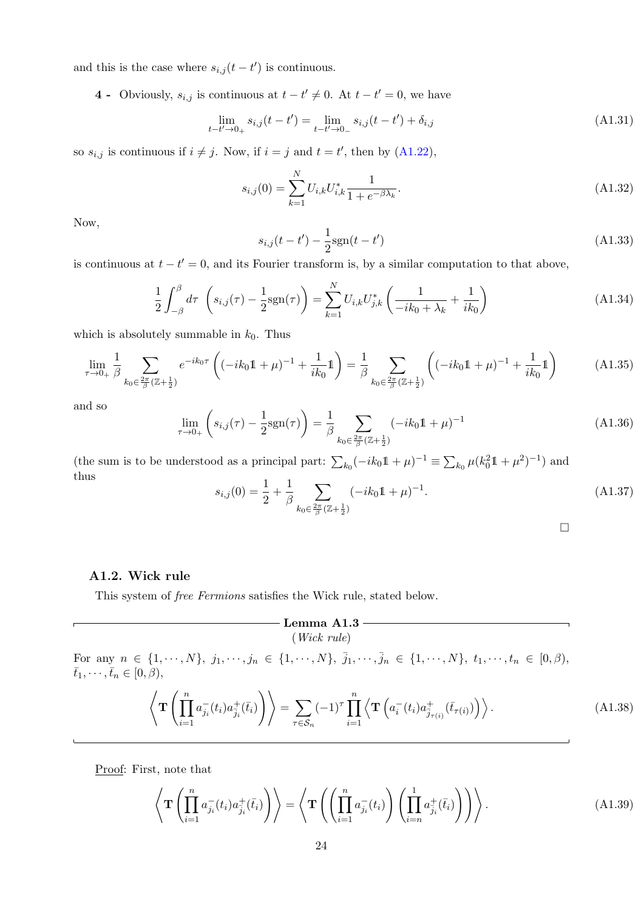and this is the case where $s_{i,j}(t-t')$ is continuous.

**4 -** Obviously, $s_{i,j}$ is continuous at $t-t' \neq 0$. At $t-t'=0$, we have

$$\lim_{t-t'\to 0_+} s_{i,j}(t-t') = \lim_{t-t'\to 0_-} s_{i,j}(t-t') + \delta_{i,j} \tag{A1.31}$$

so $s_{i,j}$ is continuous if $i \neq j$. Now, if $i=j$ and $t=t'$, then by (A1.22),

$$s_{i,j}(0) = \sum_{k=1}^{N} U_{i,k}U_{i,k}^* \frac{1}{1+e^{-\beta\lambda_k}}. \tag{A1.32}$$

Now,

$$s_{i,j}(t-t') - \frac{1}{2}\mathrm{sgn}(t-t') \tag{A1.33}$$

is continuous at $t-t'=0$, and its Fourier transform is, by a similar computation to that above,

$$\frac{1}{2}\int_{-\beta}^{\beta} d\tau\ \left(s_{i,j}(\tau) - \frac{1}{2}\mathrm{sgn}(\tau)\right) = \sum_{k=1}^{N} U_{i,k}U_{j,k}^* \left(\frac{1}{-ik_0+\lambda_k} + \frac{1}{ik_0}\right) \tag{A1.34}$$

which is absolutely summable in $k_0$. Thus

$$\lim_{\tau\to 0_+} \frac{1}{\beta} \sum_{k_0\in\frac{2\pi}{\beta}(\mathbb{Z}+\frac{1}{2})} e^{-ik_0\tau}\left((-ik_0\mathbb{1}+\mu)^{-1} + \frac{1}{ik_0}\mathbb{1}\right) = \frac{1}{\beta}\sum_{k_0\in\frac{2\pi}{\beta}(\mathbb{Z}+\frac{1}{2})}\left((-ik_0\mathbb{1}+\mu)^{-1} + \frac{1}{ik_0}\mathbb{1}\right) \tag{A1.35}$$

and so

$$\lim_{\tau\to 0_+}\left(s_{i,j}(\tau) - \frac{1}{2}\mathrm{sgn}(\tau)\right) = \frac{1}{\beta}\sum_{k_0\in\frac{2\pi}{\beta}(\mathbb{Z}+\frac{1}{2})}(-ik_0\mathbb{1}+\mu)^{-1} \tag{A1.36}$$

(the sum is to be understood as a principal part: $\sum_{k_0}(-ik_0\mathbb{1}+\mu)^{-1} \equiv \sum_{k_0}\mu(k_0^2\mathbb{1}+\mu^2)^{-1}$) and thus

$$s_{i,j}(0) = \frac{1}{2} + \frac{1}{\beta}\sum_{k_0\in\frac{2\pi}{\beta}(\mathbb{Z}+\frac{1}{2})}(-ik_0\mathbb{1}+\mu)^{-1}. \tag{A1.37}$$

□

### A1.2. Wick rule

This system of *free Fermions* satisfies the Wick rule, stated below.

**Lemma A1.3**
(*Wick rule*)

For any $n \in \{1,\cdots,N\}$, $j_1,\cdots,j_n \in \{1,\cdots,N\}$, $\bar j_1,\cdots,\bar j_n \in \{1,\cdots,N\}$, $t_1,\cdots,t_n \in [0,\beta)$, $\bar t_1,\cdots,\bar t_n \in [0,\beta)$,

$$\left\langle \mathbf{T}\left(\prod_{i=1}^{n} a_{j_i}^-(t_i)a_{\bar j_i}^+(\bar t_i)\right)\right\rangle = \sum_{\tau\in\mathcal{S}_n}(-1)^\tau \prod_{i=1}^{n}\left\langle \mathbf{T}\left(a_i^-(t_i)a_{\bar j_{\tau(i)}}^+(\bar t_{\tau(i)})\right)\right\rangle. \tag{A1.38}$$

Proof: First, note that

$$\left\langle \mathbf{T}\left(\prod_{i=1}^{n} a_{j_i}^-(t_i)a_{\bar j_i}^+(\bar t_i)\right)\right\rangle = \left\langle \mathbf{T}\left(\left(\prod_{i=1}^{n} a_{j_i}^-(t_i)\right)\left(\prod_{i=n}^{1} a_{\bar j_i}^+(\bar t_i)\right)\right)\right\rangle. \tag{A1.39}$$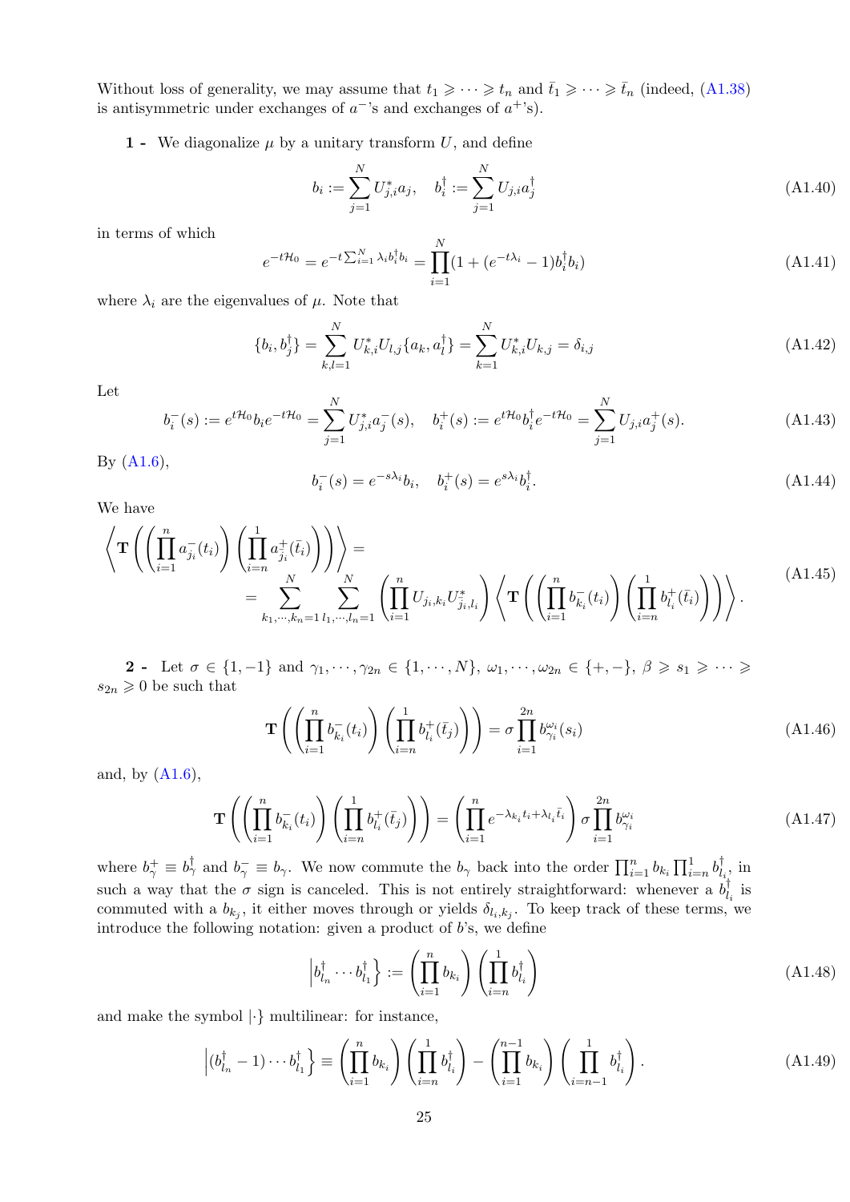Without loss of generality, we may assume that $t_1 \geqslant \cdots \geqslant t_n$ and $\bar{t}_1 \geqslant \cdots \geqslant \bar{t}_n$ (indeed, (A1.38) is antisymmetric under exchanges of $a^-$'s and exchanges of $a^+$'s).

**1 -** We diagonalize $\mu$ by a unitary transform $U$, and define

$$b_i := \sum_{j=1}^{N} U^*_{j,i} a_j, \quad b_i^\dagger := \sum_{j=1}^{N} U_{j,i} a_j^\dagger \tag{A1.40}$$

in terms of which

$$e^{-t\mathcal{H}_0} = e^{-t\sum_{i=1}^{N} \lambda_i b_i^\dagger b_i} = \prod_{i=1}^{N} (1 + (e^{-t\lambda_i} - 1) b_i^\dagger b_i) \tag{A1.41}$$

where $\lambda_i$ are the eigenvalues of $\mu$. Note that

$$\{b_i, b_j^\dagger\} = \sum_{k,l=1}^{N} U^*_{k,i} U_{l,j} \{a_k, a_l^\dagger\} = \sum_{k=1}^{N} U^*_{k,i} U_{k,j} = \delta_{i,j} \tag{A1.42}$$

Let

$$b_i^-(s) := e^{t\mathcal{H}_0} b_i e^{-t\mathcal{H}_0} = \sum_{j=1}^{N} U^*_{j,i} a_j^-(s), \quad b_i^+(s) := e^{t\mathcal{H}_0} b_i^\dagger e^{-t\mathcal{H}_0} = \sum_{j=1}^{N} U_{j,i} a_j^+(s). \tag{A1.43}$$

By (A1.6),

$$b_i^-(s) = e^{-s\lambda_i} b_i, \quad b_i^+(s) = e^{s\lambda_i} b_i^\dagger. \tag{A1.44}$$

We have

$$\begin{aligned} &\left\langle \mathbf{T}\left( \left( \prod_{i=1}^{n} a_{j_i}^-(t_i) \right) \left( \prod_{i=n}^{1} a_{\bar{j}_i}^+(\bar{t}_i) \right) \right) \right\rangle = \\ &\quad = \sum_{k_1,\cdots,k_n=1}^{N} \sum_{l_1,\cdots,l_n=1}^{N} \left( \prod_{i=1}^{n} U_{j_i,k_i} U^*_{\bar{j}_i,l_i} \right) \left\langle \mathbf{T}\left( \left( \prod_{i=1}^{n} b_{k_i}^-(t_i) \right) \left( \prod_{i=n}^{1} b_{l_i}^+(\bar{t}_i) \right) \right) \right\rangle. \end{aligned} \tag{A1.45}$$

**2 -** Let $\sigma \in \{1, -1\}$ and $\gamma_1, \cdots, \gamma_{2n} \in \{1, \cdots, N\}$, $\omega_1, \cdots, \omega_{2n} \in \{+, -\}$, $\beta \geqslant s_1 \geqslant \cdots \geqslant s_{2n} \geqslant 0$ be such that

$$\mathbf{T}\left( \left( \prod_{i=1}^{n} b_{k_i}^-(t_i) \right) \left( \prod_{i=n}^{1} b_{l_i}^+(\bar{t}_j) \right) \right) = \sigma \prod_{i=1}^{2n} b_{\gamma_i}^{\omega_i}(s_i) \tag{A1.46}$$

and, by (A1.6),

$$\mathbf{T}\left( \left( \prod_{i=1}^{n} b_{k_i}^-(t_i) \right) \left( \prod_{i=n}^{1} b_{l_i}^+(\bar{t}_j) \right) \right) = \left( \prod_{i=1}^{n} e^{-\lambda_{k_i} t_i + \lambda_{l_i} \bar{t}_i} \right) \sigma \prod_{i=1}^{2n} b_{\gamma_i}^{\omega_i} \tag{A1.47}$$

where $b_\gamma^+ \equiv b_\gamma^\dagger$ and $b_\gamma^- \equiv b_\gamma$. We now commute the $b_\gamma$ back into the order $\prod_{i=1}^{n} b_{k_i} \prod_{i=n}^{1} b_{l_i}^\dagger$, in such a way that the $\sigma$ sign is canceled. This is not entirely straightforward: whenever a $b_{l_i}^\dagger$ is commuted with a $b_{k_j}$, it either moves through or yields $\delta_{l_i,k_j}$. To keep track of these terms, we introduce the following notation: given a product of $b$'s, we define

$$\left| b_{l_n}^\dagger \cdots b_{l_1}^\dagger \right\} := \left( \prod_{i=1}^{n} b_{k_i} \right) \left( \prod_{i=n}^{1} b_{l_i}^\dagger \right) \tag{A1.48}$$

and make the symbol $|\cdot\}$ multilinear: for instance,

$$\left| (b_{l_n}^\dagger - 1) \cdots b_{l_1}^\dagger \right\} \equiv \left( \prod_{i=1}^{n} b_{k_i} \right) \left( \prod_{i=n}^{1} b_{l_i}^\dagger \right) - \left( \prod_{i=1}^{n-1} b_{k_i} \right) \left( \prod_{i=n-1}^{1} b_{l_i}^\dagger \right). \tag{A1.49}$$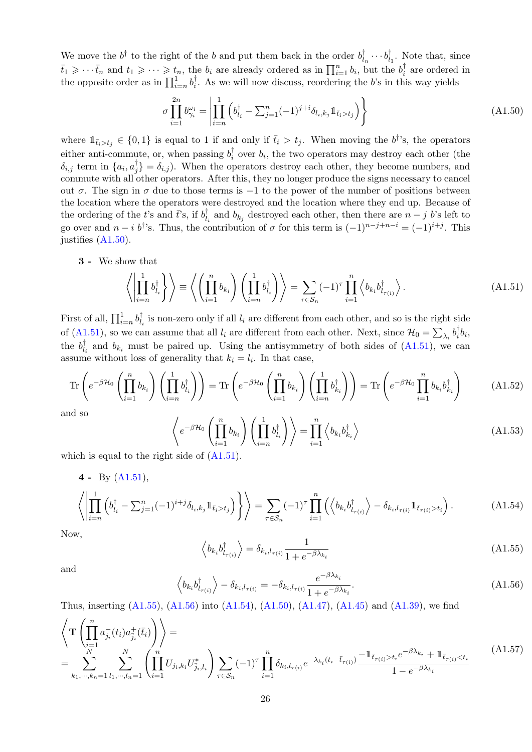We move the $b^\dagger$ to the right of the $b$ and put them back in the order $b^\dagger_{l_n}\cdots b^\dagger_{l_1}$. Note that, since $\bar t_1 \geqslant \cdots \bar t_n$ and $t_1 \geqslant \cdots \geqslant t_n$, the $b_i$ are already ordered as in $\prod_{i=1}^n b_i$, but the $b_i^\dagger$ are ordered in the opposite order as in $\prod_{i=n}^1 b_i^\dagger$. As we will now discuss, reordering the $b$'s in this way yields

$$\sigma\prod_{i=1}^{2n} b_{\gamma_i}^{\omega_i} = \left|\prod_{i=n}^{1}\left(b^\dagger_{l_i} - \textstyle\sum_{j=1}^n (-1)^{j+i}\delta_{l_i,k_j}\mathbb{1}_{\bar t_i > t_j}\right)\right\} \tag{A1.50}$$

where $\mathbb{1}_{\bar t_i > t_j}\in\{0,1\}$ is equal to 1 if and only if $\bar t_i > t_j$. When moving the $b^\dagger$'s, the operators either anti-commute, or, when passing $b_i^\dagger$ over $b_i$, the two operators may destroy each other (the $\delta_{i,j}$ term in $\{a_i,a_j^\dagger\}=\delta_{i,j}$). When the operators destroy each other, they become numbers, and commute with all other operators. After this, they no longer produce the signs necessary to cancel out $\sigma$. The sign in $\sigma$ due to those terms is $-1$ to the power of the number of positions between the location where the operators were destroyed and the location where they end up. Because of the ordering of the $t$'s and $\bar t$'s, if $b^\dagger_{l_i}$ and $b_{k_j}$ destroyed each other, then there are $n-j$ $b$'s left to go over and $n-i$ $b^\dagger$'s. Thus, the contribution of $\sigma$ for this term is $(-1)^{n-j+n-i}=(-1)^{i+j}$. This justifies (A1.50).

**3 -** We show that

$$\left\langle \left|\prod_{i=n}^{1} b^\dagger_{l_i}\right\}\right\rangle \equiv \left\langle\left(\prod_{i=1}^n b_{k_i}\right)\left(\prod_{i=n}^1 b^\dagger_{l_i}\right)\right\rangle = \sum_{\tau\in\mathcal{S}_n}(-1)^\tau\prod_{i=1}^n\left\langle b_{k_i}b^\dagger_{l_{\tau(i)}}\right\rangle. \tag{A1.51}$$

First of all, $\prod_{i=n}^1 b^\dagger_{l_i}$ is non-zero only if all $l_i$ are different from each other, and so is the right side of (A1.51), so we can assume that all $l_i$ are different from each other. Next, since $\mathcal{H}_0=\sum_{\lambda_i} b_i^\dagger b_i$, the $b^\dagger_{l_i}$ and $b_{k_i}$ must be paired up. Using the antisymmetry of both sides of (A1.51), we can assume without loss of generality that $k_i = l_i$. In that case,

$$\mathrm{Tr}\left(e^{-\beta\mathcal{H}_0}\left(\prod_{i=1}^n b_{k_i}\right)\left(\prod_{i=n}^1 b^\dagger_{l_i}\right)\right) = \mathrm{Tr}\left(e^{-\beta\mathcal{H}_0}\left(\prod_{i=1}^n b_{k_i}\right)\left(\prod_{i=n}^1 b^\dagger_{k_i}\right)\right) = \mathrm{Tr}\left(e^{-\beta\mathcal{H}_0}\prod_{i=1}^n b_{k_i}b^\dagger_{k_i}\right) \tag{A1.52}$$

and so

$$\left\langle e^{-\beta\mathcal{H}_0}\left(\prod_{i=1}^n b_{k_i}\right)\left(\prod_{i=n}^1 b^\dagger_{l_i}\right)\right\rangle = \prod_{i=1}^n\left\langle b_{k_i}b^\dagger_{k_i}\right\rangle \tag{A1.53}$$

which is equal to the right side of (A1.51).

**4 -** By (A1.51),

$$\left\langle\left|\prod_{i=n}^{1}\left(b^\dagger_{l_i} - \textstyle\sum_{j=1}^n (-1)^{i+j}\delta_{l_i,k_j}\mathbb{1}_{\bar t_i > t_j}\right)\right\}\right\rangle = \sum_{\tau\in\mathcal{S}_n}(-1)^\tau\prod_{i=1}^n\left(\left\langle b_{k_i}b^\dagger_{l_{\tau(i)}}\right\rangle - \delta_{k_i,l_{\tau(i)}}\mathbb{1}_{\bar t_{\tau(i)}>t_i}\right). \tag{A1.54}$$

Now,

$$\left\langle b_{k_i}b^\dagger_{l_{\tau(i)}}\right\rangle = \delta_{k_i,l_{\tau(i)}}\frac{1}{1+e^{-\beta\lambda_{k_i}}} \tag{A1.55}$$

and

$$\left\langle b_{k_i}b^\dagger_{l_{\tau(i)}}\right\rangle - \delta_{k_i,l_{\tau(i)}} = -\delta_{k_i,l_{\tau(i)}}\frac{e^{-\beta\lambda_{k_i}}}{1+e^{-\beta\lambda_{k_i}}}. \tag{A1.56}$$

Thus, inserting (A1.55), (A1.56) into (A1.54), (A1.50), (A1.47), (A1.45) and (A1.39), we find

$$\begin{aligned}&\left\langle \mathbf{T}\left(\prod_{i=1}^n a^-_{j_i}(t_i)a^+_{\bar j_i}(\bar t_i)\right)\right\rangle = \\ &= \sum_{k_1,\cdots,k_n=1}^N\sum_{l_1,\cdots,l_n=1}^N\left(\prod_{i=1}^n U_{j_i,k_i}U^*_{\bar j_i,l_i}\right)\sum_{\tau\in\mathcal{S}_n}(-1)^\tau\prod_{i=1}^n\delta_{k_i,l_{\tau(i)}}e^{-\lambda_{k_i}(t_i-\bar t_{\tau(i)})}\frac{-\mathbb{1}_{\bar t_{\tau(i)}>t_i}e^{-\beta\lambda_{k_i}}+\mathbb{1}_{\bar t_{\tau(i)}<t_i}}{1-e^{-\beta\lambda_{k_i}}}\end{aligned} \tag{A1.57}$$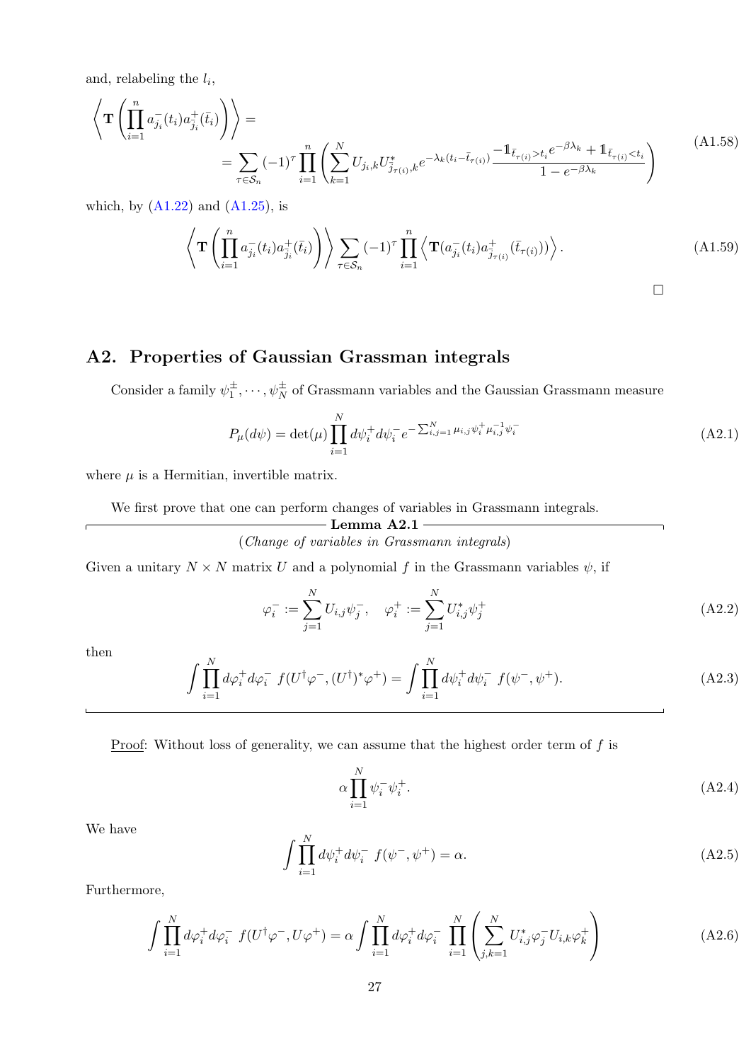and, relabeling the $l_i$,

$$\left\langle \mathbf{T}\left(\prod_{i=1}^{n} a_{j_i}^{-}(t_i) a_{\bar{j}_i}^{+}(\bar{t}_i)\right)\right\rangle = \\ = \sum_{\tau\in\mathcal{S}_n} (-1)^{\tau} \prod_{i=1}^{n} \left( \sum_{k=1}^{N} U_{j_i,k} U_{\bar{j}_{\tau(i)},k}^{*} e^{-\lambda_k (t_i - \bar{t}_{\tau(i)})} \frac{-\mathbb{1}_{\bar{t}_{\tau(i)}>t_i} e^{-\beta\lambda_k} + \mathbb{1}_{\bar{t}_{\tau(i)}<t_i}}{1-e^{-\beta\lambda_k}} \right) \tag{A1.58}$$

which, by (A1.22) and (A1.25), is

$$\left\langle \mathbf{T}\left(\prod_{i=1}^{n} a_{j_i}^{-}(t_i) a_{\bar{j}_i}^{+}(\bar{t}_i)\right)\right\rangle \sum_{\tau\in\mathcal{S}_n} (-1)^{\tau} \prod_{i=1}^{n} \left\langle \mathbf{T}(a_{j_i}^{-}(t_i) a_{\bar{j}_{\tau(i)}}^{+}(\bar{t}_{\tau(i)})) \right\rangle. \tag{A1.59}$$

□

## A2. Properties of Gaussian Grassman integrals

Consider a family $\psi_1^{\pm},\cdots,\psi_N^{\pm}$ of Grassmann variables and the Gaussian Grassmann measure

$$P_{\mu}(d\psi) = \det(\mu) \prod_{i=1}^{N} d\psi_i^{+} d\psi_i^{-} e^{-\sum_{i,j=1}^{N} \mu_{i,j} \psi_i^{+} \mu_{i,j}^{-1} \psi_i^{-}} \tag{A2.1}$$

where $\mu$ is a Hermitian, invertible matrix.

We first prove that one can perform changes of variables in Grassmann integrals.

**Lemma A2.1**

(*Change of variables in Grassmann integrals*)

Given a unitary $N\times N$ matrix $U$ and a polynomial $f$ in the Grassmann variables $\psi$, if

$$\varphi_i^{-} := \sum_{j=1}^{N} U_{i,j} \psi_j^{-}, \quad \varphi_i^{+} := \sum_{j=1}^{N} U_{i,j}^{*} \psi_j^{+} \tag{A2.2}$$

then

$$\int \prod_{i=1}^{N} d\varphi_i^{+} d\varphi_i^{-}\ f(U^{\dagger}\varphi^{-}, (U^{\dagger})^{*}\varphi^{+}) = \int \prod_{i=1}^{N} d\psi_i^{+} d\psi_i^{-}\ f(\psi^{-},\psi^{+}). \tag{A2.3}$$

<u>Proof</u>: Without loss of generality, we can assume that the highest order term of $f$ is

$$\alpha \prod_{i=1}^{N} \psi_i^{-} \psi_i^{+}. \tag{A2.4}$$

We have

$$\int \prod_{i=1}^{N} d\psi_i^{+} d\psi_i^{-}\ f(\psi^{-},\psi^{+}) = \alpha. \tag{A2.5}$$

Furthermore,

$$\int \prod_{i=1}^{N} d\varphi_i^{+} d\varphi_i^{-}\ f(U^{\dagger}\varphi^{-}, U\varphi^{+}) = \alpha \int \prod_{i=1}^{N} d\varphi_i^{+} d\varphi_i^{-}\ \prod_{i=1}^{N} \left( \sum_{j,k=1}^{N} U_{i,j}^{*} \varphi_j^{-} U_{i,k} \varphi_k^{+} \right) \tag{A2.6}$$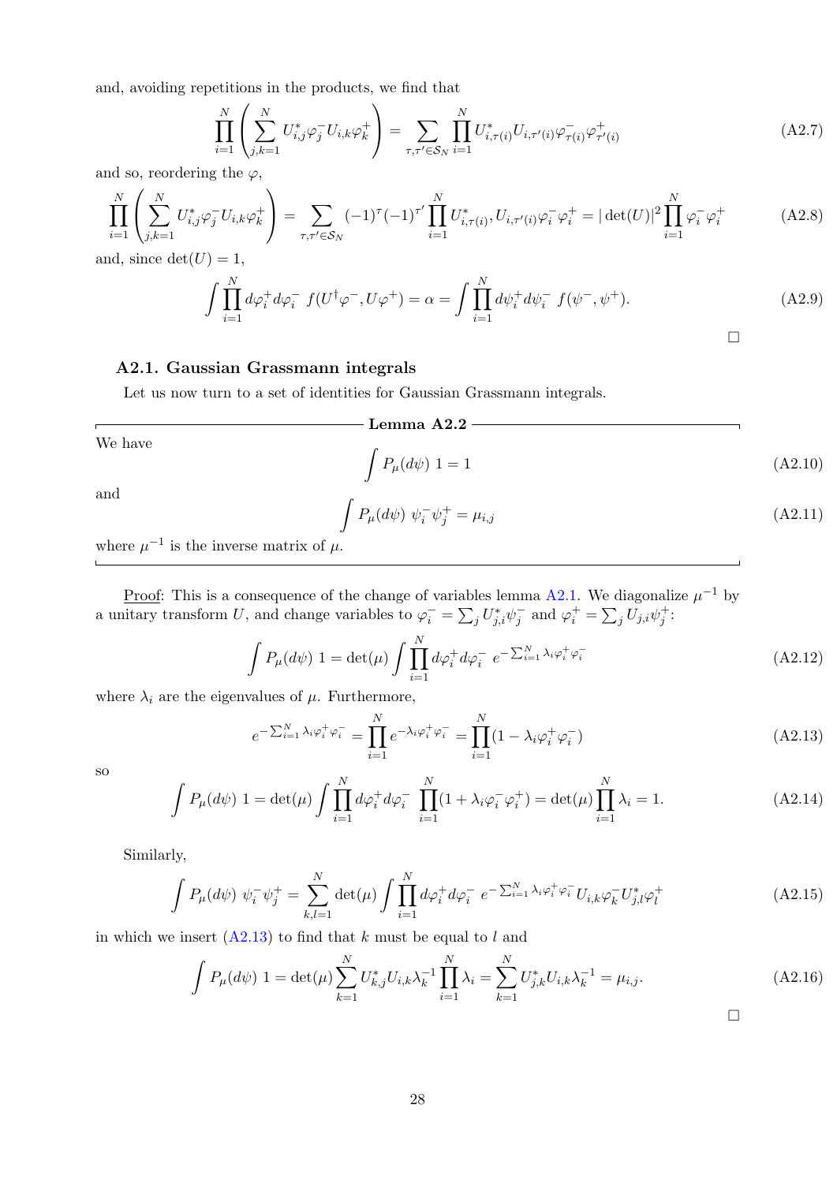and, avoiding repetitions in the products, we find that

$$\prod_{i=1}^N\left(\sum_{j,k=1}^N U^*_{i,j}\varphi^-_j U_{i,k}\varphi^+_k\right) = \sum_{\tau,\tau'\in\mathcal{S}_N}\prod_{i=1}^N U^*_{i,\tau(i)}U_{i,\tau'(i)}\varphi^-_{\tau(i)}\varphi^+_{\tau'(i)} \tag{A2.7}$$

and so, reordering the $\varphi$,

$$\prod_{i=1}^N\left(\sum_{j,k=1}^N U^*_{i,j}\varphi^-_j U_{i,k}\varphi^+_k\right) = \sum_{\tau,\tau'\in\mathcal{S}_N}(-1)^\tau(-1)^{\tau'}\prod_{i=1}^N U^*_{i,\tau(i)},U_{i,\tau'(i)}\varphi^-_i\varphi^+_i = |\det(U)|^2\prod_{i=1}^N\varphi^-_i\varphi^+_i \tag{A2.8}$$

and, since $\det(U)=1$,

$$\int\prod_{i=1}^N d\varphi^+_i d\varphi^-_i\ f(U^\dagger\varphi^-,U\varphi^+) = \alpha = \int\prod_{i=1}^N d\psi^+_i d\psi^-_i\ f(\psi^-,\psi^+). \tag{A2.9}$$

□

### A2.1. Gaussian Grassmann integrals

Let us now turn to a set of identities for Gaussian Grassmann integrals.

**Lemma A2.2**

We have

$$\int P_\mu(d\psi)\ 1 = 1 \tag{A2.10}$$

and

$$\int P_\mu(d\psi)\ \psi^-_i\psi^+_j = \mu_{i,j} \tag{A2.11}$$

where $\mu^{-1}$ is the inverse matrix of $\mu$.

---

Proof: This is a consequence of the change of variables lemma A2.1. We diagonalize $\mu^{-1}$ by a unitary transform $U$, and change variables to $\varphi^-_i = \sum_j U^*_{j,i}\psi^-_j$ and $\varphi^+_i = \sum_j U_{j,i}\psi^+_j$:

$$\int P_\mu(d\psi)\ 1 = \det(\mu)\int\prod_{i=1}^N d\varphi^+_i d\varphi^-_i\ e^{-\sum_{i=1}^N\lambda_i\varphi^+_i\varphi^-_i} \tag{A2.12}$$

where $\lambda_i$ are the eigenvalues of $\mu$. Furthermore,

$$e^{-\sum_{i=1}^N\lambda_i\varphi^+_i\varphi^-_i} = \prod_{i=1}^N e^{-\lambda_i\varphi^+_i\varphi^-_i} = \prod_{i=1}^N(1-\lambda_i\varphi^+_i\varphi^-_i) \tag{A2.13}$$

so

$$\int P_\mu(d\psi)\ 1 = \det(\mu)\int\prod_{i=1}^N d\varphi^+_i d\varphi^-_i\ \prod_{i=1}^N(1+\lambda_i\varphi^-_i\varphi^+_i) = \det(\mu)\prod_{i=1}^N\lambda_i = 1. \tag{A2.14}$$

Similarly,

$$\int P_\mu(d\psi)\ \psi^-_i\psi^+_j = \sum_{k,l=1}^N\det(\mu)\int\prod_{i=1}^N d\varphi^+_i d\varphi^-_i\ e^{-\sum_{i=1}^N\lambda_i\varphi^+_i\varphi^-_i}U_{i,k}\varphi^-_k U^*_{j,l}\varphi^+_l \tag{A2.15}$$

in which we insert (A2.13) to find that $k$ must be equal to $l$ and

$$\int P_\mu(d\psi)\ 1 = \det(\mu)\sum_{k=1}^N U^*_{k,j}U_{i,k}\lambda_k^{-1}\prod_{i=1}^N\lambda_i = \sum_{k=1}^N U^*_{j,k}U_{i,k}\lambda_k^{-1} = \mu_{i,j}. \tag{A2.16}$$

□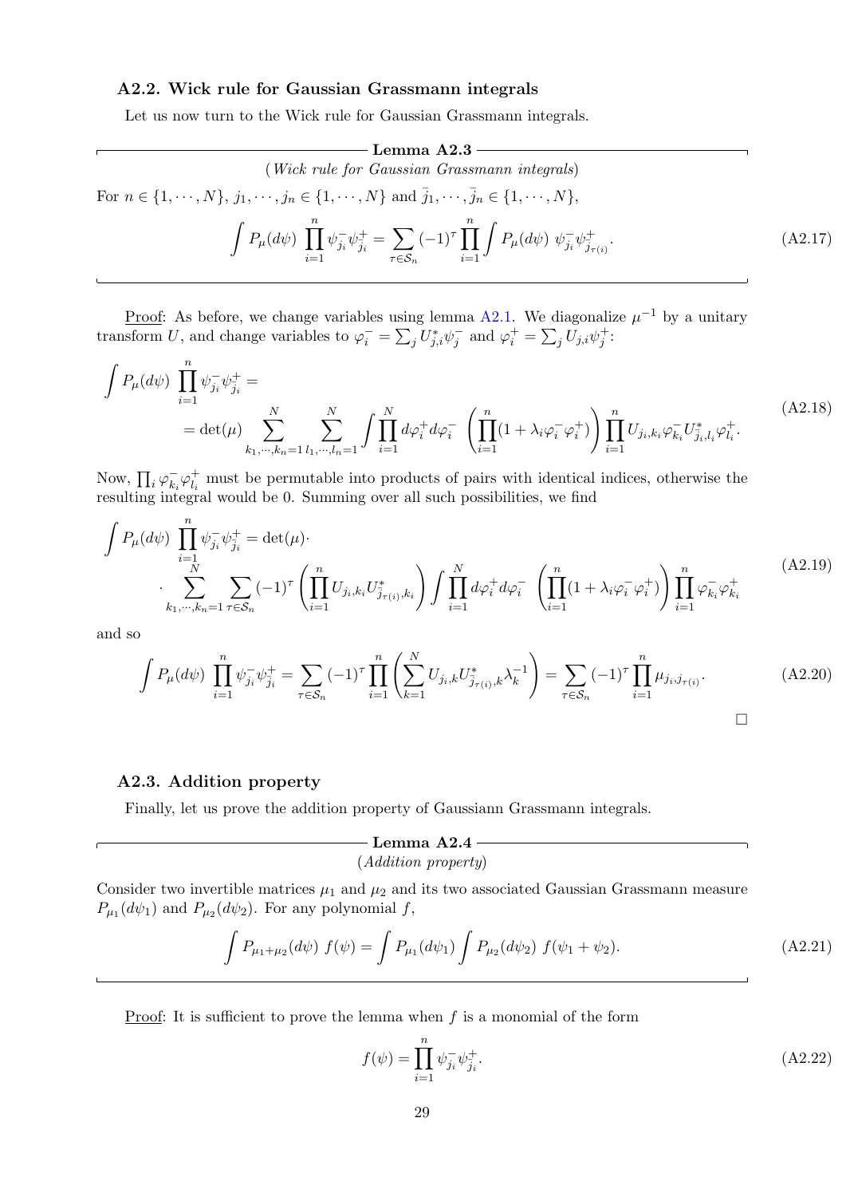### A2.2. Wick rule for Gaussian Grassmann integrals

Let us now turn to the Wick rule for Gaussian Grassmann integrals.

---

**Lemma A2.3**

(*Wick rule for Gaussian Grassmann integrals*)

For $n \in \{1, \cdots, N\}$, $j_1, \cdots, j_n \in \{1, \cdots, N\}$ and $\bar{j}_1, \cdots, \bar{j}_n \in \{1, \cdots, N\}$,

$$\int P_\mu(d\psi) \prod_{i=1}^n \psi^-_{j_i} \psi^+_{\bar{j}_i} = \sum_{\tau \in \mathcal{S}_n} (-1)^\tau \prod_{i=1}^n \int P_\mu(d\psi)\ \psi^-_{j_i} \psi^+_{\bar{j}_{\tau(i)}}. \tag{A2.17}$$

---

Proof: As before, we change variables using lemma A2.1. We diagonalize $\mu^{-1}$ by a unitary transform $U$, and change variables to $\varphi^-_i = \sum_j U^*_{j,i} \psi^-_j$ and $\varphi^+_i = \sum_j U_{j,i} \psi^+_j$:

$$\begin{aligned} \int P_\mu(d\psi) \prod_{i=1}^n \psi^-_{j_i} \psi^+_{\bar{j}_i} = \\ = \det(\mu) \sum_{k_1, \cdots, k_n = 1}^N \sum_{l_1, \cdots, l_n = 1}^N \int \prod_{i=1}^N d\varphi^+_i d\varphi^-_i \ \left( \prod_{i=1}^n (1 + \lambda_i \varphi^-_i \varphi^+_i) \right) \prod_{i=1}^n U_{j_i, k_i} \varphi^-_{k_i} U^*_{\bar{j}_i, l_i} \varphi^+_{l_i}. \end{aligned} \tag{A2.18}$$

Now, $\prod_i \varphi^-_{k_i} \varphi^+_{l_i}$ must be permutable into products of pairs with identical indices, otherwise the resulting integral would be 0. Summing over all such possibilities, we find

$$\begin{aligned} \int P_\mu(d\psi) \prod_{i=1}^n \psi^-_{j_i} \psi^+_{\bar{j}_i} = \det(\mu) \cdot \\ \cdot \sum_{k_1, \cdots, k_n = 1}^N \sum_{\tau \in \mathcal{S}_n} (-1)^\tau \left( \prod_{i=1}^n U_{j_i, k_i} U^*_{\bar{j}_{\tau(i)}, k_i} \right) \int \prod_{i=1}^N d\varphi^+_i d\varphi^-_i \ \left( \prod_{i=1}^n (1 + \lambda_i \varphi^-_i \varphi^+_i) \right) \prod_{i=1}^n \varphi^-_{k_i} \varphi^+_{k_i} \end{aligned} \tag{A2.19}$$

and so

$$\int P_\mu(d\psi) \prod_{i=1}^n \psi^-_{j_i} \psi^+_{\bar{j}_i} = \sum_{\tau \in \mathcal{S}_n} (-1)^\tau \prod_{i=1}^n \left( \sum_{k=1}^N U_{j_i, k} U^*_{\bar{j}_{\tau(i)}, k} \lambda_k^{-1} \right) = \sum_{\tau \in \mathcal{S}_n} (-1)^\tau \prod_{i=1}^n \mu_{j_i, \bar{j}_{\tau(i)}}. \tag{A2.20}$$

□

### A2.3. Addition property

Finally, let us prove the addition property of Gaussiann Grassmann integrals.

---

**Lemma A2.4**

(*Addition property*)

Consider two invertible matrices $\mu_1$ and $\mu_2$ and its two associated Gaussian Grassmann measure $P_{\mu_1}(d\psi_1)$ and $P_{\mu_2}(d\psi_2)$. For any polynomial $f$,

$$\int P_{\mu_1 + \mu_2}(d\psi)\ f(\psi) = \int P_{\mu_1}(d\psi_1) \int P_{\mu_2}(d\psi_2)\ f(\psi_1 + \psi_2). \tag{A2.21}$$

---

Proof: It is sufficient to prove the lemma when $f$ is a monomial of the form

$$f(\psi) = \prod_{i=1}^n \psi^-_{j_i} \psi^+_{\bar{j}_i}. \tag{A2.22}$$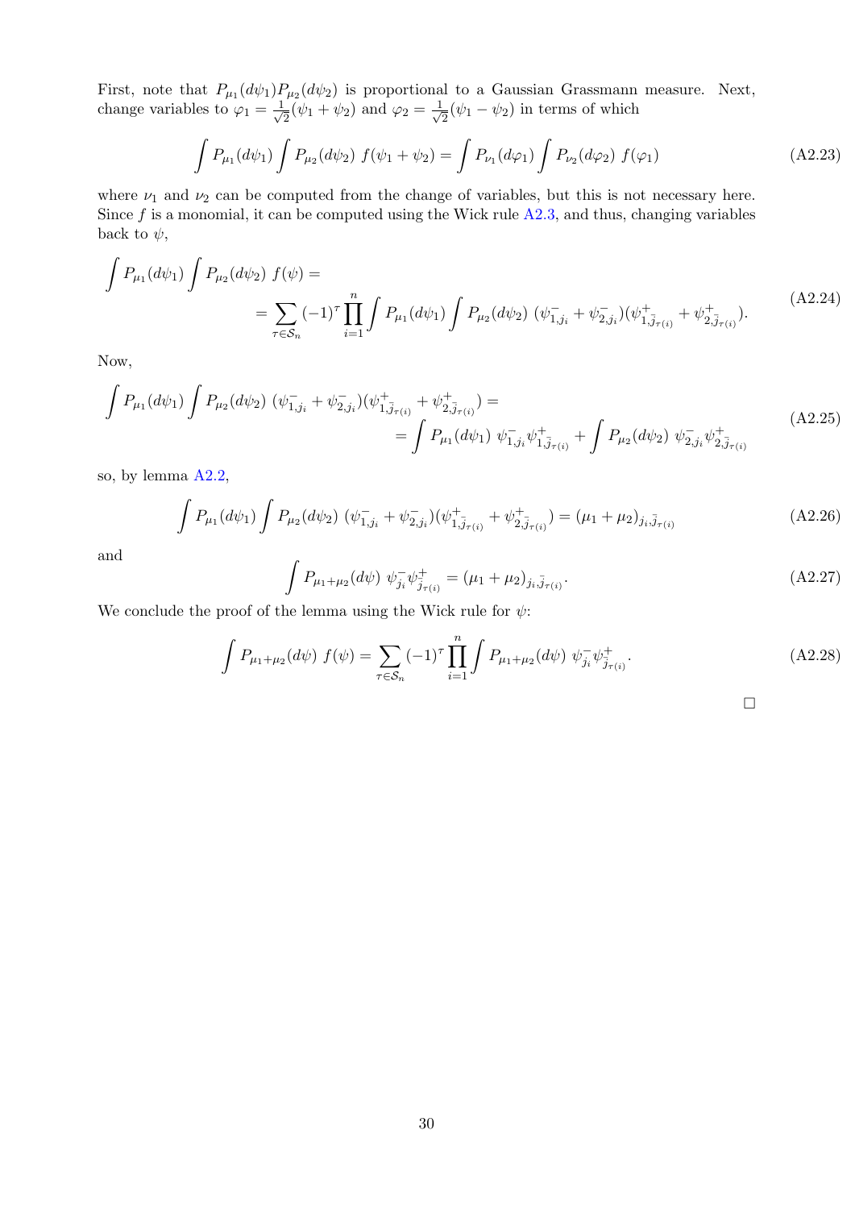First, note that $P_{\mu_1}(d\psi_1)P_{\mu_2}(d\psi_2)$ is proportional to a Gaussian Grassmann measure. Next, change variables to $\varphi_1 = \frac{1}{\sqrt{2}}(\psi_1 + \psi_2)$ and $\varphi_2 = \frac{1}{\sqrt{2}}(\psi_1 - \psi_2)$ in terms of which

$$\int P_{\mu_1}(d\psi_1) \int P_{\mu_2}(d\psi_2)\ f(\psi_1 + \psi_2) = \int P_{\nu_1}(d\varphi_1) \int P_{\nu_2}(d\varphi_2)\ f(\varphi_1) \tag{A2.23}$$

where $\nu_1$ and $\nu_2$ can be computed from the change of variables, but this is not necessary here. Since $f$ is a monomial, it can be computed using the Wick rule A2.3, and thus, changing variables back to $\psi$,

$$\begin{aligned}\int P_{\mu_1}(d\psi_1) \int P_{\mu_2}(d\psi_2)\ f(\psi) =& \\ = \sum_{\tau\in\mathcal{S}_n} (-1)^\tau \prod_{i=1}^n \int P_{\mu_1}(d\psi_1) &\int P_{\mu_2}(d\psi_2)\ (\psi^-_{1,j_i} + \psi^-_{2,j_i})(\psi^+_{1,\bar{j}_{\tau(i)}} + \psi^+_{2,\bar{j}_{\tau(i)}}).\end{aligned} \tag{A2.24}$$

Now,

$$\begin{aligned}\int P_{\mu_1}(d\psi_1) \int P_{\mu_2}(d\psi_2)\ (\psi^-_{1,j_i} + \psi^-_{2,j_i})(\psi^+_{1,\bar{j}_{\tau(i)}} + \psi^+_{2,\bar{j}_{\tau(i)}}) =& \\ = \int P_{\mu_1}(d\psi_1)\ \psi^-_{1,j_i}\psi^+_{1,\bar{j}_{\tau(i)}} &+ \int P_{\mu_2}(d\psi_2)\ \psi^-_{2,j_i}\psi^+_{2,\bar{j}_{\tau(i)}}\end{aligned} \tag{A2.25}$$

so, by lemma A2.2,

$$\int P_{\mu_1}(d\psi_1) \int P_{\mu_2}(d\psi_2)\ (\psi^-_{1,j_i} + \psi^-_{2,j_i})(\psi^+_{1,\bar{j}_{\tau(i)}} + \psi^+_{2,\bar{j}_{\tau(i)}}) = (\mu_1 + \mu_2)_{j_i,\bar{j}_{\tau(i)}} \tag{A2.26}$$

and

$$\int P_{\mu_1+\mu_2}(d\psi)\ \psi^-_{j_i}\psi^+_{\bar{j}_{\tau(i)}} = (\mu_1 + \mu_2)_{j_i,\bar{j}_{\tau(i)}}. \tag{A2.27}$$

We conclude the proof of the lemma using the Wick rule for $\psi$:

$$\int P_{\mu_1+\mu_2}(d\psi)\ f(\psi) = \sum_{\tau\in\mathcal{S}_n} (-1)^\tau \prod_{i=1}^n \int P_{\mu_1+\mu_2}(d\psi)\ \psi^-_{j_i}\psi^+_{\bar{j}_{\tau(i)}}. \tag{A2.28}$$

□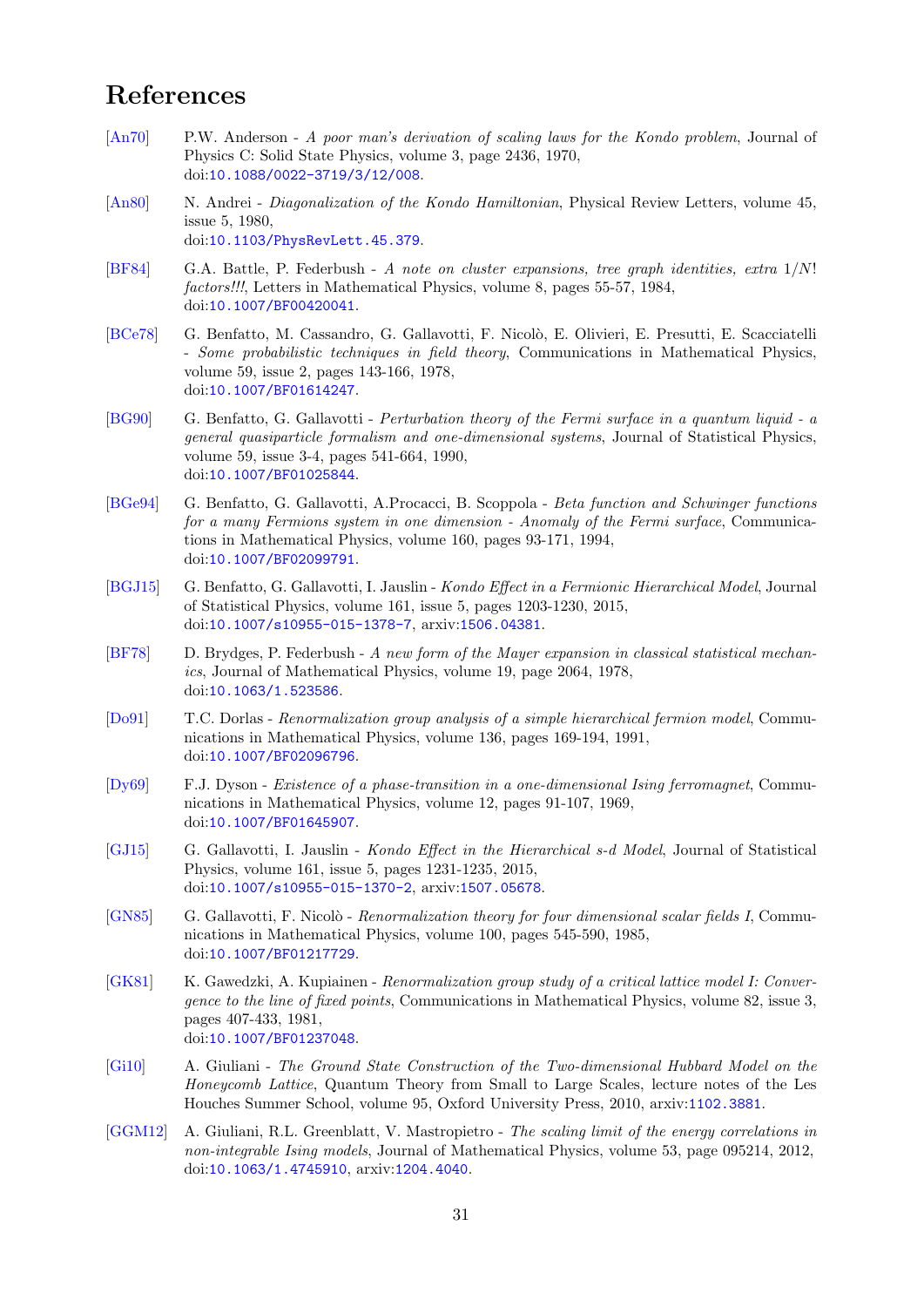# References

[An70] P.W. Anderson - *A poor man's derivation of scaling laws for the Kondo problem*, Journal of Physics C: Solid State Physics, volume 3, page 2436, 1970, doi:10.1088/0022-3719/3/12/008.

[An80] N. Andrei - *Diagonalization of the Kondo Hamiltonian*, Physical Review Letters, volume 45, issue 5, 1980, doi:10.1103/PhysRevLett.45.379.

[BF84] G.A. Battle, P. Federbush - *A note on cluster expansions, tree graph identities, extra $1/N!$ factors!!!*, Letters in Mathematical Physics, volume 8, pages 55-57, 1984, doi:10.1007/BF00420041.

[BCe78] G. Benfatto, M. Cassandro, G. Gallavotti, F. Nicolò, E. Olivieri, E. Presutti, E. Scacciatelli - *Some probabilistic techniques in field theory*, Communications in Mathematical Physics, volume 59, issue 2, pages 143-166, 1978, doi:10.1007/BF01614247.

[BG90] G. Benfatto, G. Gallavotti - *Perturbation theory of the Fermi surface in a quantum liquid - a general quasiparticle formalism and one-dimensional systems*, Journal of Statistical Physics, volume 59, issue 3-4, pages 541-664, 1990, doi:10.1007/BF01025844.

[BGe94] G. Benfatto, G. Gallavotti, A.Procacci, B. Scoppola - *Beta function and Schwinger functions for a many Fermions system in one dimension - Anomaly of the Fermi surface*, Communications in Mathematical Physics, volume 160, pages 93-171, 1994, doi:10.1007/BF02099791.

[BGJ15] G. Benfatto, G. Gallavotti, I. Jauslin - *Kondo Effect in a Fermionic Hierarchical Model*, Journal of Statistical Physics, volume 161, issue 5, pages 1203-1230, 2015, doi:10.1007/s10955-015-1378-7, arxiv:1506.04381.

[BF78] D. Brydges, P. Federbush - *A new form of the Mayer expansion in classical statistical mechanics*, Journal of Mathematical Physics, volume 19, page 2064, 1978, doi:10.1063/1.523586.

[Do91] T.C. Dorlas - *Renormalization group analysis of a simple hierarchical fermion model*, Communications in Mathematical Physics, volume 136, pages 169-194, 1991, doi:10.1007/BF02096796.

[Dy69] F.J. Dyson - *Existence of a phase-transition in a one-dimensional Ising ferromagnet*, Communications in Mathematical Physics, volume 12, pages 91-107, 1969, doi:10.1007/BF01645907.

[GJ15] G. Gallavotti, I. Jauslin - *Kondo Effect in the Hierarchical s-d Model*, Journal of Statistical Physics, volume 161, issue 5, pages 1231-1235, 2015, doi:10.1007/s10955-015-1370-2, arxiv:1507.05678.

[GN85] G. Gallavotti, F. Nicolò - *Renormalization theory for four dimensional scalar fields I*, Communications in Mathematical Physics, volume 100, pages 545-590, 1985, doi:10.1007/BF01217729.

[GK81] K. Gawedzki, A. Kupiainen - *Renormalization group study of a critical lattice model I: Convergence to the line of fixed points*, Communications in Mathematical Physics, volume 82, issue 3, pages 407-433, 1981, doi:10.1007/BF01237048.

[Gi10] A. Giuliani - *The Ground State Construction of the Two-dimensional Hubbard Model on the Honeycomb Lattice*, Quantum Theory from Small to Large Scales, lecture notes of the Les Houches Summer School, volume 95, Oxford University Press, 2010, arxiv:1102.3881.

[GGM12] A. Giuliani, R.L. Greenblatt, V. Mastropietro - *The scaling limit of the energy correlations in non-integrable Ising models*, Journal of Mathematical Physics, volume 53, page 095214, 2012, doi:10.1063/1.4745910, arxiv:1204.4040.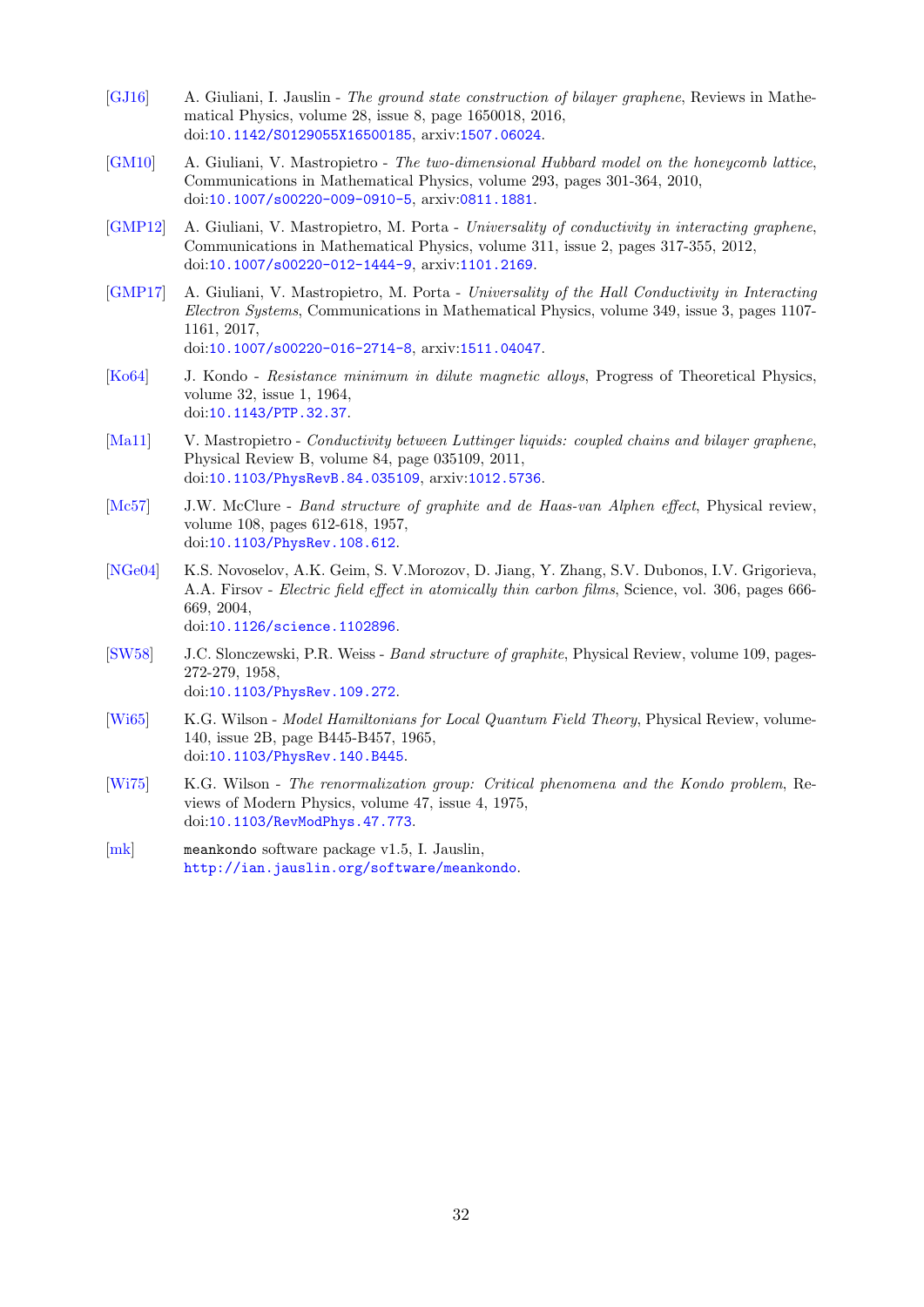[GJ16] A. Giuliani, I. Jauslin - *The ground state construction of bilayer graphene*, Reviews in Mathematical Physics, volume 28, issue 8, page 1650018, 2016, doi:10.1142/S0129055X16500185, arxiv:1507.06024.

[GM10] A. Giuliani, V. Mastropietro - *The two-dimensional Hubbard model on the honeycomb lattice*, Communications in Mathematical Physics, volume 293, pages 301-364, 2010, doi:10.1007/s00220-009-0910-5, arxiv:0811.1881.

[GMP12] A. Giuliani, V. Mastropietro, M. Porta - *Universality of conductivity in interacting graphene*, Communications in Mathematical Physics, volume 311, issue 2, pages 317-355, 2012, doi:10.1007/s00220-012-1444-9, arxiv:1101.2169.

[GMP17] A. Giuliani, V. Mastropietro, M. Porta - *Universality of the Hall Conductivity in Interacting Electron Systems*, Communications in Mathematical Physics, volume 349, issue 3, pages 1107-1161, 2017, doi:10.1007/s00220-016-2714-8, arxiv:1511.04047.

[Ko64] J. Kondo - *Resistance minimum in dilute magnetic alloys*, Progress of Theoretical Physics, volume 32, issue 1, 1964, doi:10.1143/PTP.32.37.

[Ma11] V. Mastropietro - *Conductivity between Luttinger liquids: coupled chains and bilayer graphene*, Physical Review B, volume 84, page 035109, 2011, doi:10.1103/PhysRevB.84.035109, arxiv:1012.5736.

[Mc57] J.W. McClure - *Band structure of graphite and de Haas-van Alphen effect*, Physical review, volume 108, pages 612-618, 1957, doi:10.1103/PhysRev.108.612.

[NGe04] K.S. Novoselov, A.K. Geim, S. V.Morozov, D. Jiang, Y. Zhang, S.V. Dubonos, I.V. Grigorieva, A.A. Firsov - *Electric field effect in atomically thin carbon films*, Science, vol. 306, pages 666-669, 2004, doi:10.1126/science.1102896.

[SW58] J.C. Slonczewski, P.R. Weiss - *Band structure of graphite*, Physical Review, volume 109, pages-272-279, 1958, doi:10.1103/PhysRev.109.272.

[Wi65] K.G. Wilson - *Model Hamiltonians for Local Quantum Field Theory*, Physical Review, volume-140, issue 2B, page B445-B457, 1965, doi:10.1103/PhysRev.140.B445.

[Wi75] K.G. Wilson - *The renormalization group: Critical phenomena and the Kondo problem*, Reviews of Modern Physics, volume 47, issue 4, 1975, doi:10.1103/RevModPhys.47.773.

[mk] `meankondo` software package v1.5, I. Jauslin, http://ian.jauslin.org/software/meankondo.